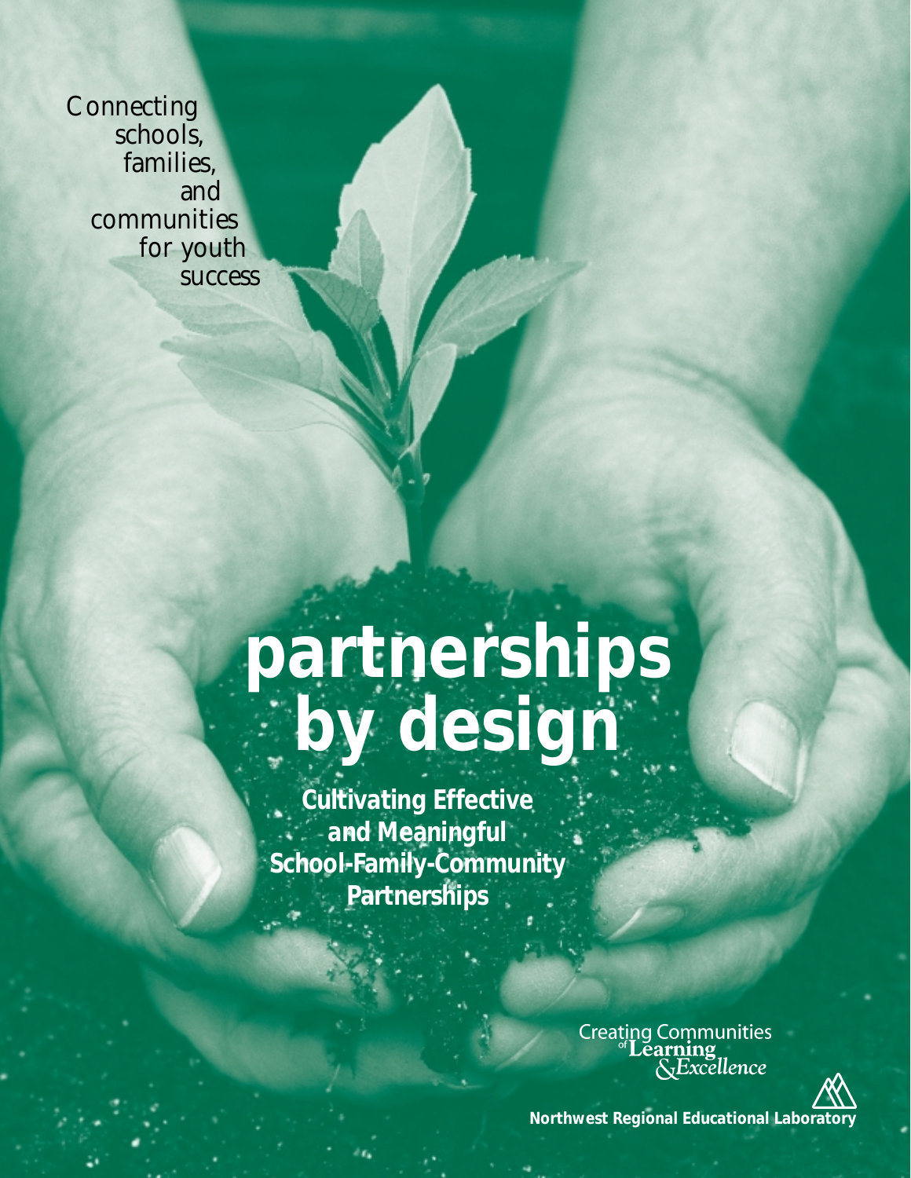Connecting schools, families, and communities for youth success

# partnerships by design

**Cultivating Effective and Meaningful School-Family-Community Partnerships**

Creating Communities of Learning & Excellence

**Northwest Regional Educational Laboratory**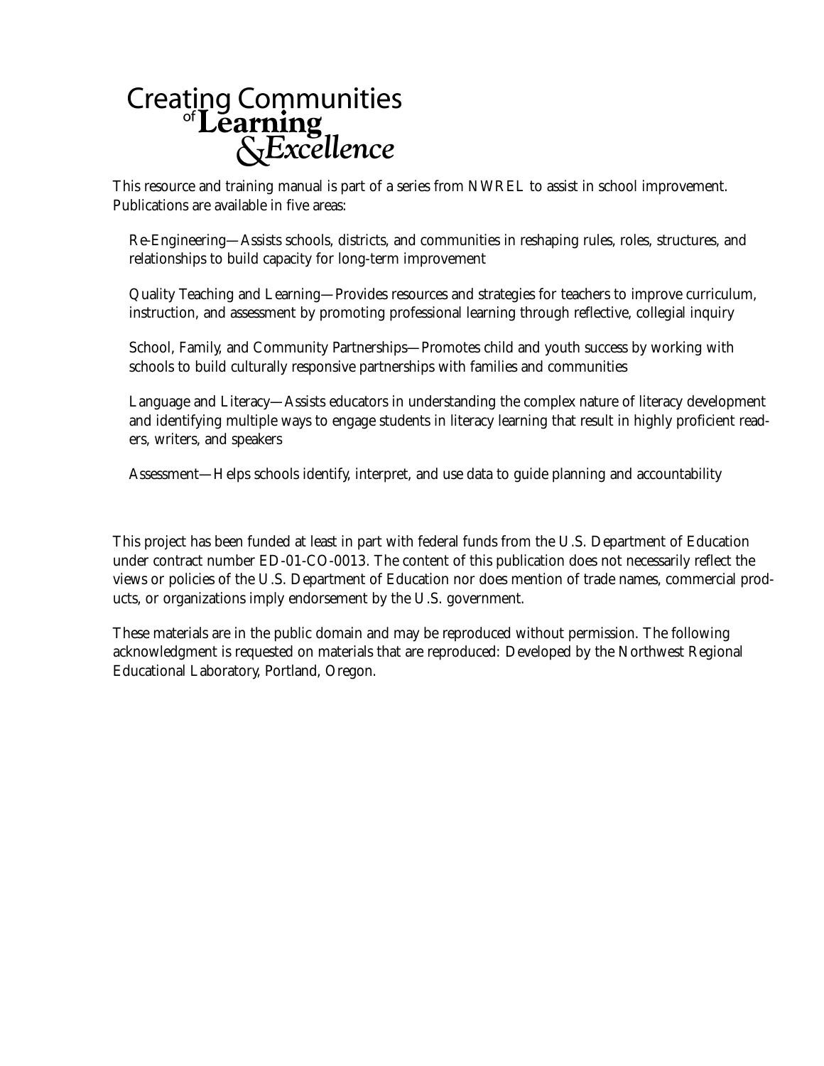# Creating Communities of Learning & Excellence

This resource and training manual is part of a series from NWREL to assist in school improvement. Publications are available in five areas:

Re-Engineering—Assists schools, districts, and communities in reshaping rules, roles, structures, and relationships to build capacity for long-term improvement

Quality Teaching and Learning—Provides resources and strategies for teachers to improve curriculum, instruction, and assessment by promoting professional learning through reflective, collegial inquiry

School, Family, and Community Partnerships—Promotes child and youth success by working with schools to build culturally responsive partnerships with families and communities

Language and Literacy—Assists educators in understanding the complex nature of literacy development and identifying multiple ways to engage students in literacy learning that result in highly proficient readers, writers, and speakers

Assessment—Helps schools identify, interpret, and use data to guide planning and accountability

This project has been funded at least in part with federal funds from the U.S. Department of Education under contract number ED-01-CO-0013. The content of this publication does not necessarily reflect the views or policies of the U.S. Department of Education nor does mention of trade names, commercial products, or organizations imply endorsement by the U.S. government.

These materials are in the public domain and may be reproduced without permission. The following acknowledgment is requested on materials that are reproduced: Developed by the Northwest Regional Educational Laboratory, Portland, Oregon.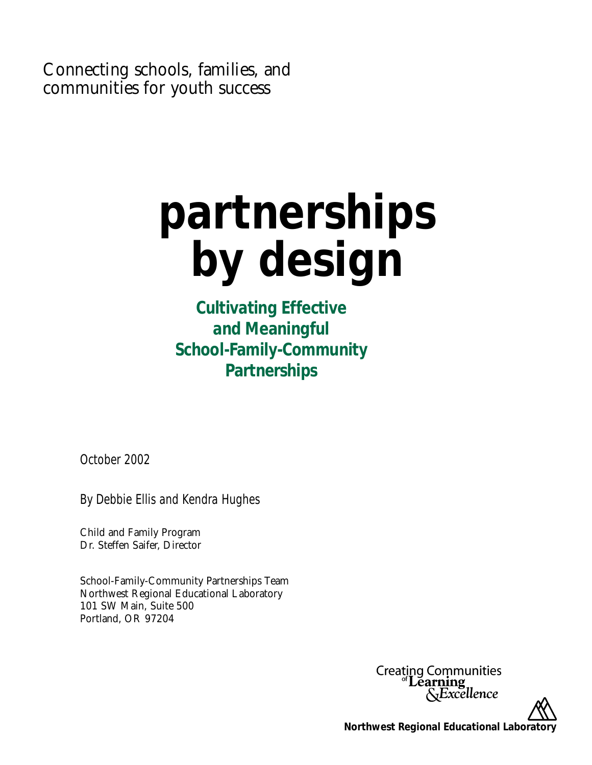Connecting schools, families, and communities for youth success

# partnerships by design

## Cultivating Effective and Meaningful School-Family-Community Partnerships

*October 2002*

*By Debbie Ellis and Kendra Hughes*

Child and Family Program
Dr. Steffen Saifer, Director

School-Family-Community Partnerships Team
Northwest Regional Educational Laboratory
101 SW Main, Suite 500
Portland, OR 97204

Creating Communities of Learning & Excellence

**Northwest Regional Educational Laboratory**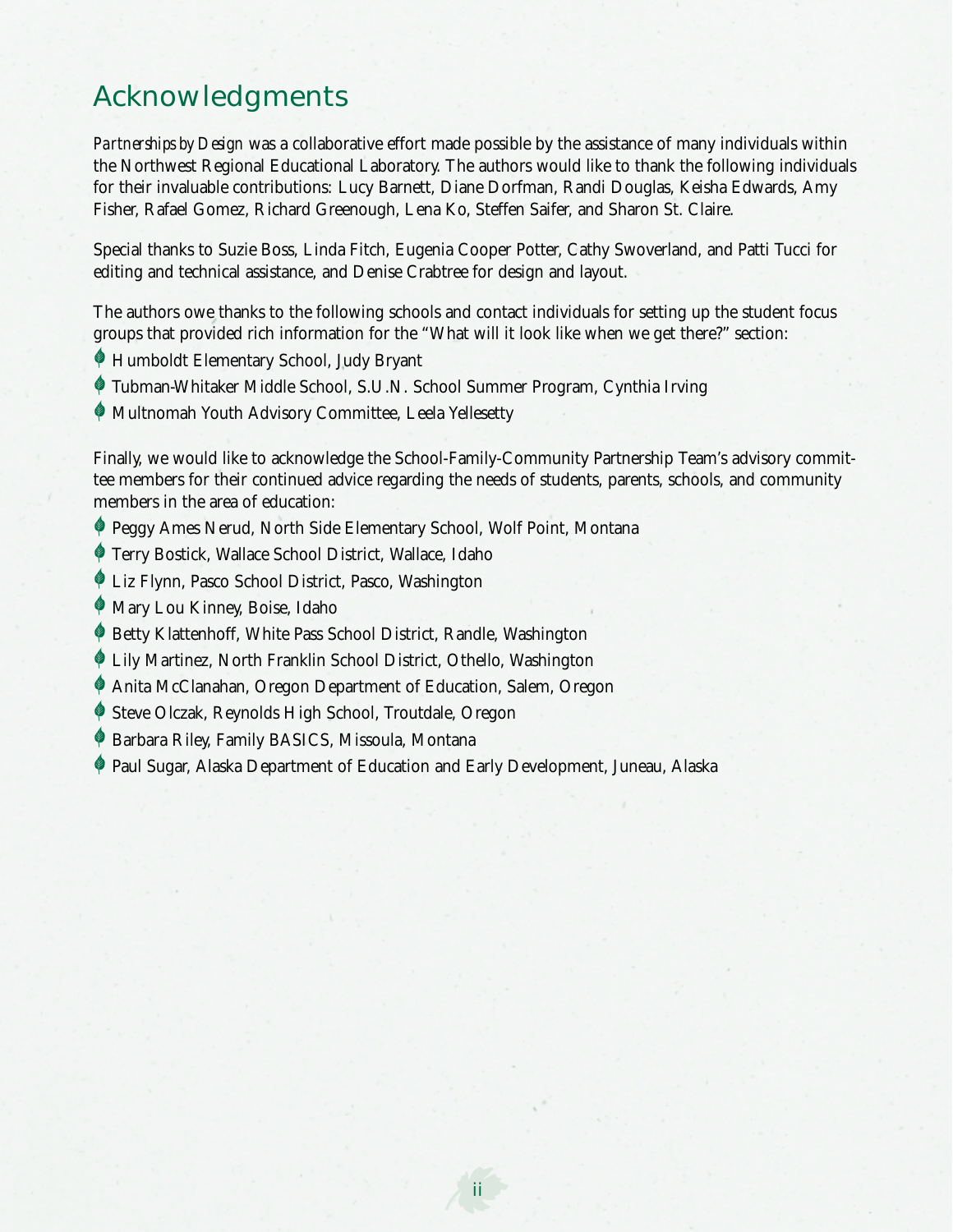# Acknowledgments

*Partnerships by Design* was a collaborative effort made possible by the assistance of many individuals within the Northwest Regional Educational Laboratory. The authors would like to thank the following individuals for their invaluable contributions: Lucy Barnett, Diane Dorfman, Randi Douglas, Keisha Edwards, Amy Fisher, Rafael Gomez, Richard Greenough, Lena Ko, Steffen Saifer, and Sharon St. Claire.

Special thanks to Suzie Boss, Linda Fitch, Eugenia Cooper Potter, Cathy Swoverland, and Patti Tucci for editing and technical assistance, and Denise Crabtree for design and layout.

The authors owe thanks to the following schools and contact individuals for setting up the student focus groups that provided rich information for the "What will it look like when we get there?" section:

- Humboldt Elementary School, Judy Bryant
- Tubman-Whitaker Middle School, S.U.N. School Summer Program, Cynthia Irving
- Multnomah Youth Advisory Committee, Leela Yellesetty

Finally, we would like to acknowledge the School-Family-Community Partnership Team's advisory committee members for their continued advice regarding the needs of students, parents, schools, and community members in the area of education:

- Peggy Ames Nerud, North Side Elementary School, Wolf Point, Montana
- Terry Bostick, Wallace School District, Wallace, Idaho
- Liz Flynn, Pasco School District, Pasco, Washington
- Mary Lou Kinney, Boise, Idaho
- Betty Klattenhoff, White Pass School District, Randle, Washington
- Lily Martinez, North Franklin School District, Othello, Washington
- Anita McClanahan, Oregon Department of Education, Salem, Oregon
- Steve Olczak, Reynolds High School, Troutdale, Oregon
- Barbara Riley, Family BASICS, Missoula, Montana
- Paul Sugar, Alaska Department of Education and Early Development, Juneau, Alaska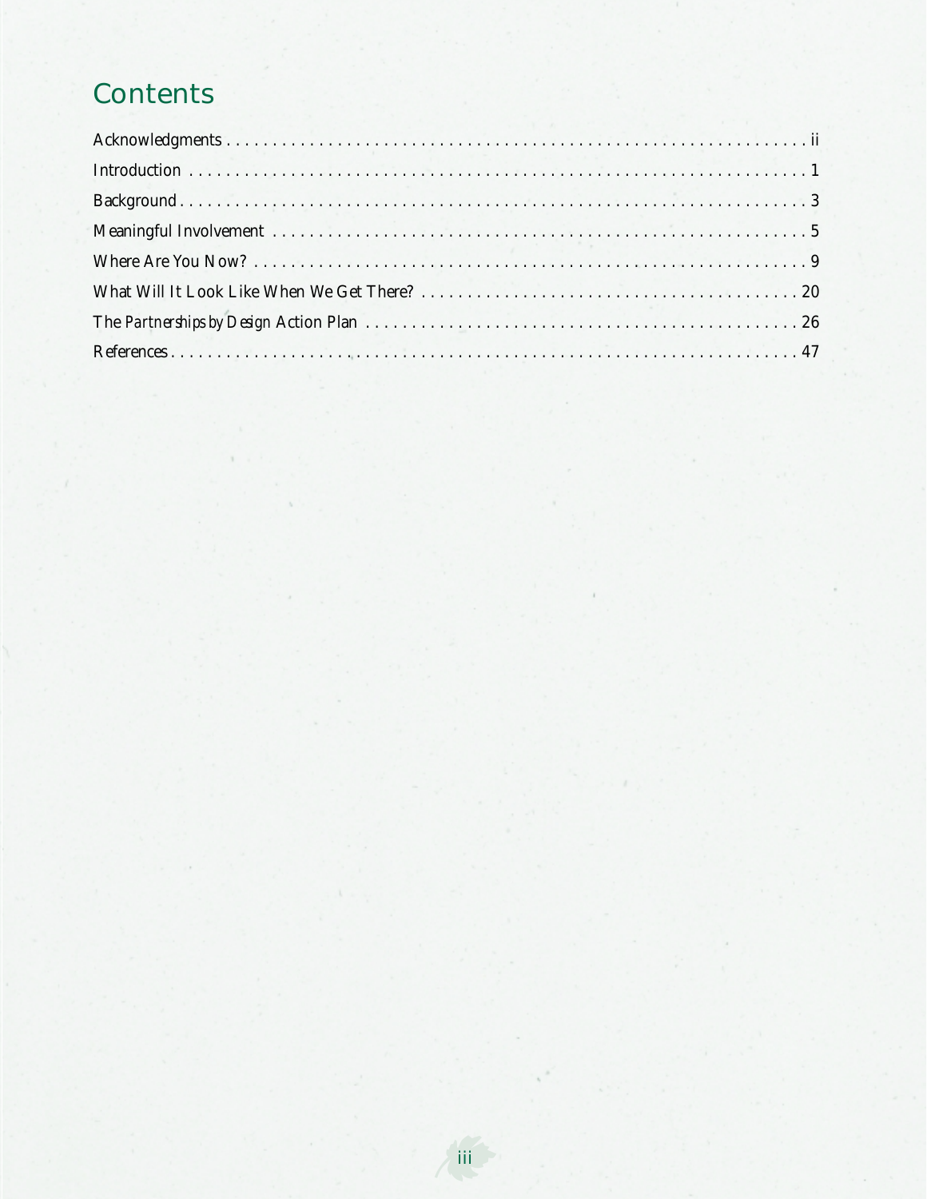# Contents

Acknowledgments . . . . . . . . . . . . . . . . . . . . . . . . . . . . . . . . . . . . . . . . . . . . . . . . . . . . . . . . . . . . . ii

Introduction . . . . . . . . . . . . . . . . . . . . . . . . . . . . . . . . . . . . . . . . . . . . . . . . . . . . . . . . . . . . . . 1

Background . . . . . . . . . . . . . . . . . . . . . . . . . . . . . . . . . . . . . . . . . . . . . . . . . . . . . . . . . . . . . . . 3

Meaningful Involvement . . . . . . . . . . . . . . . . . . . . . . . . . . . . . . . . . . . . . . . . . . . . . . . . . . . . . . 5

Where Are You Now? . . . . . . . . . . . . . . . . . . . . . . . . . . . . . . . . . . . . . . . . . . . . . . . . . . . . . . . . 9

What Will It Look Like When We Get There? . . . . . . . . . . . . . . . . . . . . . . . . . . . . . . . . . . . . . . 20

The *Partnerships by Design* Action Plan . . . . . . . . . . . . . . . . . . . . . . . . . . . . . . . . . . . . . . . . 26

References . . . . . . . . . . . . . . . . . . . . . . . . . . . . . . . . . . . . . . . . . . . . . . . . . . . . . . . . . . . . . . 47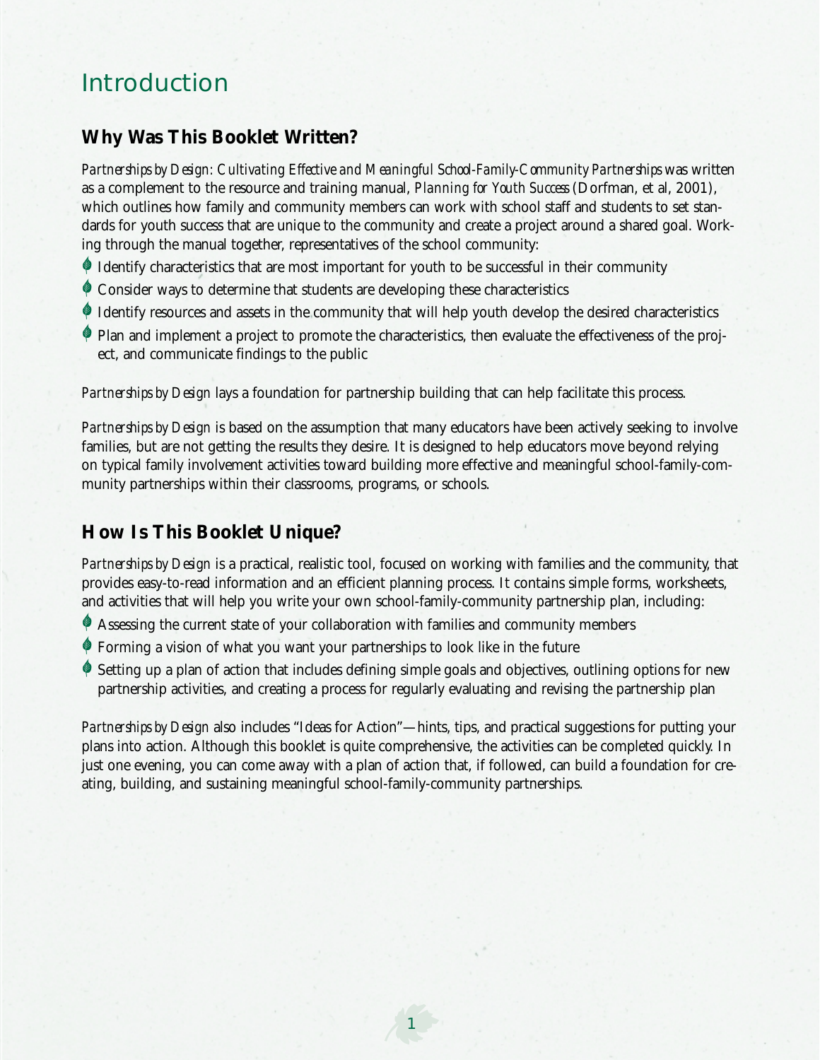# Introduction

## Why Was This Booklet Written?

*Partnerships by Design: Cultivating Effective and Meaningful School-Family-Community Partnerships* was written as a complement to the resource and training manual, *Planning for Youth Success* (Dorfman, et al, 2001), which outlines how family and community members can work with school staff and students to set standards for youth success that are unique to the community and create a project around a shared goal. Working through the manual together, representatives of the school community:

- Identify characteristics that are most important for youth to be successful in their community
- Consider ways to determine that students are developing these characteristics
- Identify resources and assets in the community that will help youth develop the desired characteristics
- Plan and implement a project to promote the characteristics, then evaluate the effectiveness of the project, and communicate findings to the public

*Partnerships by Design* lays a foundation for partnership building that can help facilitate this process.

*Partnerships by Design* is based on the assumption that many educators have been actively seeking to involve families, but are not getting the results they desire. It is designed to help educators move beyond relying on typical family involvement activities toward building more effective and meaningful school-family-community partnerships within their classrooms, programs, or schools.

## How Is This Booklet Unique?

*Partnerships by Design* is a practical, realistic tool, focused on working with families and the community, that provides easy-to-read information and an efficient planning process. It contains simple forms, worksheets, and activities that will help you write your own school-family-community partnership plan, including:

- Assessing the current state of your collaboration with families and community members
- Forming a vision of what you want your partnerships to look like in the future
- Setting up a plan of action that includes defining simple goals and objectives, outlining options for new partnership activities, and creating a process for regularly evaluating and revising the partnership plan

*Partnerships by Design* also includes "Ideas for Action"—hints, tips, and practical suggestions for putting your plans into action. Although this booklet is quite comprehensive, the activities can be completed quickly. In just one evening, you can come away with a plan of action that, if followed, can build a foundation for creating, building, and sustaining meaningful school-family-community partnerships.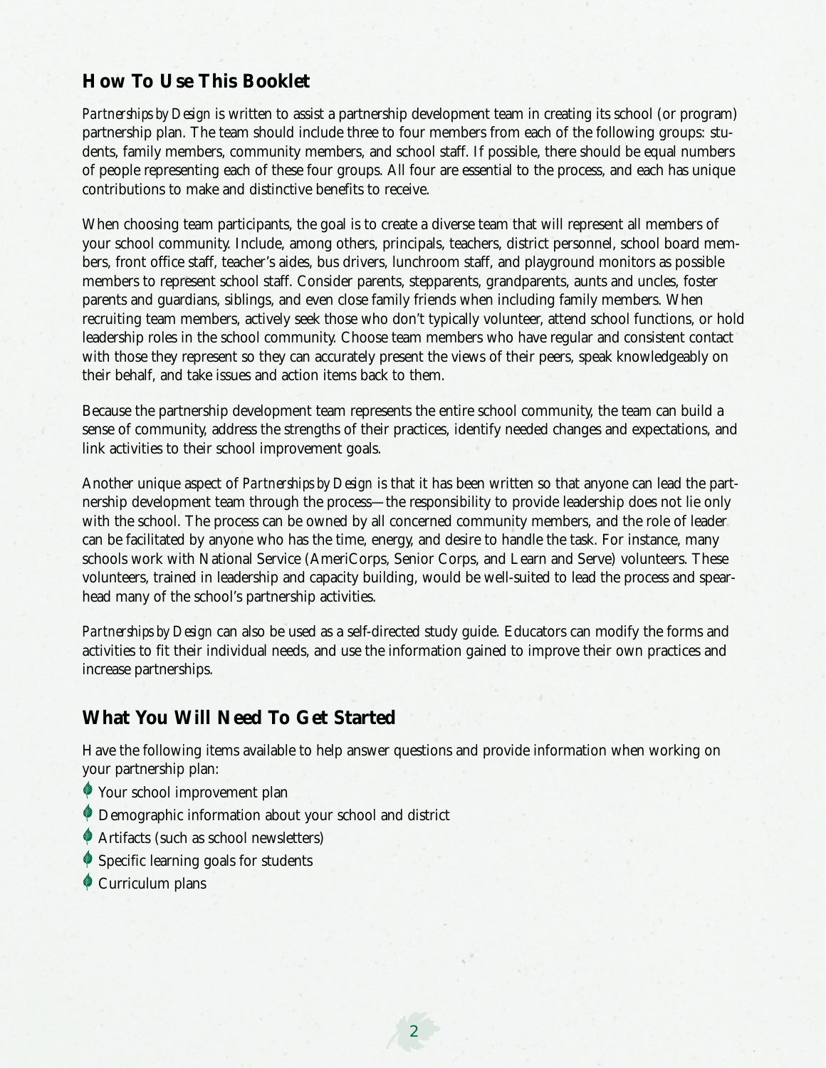## How To Use This Booklet

*Partnerships by Design* is written to assist a partnership development team in creating its school (or program) partnership plan. The team should include three to four members from each of the following groups: students, family members, community members, and school staff. If possible, there should be equal numbers of people representing each of these four groups. All four are essential to the process, and each has unique contributions to make and distinctive benefits to receive.

When choosing team participants, the goal is to create a diverse team that will represent all members of your school community. Include, among others, principals, teachers, district personnel, school board members, front office staff, teacher's aides, bus drivers, lunchroom staff, and playground monitors as possible members to represent school staff. Consider parents, stepparents, grandparents, aunts and uncles, foster parents and guardians, siblings, and even close family friends when including family members. When recruiting team members, actively seek those who don't typically volunteer, attend school functions, or hold leadership roles in the school community. Choose team members who have regular and consistent contact with those they represent so they can accurately present the views of their peers, speak knowledgeably on their behalf, and take issues and action items back to them.

Because the partnership development team represents the entire school community, the team can build a sense of community, address the strengths of their practices, identify needed changes and expectations, and link activities to their school improvement goals.

Another unique aspect of *Partnerships by Design* is that it has been written so that anyone can lead the partnership development team through the process—the responsibility to provide leadership does not lie only with the school. The process can be owned by all concerned community members, and the role of leader can be facilitated by anyone who has the time, energy, and desire to handle the task. For instance, many schools work with National Service (AmeriCorps, Senior Corps, and Learn and Serve) volunteers. These volunteers, trained in leadership and capacity building, would be well-suited to lead the process and spearhead many of the school's partnership activities.

*Partnerships by Design* can also be used as a self-directed study guide. Educators can modify the forms and activities to fit their individual needs, and use the information gained to improve their own practices and increase partnerships.

## What You Will Need To Get Started

Have the following items available to help answer questions and provide information when working on your partnership plan:

- Your school improvement plan
- Demographic information about your school and district
- Artifacts (such as school newsletters)
- Specific learning goals for students
- Curriculum plans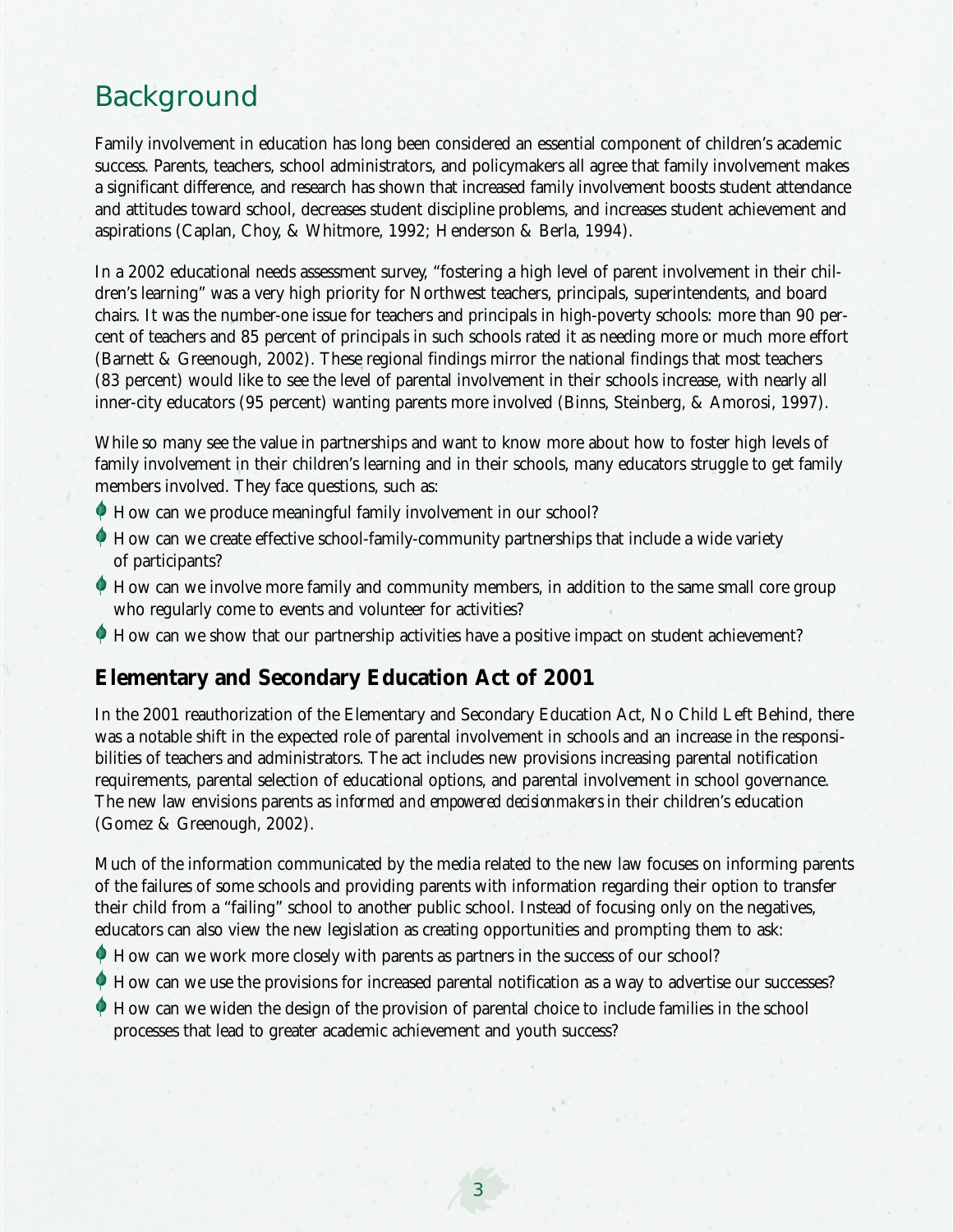# Background

Family involvement in education has long been considered an essential component of children's academic success. Parents, teachers, school administrators, and policymakers all agree that family involvement makes a significant difference, and research has shown that increased family involvement boosts student attendance and attitudes toward school, decreases student discipline problems, and increases student achievement and aspirations (Caplan, Choy, & Whitmore, 1992; Henderson & Berla, 1994).

In a 2002 educational needs assessment survey, "fostering a high level of parent involvement in their children's learning" was a very high priority for Northwest teachers, principals, superintendents, and board chairs. It was the number-one issue for teachers and principals in high-poverty schools: more than 90 percent of teachers and 85 percent of principals in such schools rated it as needing more or much more effort (Barnett & Greenough, 2002). These regional findings mirror the national findings that most teachers (83 percent) would like to see the level of parental involvement in their schools increase, with nearly all inner-city educators (95 percent) wanting parents more involved (Binns, Steinberg, & Amorosi, 1997).

While so many see the value in partnerships and want to know more about how to foster high levels of family involvement in their children's learning and in their schools, many educators struggle to get family members involved. They face questions, such as:

- How can we produce meaningful family involvement in our school?
- How can we create effective school-family-community partnerships that include a wide variety of participants?
- How can we involve more family and community members, in addition to the same small core group who regularly come to events and volunteer for activities?
- How can we show that our partnership activities have a positive impact on student achievement?

## Elementary and Secondary Education Act of 2001

In the 2001 reauthorization of the Elementary and Secondary Education Act, No Child Left Behind, there was a notable shift in the expected role of parental involvement in schools and an increase in the responsibilities of teachers and administrators. The act includes new provisions increasing parental notification requirements, parental selection of educational options, and parental involvement in school governance. The new law envisions parents as *informed and empowered decisionmakers* in their children's education (Gomez & Greenough, 2002).

Much of the information communicated by the media related to the new law focuses on informing parents of the failures of some schools and providing parents with information regarding their option to transfer their child from a "failing" school to another public school. Instead of focusing only on the negatives, educators can also view the new legislation as creating opportunities and prompting them to ask:

- How can we work more closely with parents as partners in the success of our school?
- How can we use the provisions for increased parental notification as a way to advertise our successes?
- How can we widen the design of the provision of parental choice to include families in the school processes that lead to greater academic achievement and youth success?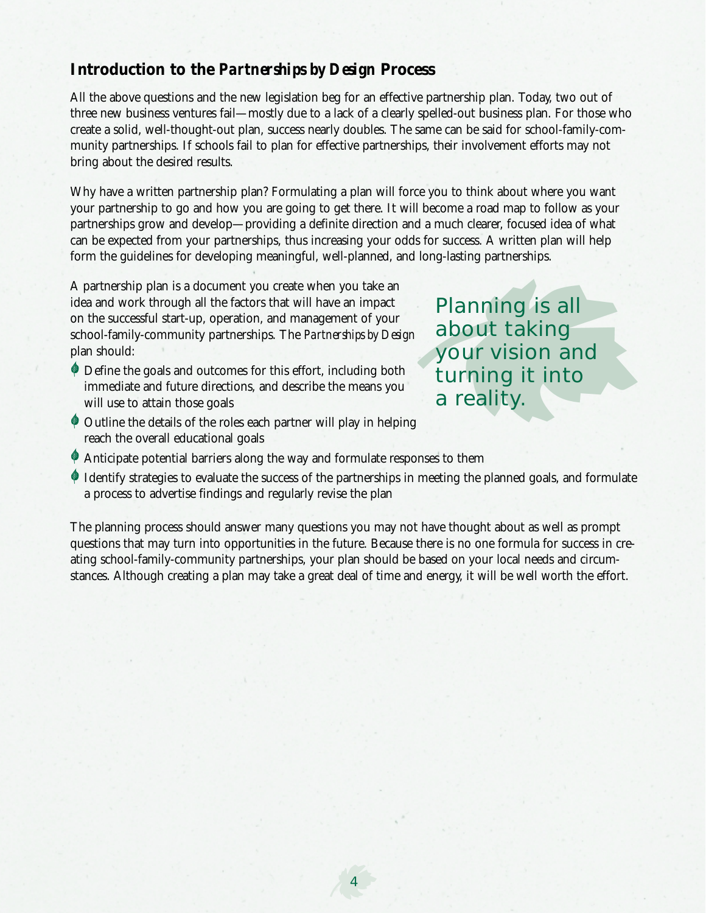## Introduction to the *Partnerships by Design* Process

All the above questions and the new legislation beg for an effective partnership plan. Today, two out of three new business ventures fail—mostly due to a lack of a clearly spelled-out business plan. For those who create a solid, well-thought-out plan, success nearly doubles. The same can be said for school-family-community partnerships. If schools fail to plan for effective partnerships, their involvement efforts may not bring about the desired results.

Why have a written partnership plan? Formulating a plan will force you to think about where you want your partnership to go and how you are going to get there. It will become a road map to follow as your partnerships grow and develop—providing a definite direction and a much clearer, focused idea of what can be expected from your partnerships, thus increasing your odds for success. A written plan will help form the guidelines for developing meaningful, well-planned, and long-lasting partnerships.

A partnership plan is a document you create when you take an idea and work through all the factors that will have an impact on the successful start-up, operation, and management of your school-family-community partnerships. The *Partnerships by Design* plan should:

- Define the goals and outcomes for this effort, including both immediate and future directions, and describe the means you will use to attain those goals
- Outline the details of the roles each partner will play in helping reach the overall educational goals
- Anticipate potential barriers along the way and formulate responses to them
- Identify strategies to evaluate the success of the partnerships in meeting the planned goals, and formulate a process to advertise findings and regularly revise the plan

Planning is all about taking your vision and turning it into a reality.

The planning process should answer many questions you may not have thought about as well as prompt questions that may turn into opportunities in the future. Because there is no one formula for success in creating school-family-community partnerships, your plan should be based on your local needs and circumstances. Although creating a plan may take a great deal of time and energy, it will be well worth the effort.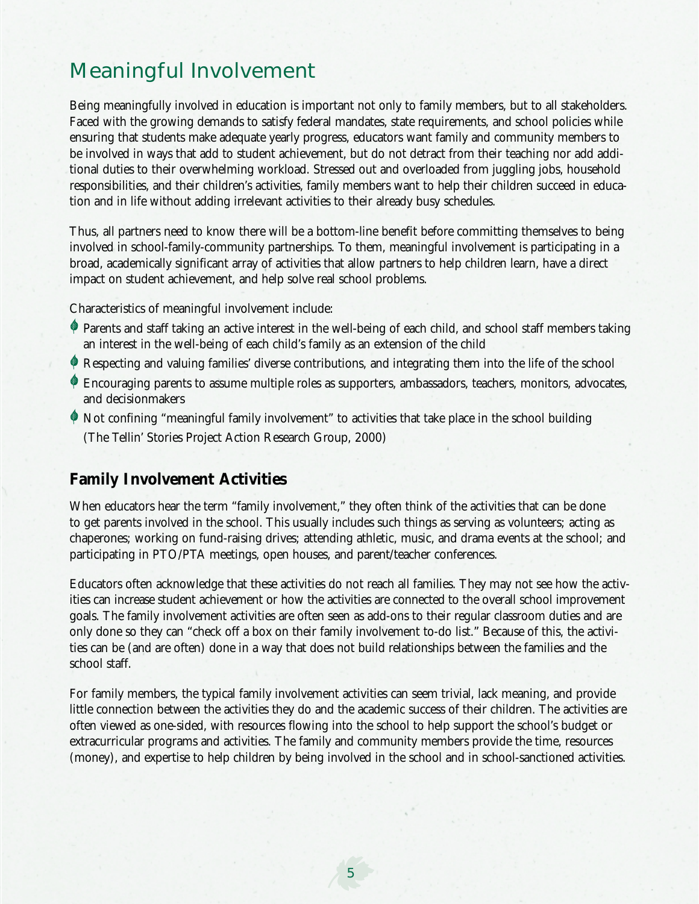# Meaningful Involvement

Being meaningfully involved in education is important not only to family members, but to all stakeholders. Faced with the growing demands to satisfy federal mandates, state requirements, and school policies while ensuring that students make adequate yearly progress, educators want family and community members to be involved in ways that add to student achievement, but do not detract from their teaching nor add additional duties to their overwhelming workload. Stressed out and overloaded from juggling jobs, household responsibilities, and their children's activities, family members want to help their children succeed in education and in life without adding irrelevant activities to their already busy schedules.

Thus, all partners need to know there will be a bottom-line benefit before committing themselves to being involved in school-family-community partnerships. To them, meaningful involvement is participating in a broad, academically significant array of activities that allow partners to help children learn, have a direct impact on student achievement, and help solve real school problems.

Characteristics of meaningful involvement include:

- Parents and staff taking an active interest in the well-being of each child, and school staff members taking an interest in the well-being of each child's family as an extension of the child
- Respecting and valuing families' diverse contributions, and integrating them into the life of the school
- Encouraging parents to assume multiple roles as supporters, ambassadors, teachers, monitors, advocates, and decisionmakers
- Not confining "meaningful family involvement" to activities that take place in the school building (The Tellin' Stories Project Action Research Group, 2000)

## Family Involvement Activities

When educators hear the term "family involvement," they often think of the activities that can be done to get parents involved in the school. This usually includes such things as serving as volunteers; acting as chaperones; working on fund-raising drives; attending athletic, music, and drama events at the school; and participating in PTO/PTA meetings, open houses, and parent/teacher conferences.

Educators often acknowledge that these activities do not reach all families. They may not see how the activities can increase student achievement or how the activities are connected to the overall school improvement goals. The family involvement activities are often seen as add-ons to their regular classroom duties and are only done so they can "check off a box on their family involvement to-do list." Because of this, the activities can be (and are often) done in a way that does not build relationships between the families and the school staff.

For family members, the typical family involvement activities can seem trivial, lack meaning, and provide little connection between the activities they do and the academic success of their children. The activities are often viewed as one-sided, with resources flowing into the school to help support the school's budget or extracurricular programs and activities. The family and community members provide the time, resources (money), and expertise to help children by being involved in the school and in school-sanctioned activities.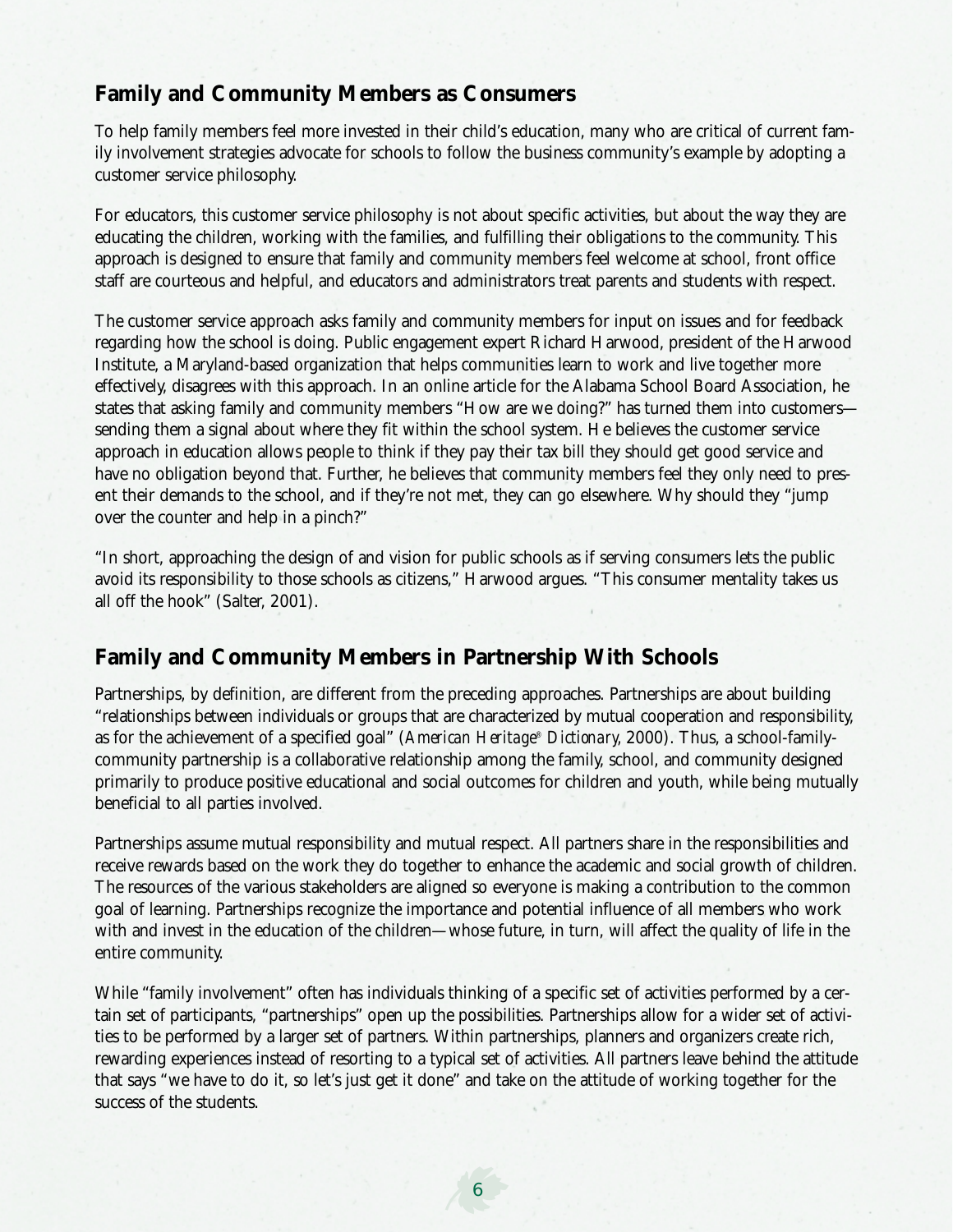## Family and Community Members as Consumers

To help family members feel more invested in their child's education, many who are critical of current family involvement strategies advocate for schools to follow the business community's example by adopting a customer service philosophy.

For educators, this customer service philosophy is not about specific activities, but about the way they are educating the children, working with the families, and fulfilling their obligations to the community. This approach is designed to ensure that family and community members feel welcome at school, front office staff are courteous and helpful, and educators and administrators treat parents and students with respect.

The customer service approach asks family and community members for input on issues and for feedback regarding how the school is doing. Public engagement expert Richard Harwood, president of the Harwood Institute, a Maryland-based organization that helps communities learn to work and live together more effectively, disagrees with this approach. In an online article for the Alabama School Board Association, he states that asking family and community members "How are we doing?" has turned them into customers—sending them a signal about where they fit within the school system. He believes the customer service approach in education allows people to think if they pay their tax bill they should get good service and have no obligation beyond that. Further, he believes that community members feel they only need to present their demands to the school, and if they're not met, they can go elsewhere. Why should they "jump over the counter and help in a pinch?"

"In short, approaching the design of and vision for public schools as if serving consumers lets the public avoid its responsibility to those schools as citizens," Harwood argues. "This consumer mentality takes us all off the hook" (Salter, 2001).

## Family and Community Members in Partnership With Schools

Partnerships, by definition, are different from the preceding approaches. Partnerships are about building "relationships between individuals or groups that are characterized by mutual cooperation and responsibility, as for the achievement of a specified goal" (*American Heritage® Dictionary*, 2000). Thus, a school-family-community partnership is a collaborative relationship among the family, school, and community designed primarily to produce positive educational and social outcomes for children and youth, while being mutually beneficial to all parties involved.

Partnerships assume mutual responsibility and mutual respect. All partners share in the responsibilities and receive rewards based on the work they do together to enhance the academic and social growth of children. The resources of the various stakeholders are aligned so everyone is making a contribution to the common goal of learning. Partnerships recognize the importance and potential influence of all members who work with and invest in the education of the children—whose future, in turn, will affect the quality of life in the entire community.

While "family involvement" often has individuals thinking of a specific set of activities performed by a certain set of participants, "partnerships" open up the possibilities. Partnerships allow for a wider set of activities to be performed by a larger set of partners. Within partnerships, planners and organizers create rich, rewarding experiences instead of resorting to a typical set of activities. All partners leave behind the attitude that says "we have to do it, so let's just get it done" and take on the attitude of working together for the success of the students.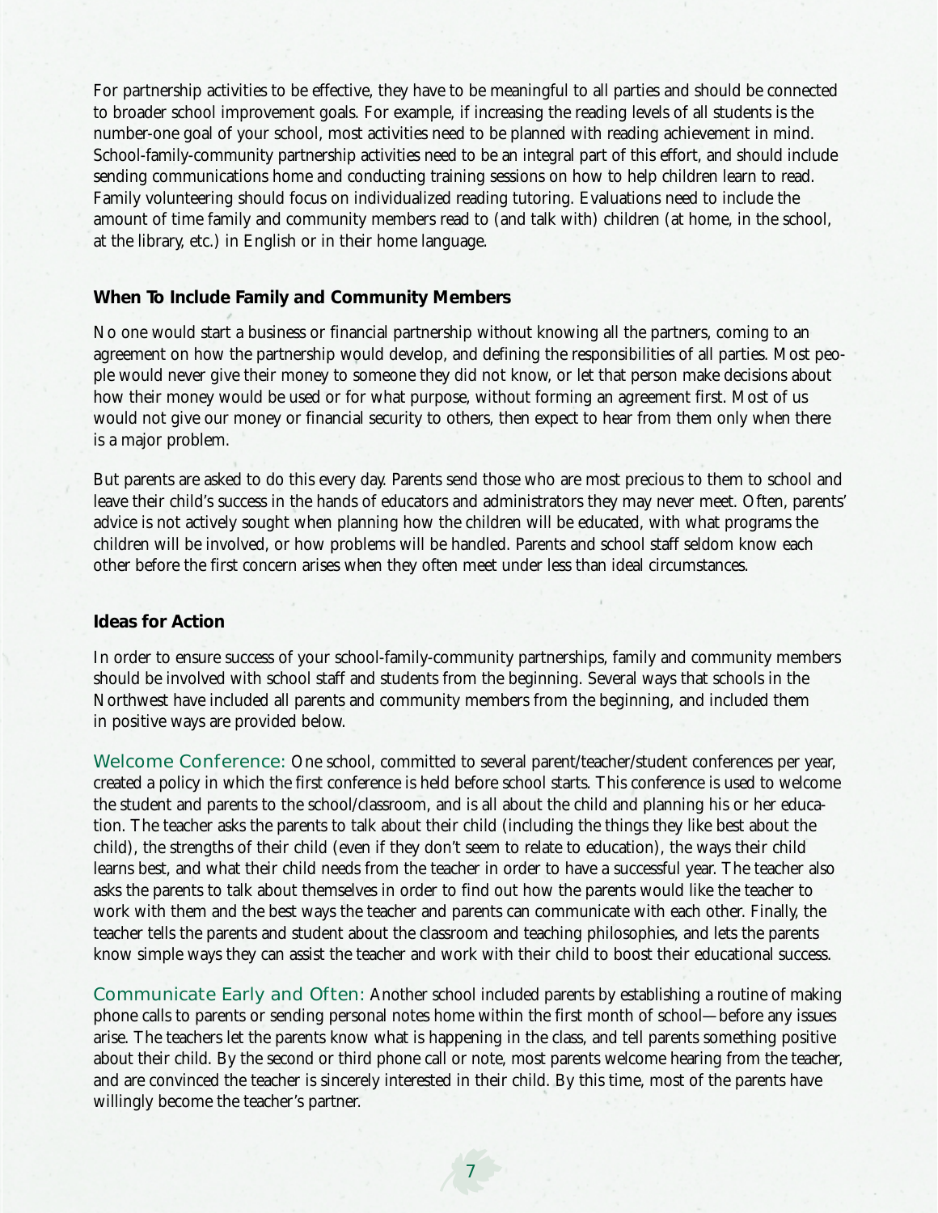For partnership activities to be effective, they have to be meaningful to all parties and should be connected to broader school improvement goals. For example, if increasing the reading levels of all students is the number-one goal of your school, most activities need to be planned with reading achievement in mind. School-family-community partnership activities need to be an integral part of this effort, and should include sending communications home and conducting training sessions on how to help children learn to read. Family volunteering should focus on individualized reading tutoring. Evaluations need to include the amount of time family and community members read to (and talk with) children (at home, in the school, at the library, etc.) in English or in their home language.

### When To Include Family and Community Members

No one would start a business or financial partnership without knowing all the partners, coming to an agreement on how the partnership would develop, and defining the responsibilities of all parties. Most people would never give their money to someone they did not know, or let that person make decisions about how their money would be used or for what purpose, without forming an agreement first. Most of us would not give our money or financial security to others, then expect to hear from them only when there is a major problem.

But parents are asked to do this every day. Parents send those who are most precious to them to school and leave their child's success in the hands of educators and administrators they may never meet. Often, parents' advice is not actively sought when planning how the children will be educated, with what programs the children will be involved, or how problems will be handled. Parents and school staff seldom know each other before the first concern arises when they often meet under less than ideal circumstances.

### Ideas for Action

In order to ensure success of your school-family-community partnerships, family and community members should be involved with school staff and students from the beginning. Several ways that schools in the Northwest have included all parents and community members from the beginning, and included them in positive ways are provided below.

Welcome Conference: One school, committed to several parent/teacher/student conferences per year, created a policy in which the first conference is held before school starts. This conference is used to welcome the student and parents to the school/classroom, and is all about the child and planning his or her education. The teacher asks the parents to talk about their child (including the things they like best about the child), the strengths of their child (even if they don't seem to relate to education), the ways their child learns best, and what their child needs from the teacher in order to have a successful year. The teacher also asks the parents to talk about themselves in order to find out how the parents would like the teacher to work with them and the best ways the teacher and parents can communicate with each other. Finally, the teacher tells the parents and student about the classroom and teaching philosophies, and lets the parents know simple ways they can assist the teacher and work with their child to boost their educational success.

Communicate Early and Often: Another school included parents by establishing a routine of making phone calls to parents or sending personal notes home within the first month of school—before any issues arise. The teachers let the parents know what is happening in the class, and tell parents something positive about their child. By the second or third phone call or note, most parents welcome hearing from the teacher, and are convinced the teacher is sincerely interested in their child. By this time, most of the parents have willingly become the teacher's partner.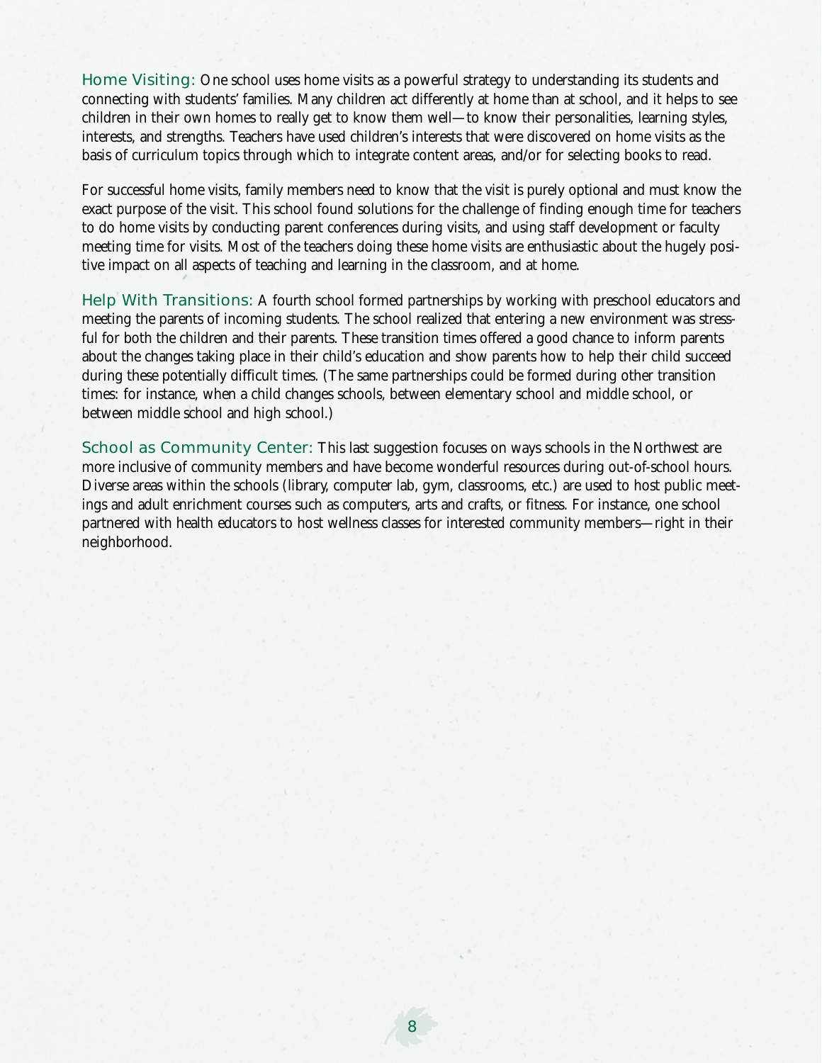**Home Visiting:** One school uses home visits as a powerful strategy to understanding its students and connecting with students' families. Many children act differently at home than at school, and it helps to see children in their own homes to really get to know them well—to know their personalities, learning styles, interests, and strengths. Teachers have used children's interests that were discovered on home visits as the basis of curriculum topics through which to integrate content areas, and/or for selecting books to read.

For successful home visits, family members need to know that the visit is purely optional and must know the exact purpose of the visit. This school found solutions for the challenge of finding enough time for teachers to do home visits by conducting parent conferences during visits, and using staff development or faculty meeting time for visits. Most of the teachers doing these home visits are enthusiastic about the hugely positive impact on all aspects of teaching and learning in the classroom, and at home.

**Help With Transitions:** A fourth school formed partnerships by working with preschool educators and meeting the parents of incoming students. The school realized that entering a new environment was stressful for both the children and their parents. These transition times offered a good chance to inform parents about the changes taking place in their child's education and show parents how to help their child succeed during these potentially difficult times. (The same partnerships could be formed during other transition times: for instance, when a child changes schools, between elementary school and middle school, or between middle school and high school.)

**School as Community Center:** This last suggestion focuses on ways schools in the Northwest are more inclusive of community members and have become wonderful resources during out-of-school hours. Diverse areas within the schools (library, computer lab, gym, classrooms, etc.) are used to host public meetings and adult enrichment courses such as computers, arts and crafts, or fitness. For instance, one school partnered with health educators to host wellness classes for interested community members—right in their neighborhood.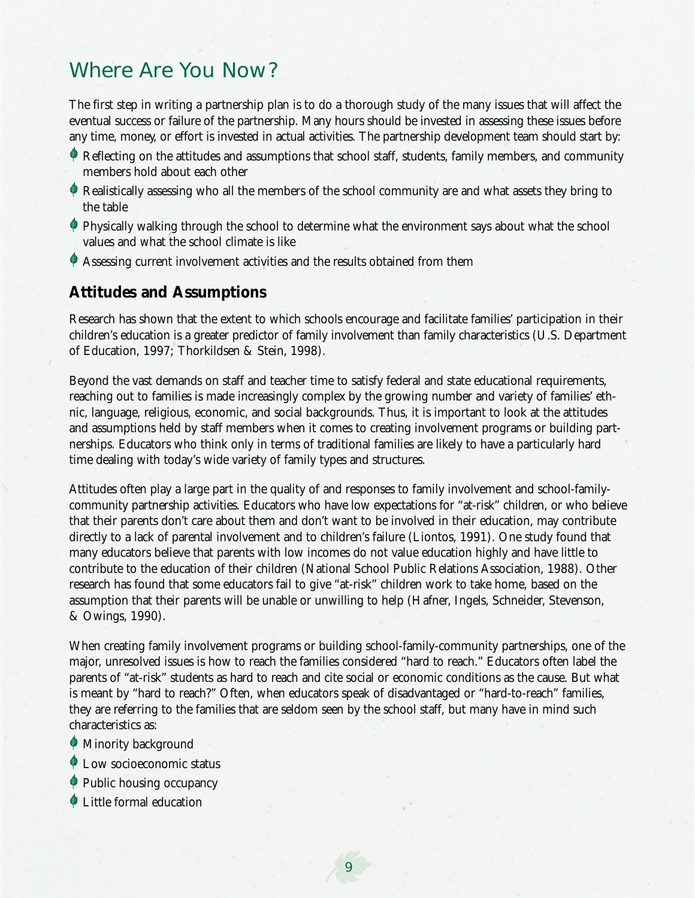## Where Are You Now?

The first step in writing a partnership plan is to do a thorough study of the many issues that will affect the eventual success or failure of the partnership. Many hours should be invested in assessing these issues before any time, money, or effort is invested in actual activities. The partnership development team should start by:

- Reflecting on the attitudes and assumptions that school staff, students, family members, and community members hold about each other
- Realistically assessing who all the members of the school community are and what assets they bring to the table
- Physically walking through the school to determine what the environment says about what the school values and what the school climate is like
- Assessing current involvement activities and the results obtained from them

### Attitudes and Assumptions

Research has shown that the extent to which schools encourage and facilitate families' participation in their children's education is a greater predictor of family involvement than family characteristics (U.S. Department of Education, 1997; Thorkildsen & Stein, 1998).

Beyond the vast demands on staff and teacher time to satisfy federal and state educational requirements, reaching out to families is made increasingly complex by the growing number and variety of families' ethnic, language, religious, economic, and social backgrounds. Thus, it is important to look at the attitudes and assumptions held by staff members when it comes to creating involvement programs or building partnerships. Educators who think only in terms of traditional families are likely to have a particularly hard time dealing with today's wide variety of family types and structures.

Attitudes often play a large part in the quality of and responses to family involvement and school-family-community partnership activities. Educators who have low expectations for "at-risk" children, or who believe that their parents don't care about them and don't want to be involved in their education, may contribute directly to a lack of parental involvement and to children's failure (Liontos, 1991). One study found that many educators believe that parents with low incomes do not value education highly and have little to contribute to the education of their children (National School Public Relations Association, 1988). Other research has found that some educators fail to give "at-risk" children work to take home, based on the assumption that their parents will be unable or unwilling to help (Hafner, Ingels, Schneider, Stevenson, & Owings, 1990).

When creating family involvement programs or building school-family-community partnerships, one of the major, unresolved issues is how to reach the families considered "hard to reach." Educators often label the parents of "at-risk" students as hard to reach and cite social or economic conditions as the cause. But what is meant by "hard to reach?" Often, when educators speak of disadvantaged or "hard-to-reach" families, they are referring to the families that are seldom seen by the school staff, but many have in mind such characteristics as:

- Minority background
- Low socioeconomic status
- Public housing occupancy
- Little formal education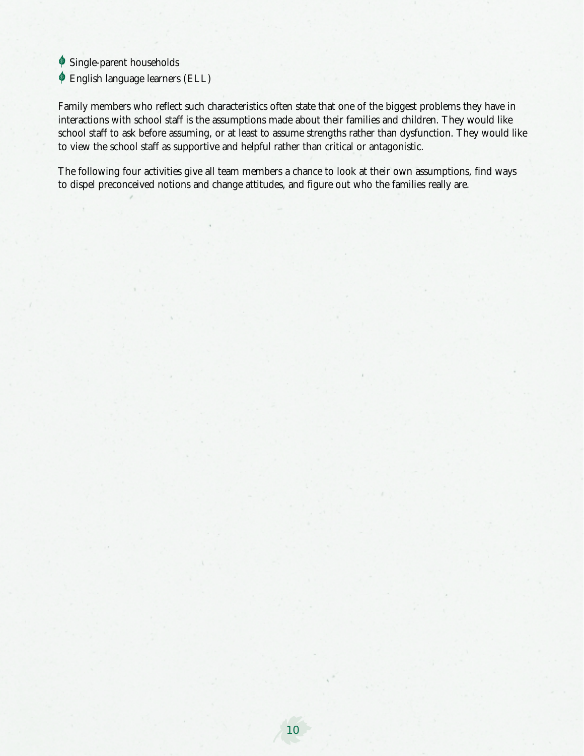- Single-parent households
- English language learners (ELL)

Family members who reflect such characteristics often state that one of the biggest problems they have in interactions with school staff is the assumptions made about their families and children. They would like school staff to ask before assuming, or at least to assume strengths rather than dysfunction. They would like to view the school staff as supportive and helpful rather than critical or antagonistic.

The following four activities give all team members a chance to look at their own assumptions, find ways to dispel preconceived notions and change attitudes, and figure out who the families really are.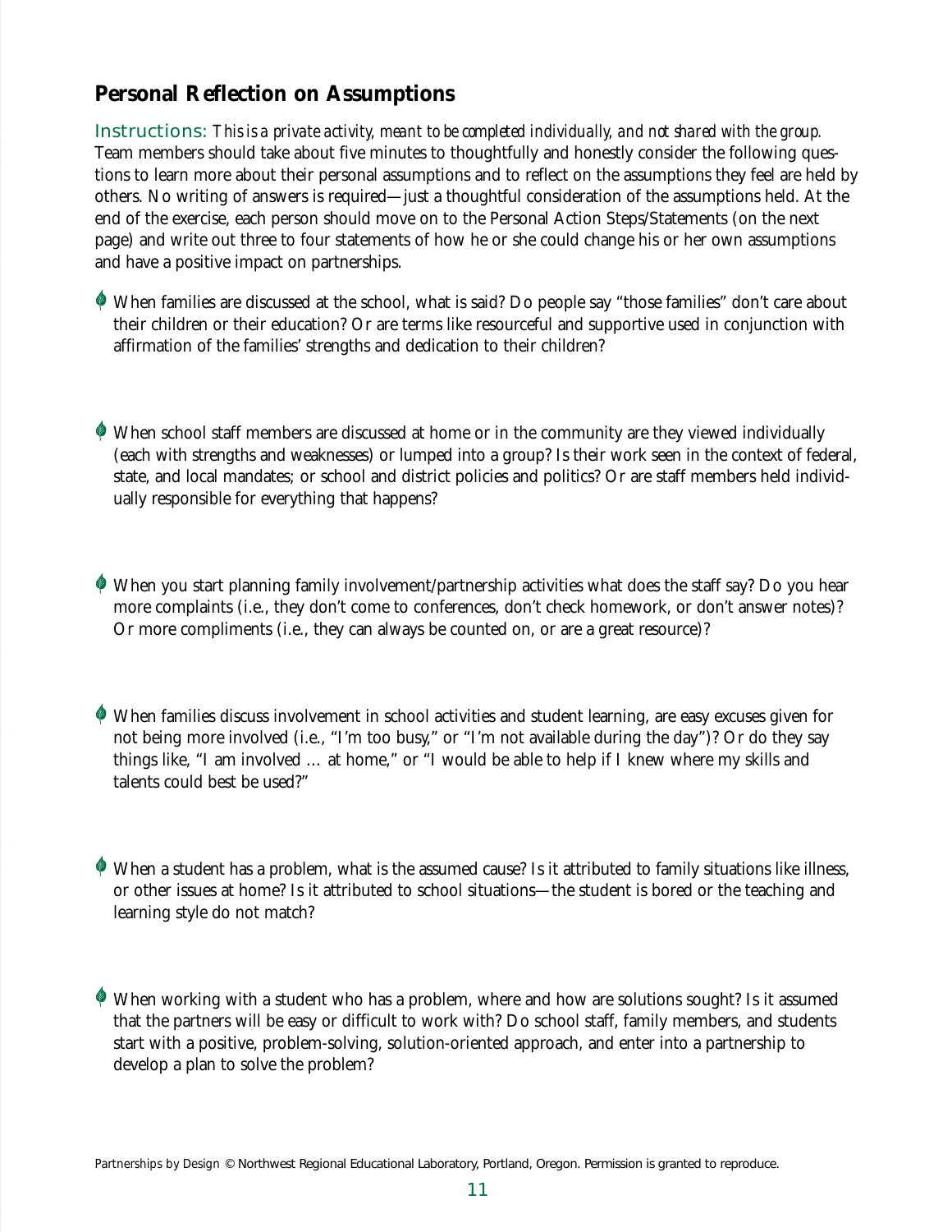## Personal Reflection on Assumptions

Instructions: *This is a private activity, meant to be completed individually, and not shared with the group.* Team members should take about five minutes to thoughtfully and honestly consider the following questions to learn more about their personal assumptions and to reflect on the assumptions they feel are held by others. No writing of answers is required—just a thoughtful consideration of the assumptions held. At the end of the exercise, each person should move on to the Personal Action Steps/Statements (on the next page) and write out three to four statements of how he or she could change his or her own assumptions and have a positive impact on partnerships.

- When families are discussed at the school, what is said? Do people say "those families" don't care about their children or their education? Or are terms like resourceful and supportive used in conjunction with affirmation of the families' strengths and dedication to their children?

- When school staff members are discussed at home or in the community are they viewed individually (each with strengths and weaknesses) or lumped into a group? Is their work seen in the context of federal, state, and local mandates; or school and district policies and politics? Or are staff members held individually responsible for everything that happens?

- When you start planning family involvement/partnership activities what does the staff say? Do you hear more complaints (i.e., they don't come to conferences, don't check homework, or don't answer notes)? Or more compliments (i.e., they can always be counted on, or are a great resource)?

- When families discuss involvement in school activities and student learning, are easy excuses given for not being more involved (i.e., "I'm too busy," or "I'm not available during the day")? Or do they say things like, "I am involved … at home," or "I would be able to help if I knew where my skills and talents could best be used?"

- When a student has a problem, what is the assumed cause? Is it attributed to family situations like illness, or other issues at home? Is it attributed to school situations—the student is bored or the teaching and learning style do not match?

- When working with a student who has a problem, where and how are solutions sought? Is it assumed that the partners will be easy or difficult to work with? Do school staff, family members, and students start with a positive, problem-solving, solution-oriented approach, and enter into a partnership to develop a plan to solve the problem?

Partnerships by Design © Northwest Regional Educational Laboratory, Portland, Oregon. Permission is granted to reproduce.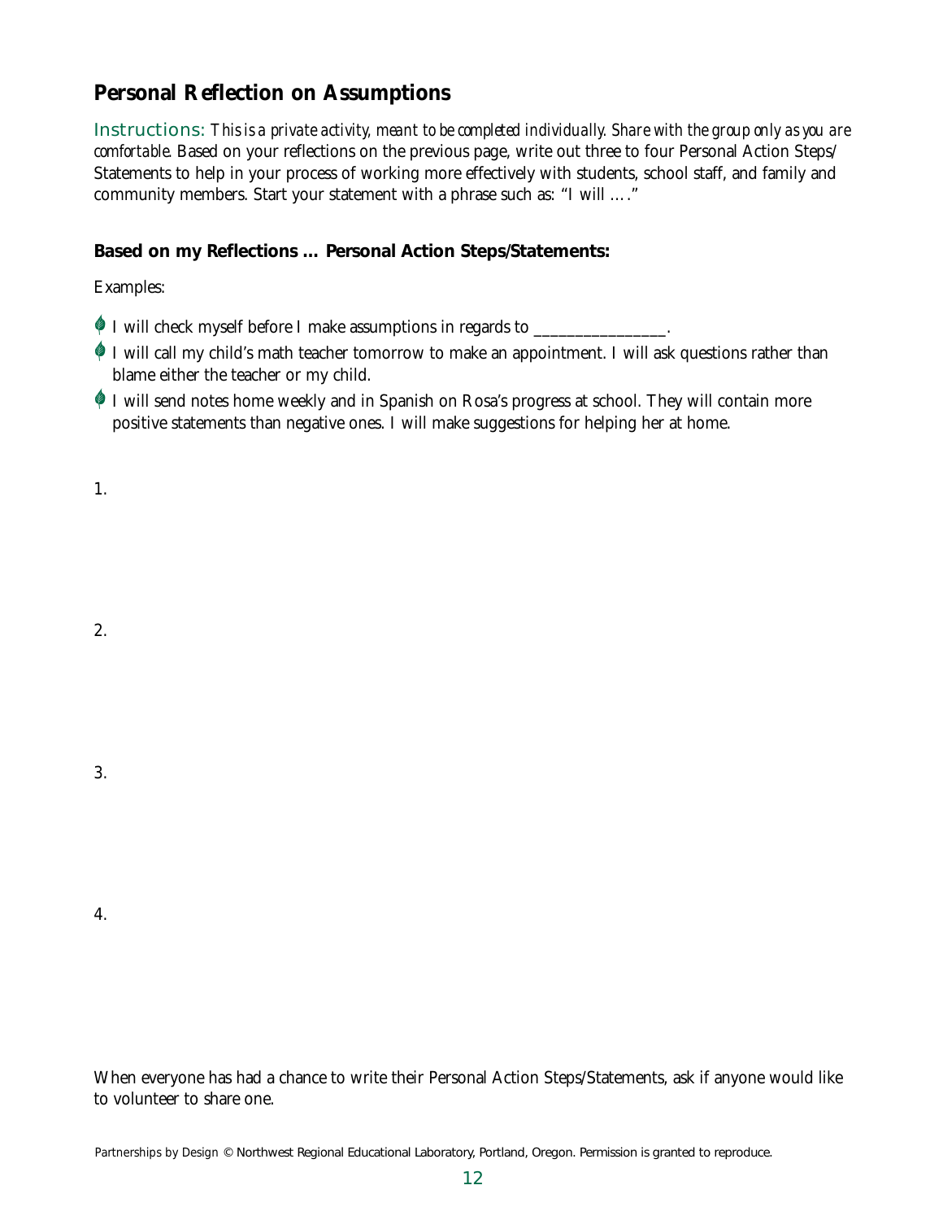## Personal Reflection on Assumptions

Instructions: *This is a private activity, meant to be completed individually. Share with the group only as you are comfortable.* Based on your reflections on the previous page, write out three to four Personal Action Steps/ Statements to help in your process of working more effectively with students, school staff, and family and community members. Start your statement with a phrase such as: "I will …."

**Based on my Reflections … Personal Action Steps/Statements:**

Examples:

- I will check myself before I make assumptions in regards to ________________.
- I will call my child's math teacher tomorrow to make an appointment. I will ask questions rather than blame either the teacher or my child.
- I will send notes home weekly and in Spanish on Rosa's progress at school. They will contain more positive statements than negative ones. I will make suggestions for helping her at home.

1.

2.

3.

4.

When everyone has had a chance to write their Personal Action Steps/Statements, ask if anyone would like to volunteer to share one.

*Partnerships by Design* © Northwest Regional Educational Laboratory, Portland, Oregon. Permission is granted to reproduce.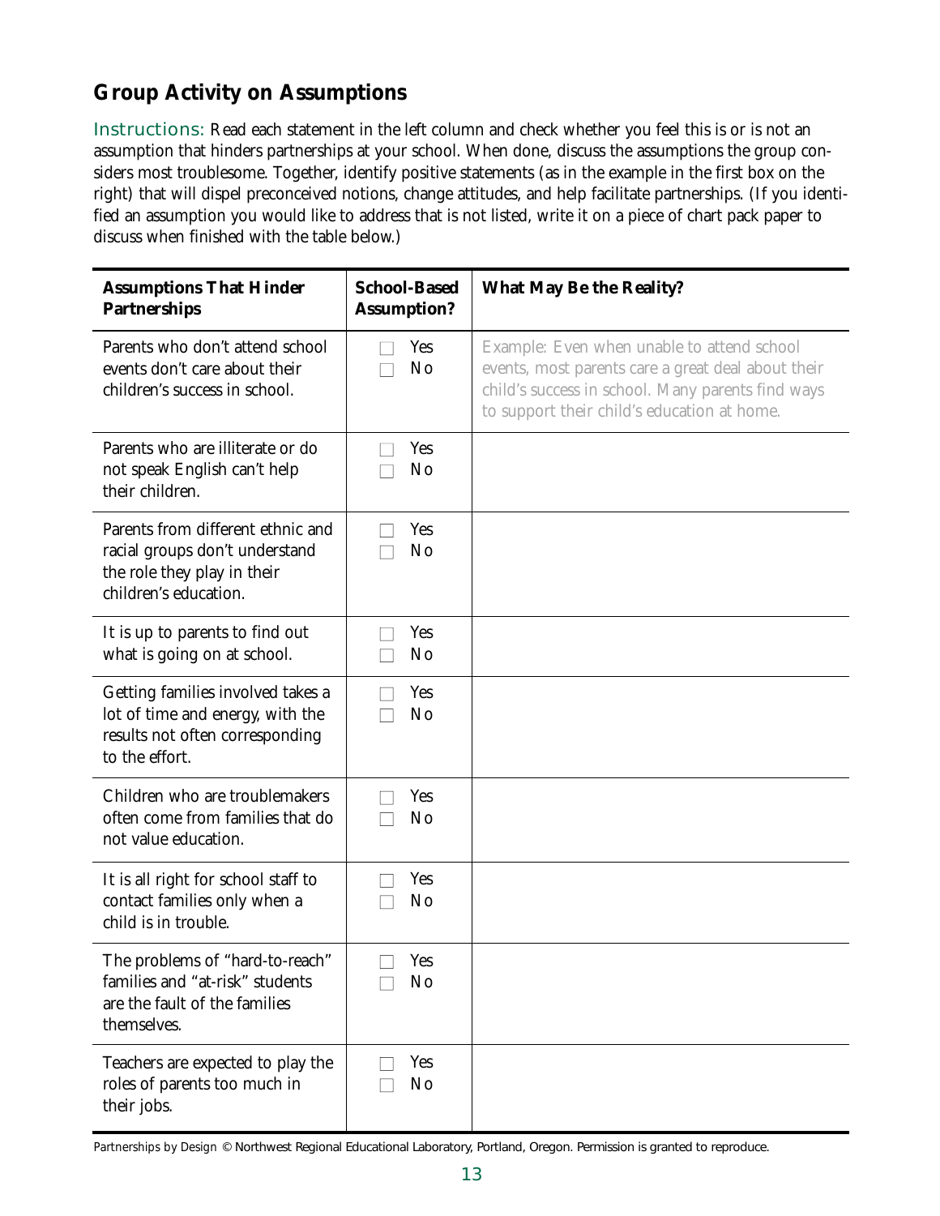## Group Activity on Assumptions

Instructions: Read each statement in the left column and check whether you feel this is or is not an assumption that hinders partnerships at your school. When done, discuss the assumptions the group considers most troublesome. Together, identify positive statements (as in the example in the first box on the right) that will dispel preconceived notions, change attitudes, and help facilitate partnerships. (If you identified an assumption you would like to address that is not listed, write it on a piece of chart pack paper to discuss when finished with the table below.)

| Assumptions That Hinder Partnerships | School-Based Assumption? | What May Be the Reality? |
| --- | --- | --- |
| Parents who don't attend school events don't care about their children's success in school. | ☐ Yes ☐ No | Example: Even when unable to attend school events, most parents care a great deal about their child's success in school. Many parents find ways to support their child's education at home. |
| Parents who are illiterate or do not speak English can't help their children. | ☐ Yes ☐ No | |
| Parents from different ethnic and racial groups don't understand the role they play in their children's education. | ☐ Yes ☐ No | |
| It is up to parents to find out what is going on at school. | ☐ Yes ☐ No | |
| Getting families involved takes a lot of time and energy, with the results not often corresponding to the effort. | ☐ Yes ☐ No | |
| Children who are troublemakers often come from families that do not value education. | ☐ Yes ☐ No | |
| It is all right for school staff to contact families only when a child is in trouble. | ☐ Yes ☐ No | |
| The problems of "hard-to-reach" families and "at-risk" students are the fault of the families themselves. | ☐ Yes ☐ No | |
| Teachers are expected to play the roles of parents too much in their jobs. | ☐ Yes ☐ No | |

*Partnerships by Design* © Northwest Regional Educational Laboratory, Portland, Oregon. Permission is granted to reproduce.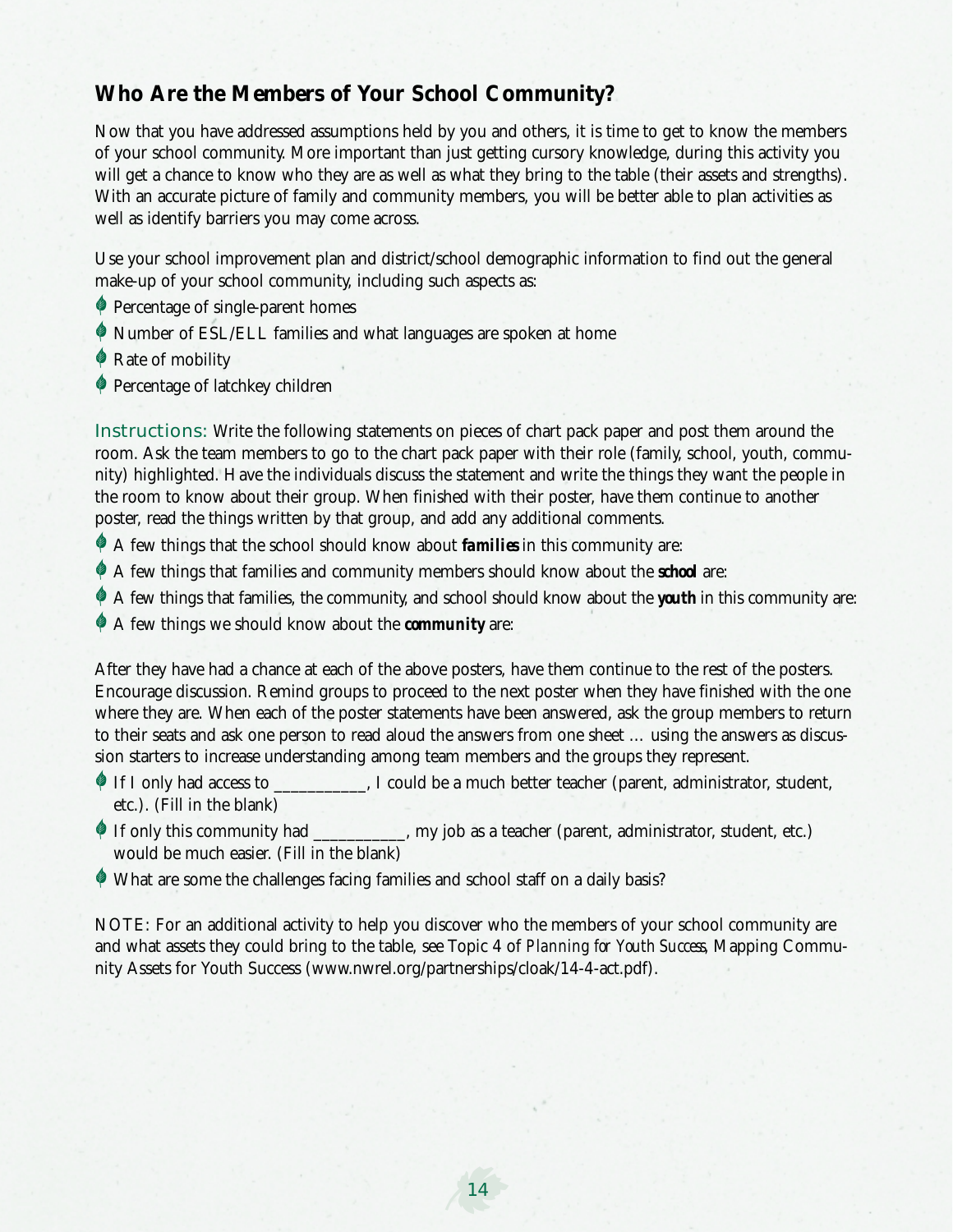## Who Are the Members of Your School Community?

Now that you have addressed assumptions held by you and others, it is time to get to know the members of your school community. More important than just getting cursory knowledge, during this activity you will get a chance to know who they are as well as what they bring to the table (their assets and strengths). With an accurate picture of family and community members, you will be better able to plan activities as well as identify barriers you may come across.

Use your school improvement plan and district/school demographic information to find out the general make-up of your school community, including such aspects as:

- Percentage of single-parent homes
- Number of ESL/ELL families and what languages are spoken at home
- Rate of mobility
- Percentage of latchkey children

Instructions: Write the following statements on pieces of chart pack paper and post them around the room. Ask the team members to go to the chart pack paper with their role (family, school, youth, community) highlighted. Have the individuals discuss the statement and write the things they want the people in the room to know about their group. When finished with their poster, have them continue to another poster, read the things written by that group, and add any additional comments.

- A few things that the school should know about ***families*** in this community are:
- A few things that families and community members should know about the ***school*** are:
- A few things that families, the community, and school should know about the ***youth*** in this community are:
- A few things we should know about the ***community*** are:

After they have had a chance at each of the above posters, have them continue to the rest of the posters. Encourage discussion. Remind groups to proceed to the next poster when they have finished with the one where they are. When each of the poster statements have been answered, ask the group members to return to their seats and ask one person to read aloud the answers from one sheet … using the answers as discussion starters to increase understanding among team members and the groups they represent.

- If I only had access to ___________, I could be a much better teacher (parent, administrator, student, etc.). (Fill in the blank)
- If only this community had ___________, my job as a teacher (parent, administrator, student, etc.) would be much easier. (Fill in the blank)
- What are some the challenges facing families and school staff on a daily basis?

NOTE: For an additional activity to help you discover who the members of your school community are and what assets they could bring to the table, see Topic 4 of *Planning for Youth Success*, Mapping Community Assets for Youth Success (www.nwrel.org/partnerships/cloak/14-4-act.pdf).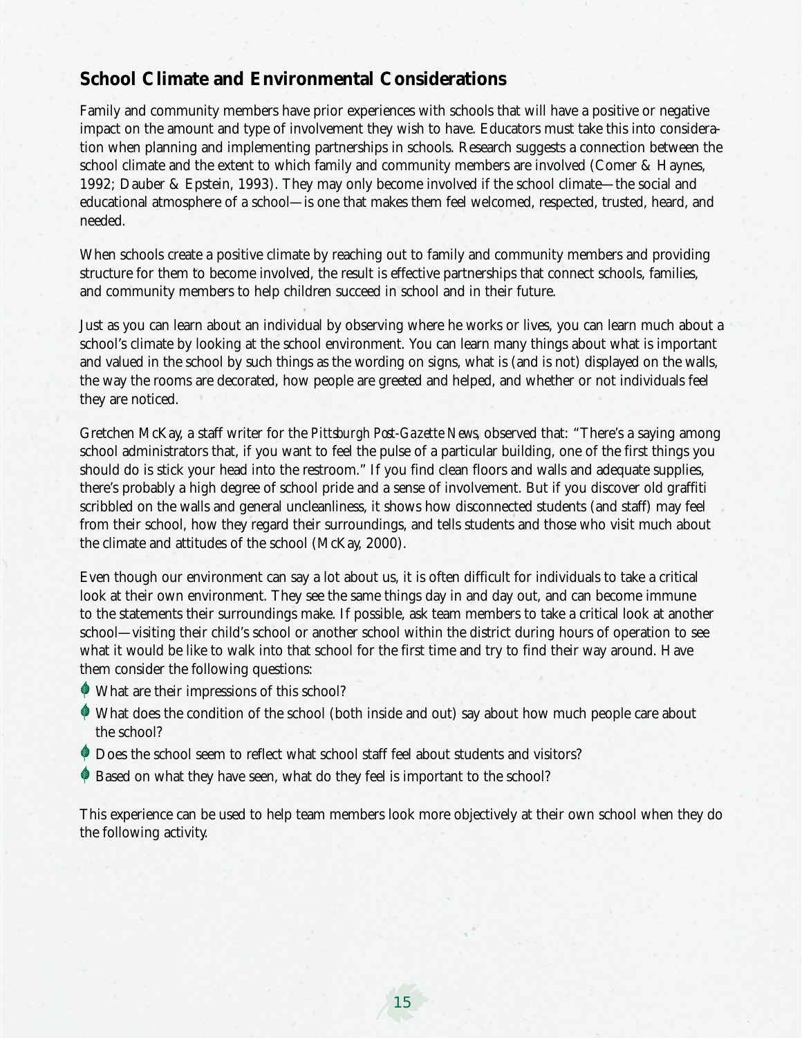## School Climate and Environmental Considerations

Family and community members have prior experiences with schools that will have a positive or negative impact on the amount and type of involvement they wish to have. Educators must take this into consideration when planning and implementing partnerships in schools. Research suggests a connection between the school climate and the extent to which family and community members are involved (Comer & Haynes, 1992; Dauber & Epstein, 1993). They may only become involved if the school climate—the social and educational atmosphere of a school—is one that makes them feel welcomed, respected, trusted, heard, and needed.

When schools create a positive climate by reaching out to family and community members and providing structure for them to become involved, the result is effective partnerships that connect schools, families, and community members to help children succeed in school and in their future.

Just as you can learn about an individual by observing where he works or lives, you can learn much about a school's climate by looking at the school environment. You can learn many things about what is important and valued in the school by such things as the wording on signs, what is (and is not) displayed on the walls, the way the rooms are decorated, how people are greeted and helped, and whether or not individuals feel they are noticed.

Gretchen McKay, a staff writer for the *Pittsburgh Post-Gazette News*, observed that: "There's a saying among school administrators that, if you want to feel the pulse of a particular building, one of the first things you should do is stick your head into the restroom." If you find clean floors and walls and adequate supplies, there's probably a high degree of school pride and a sense of involvement. But if you discover old graffiti scribbled on the walls and general uncleanliness, it shows how disconnected students (and staff) may feel from their school, how they regard their surroundings, and tells students and those who visit much about the climate and attitudes of the school (McKay, 2000).

Even though our environment can say a lot about us, it is often difficult for individuals to take a critical look at their own environment. They see the same things day in and day out, and can become immune to the statements their surroundings make. If possible, ask team members to take a critical look at another school—visiting their child's school or another school within the district during hours of operation to see what it would be like to walk into that school for the first time and try to find their way around. Have them consider the following questions:

- What are their impressions of this school?
- What does the condition of the school (both inside and out) say about how much people care about the school?
- Does the school seem to reflect what school staff feel about students and visitors?
- Based on what they have seen, what do they feel is important to the school?

This experience can be used to help team members look more objectively at their own school when they do the following activity.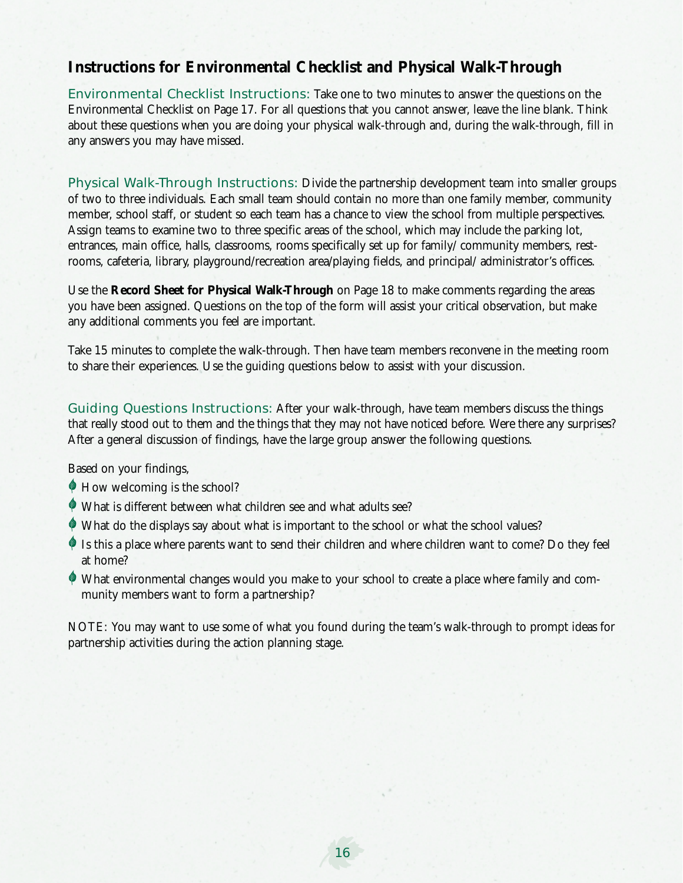## Instructions for Environmental Checklist and Physical Walk-Through

Environmental Checklist Instructions: Take one to two minutes to answer the questions on the Environmental Checklist on Page 17. For all questions that you cannot answer, leave the line blank. Think about these questions when you are doing your physical walk-through and, during the walk-through, fill in any answers you may have missed.

Physical Walk-Through Instructions: Divide the partnership development team into smaller groups of two to three individuals. Each small team should contain no more than one family member, community member, school staff, or student so each team has a chance to view the school from multiple perspectives. Assign teams to examine two to three specific areas of the school, which may include the parking lot, entrances, main office, halls, classrooms, rooms specifically set up for family/ community members, restrooms, cafeteria, library, playground/recreation area/playing fields, and principal/ administrator's offices.

Use the **Record Sheet for Physical Walk-Through** on Page 18 to make comments regarding the areas you have been assigned. Questions on the top of the form will assist your critical observation, but make any additional comments you feel are important.

Take 15 minutes to complete the walk-through. Then have team members reconvene in the meeting room to share their experiences. Use the guiding questions below to assist with your discussion.

Guiding Questions Instructions: After your walk-through, have team members discuss the things that really stood out to them and the things that they may not have noticed before. Were there any surprises? After a general discussion of findings, have the large group answer the following questions.

Based on your findings,

- How welcoming is the school?
- What is different between what children see and what adults see?
- What do the displays say about what is important to the school or what the school values?
- Is this a place where parents want to send their children and where children want to come? Do they feel at home?
- What environmental changes would you make to your school to create a place where family and community members want to form a partnership?

NOTE: You may want to use some of what you found during the team's walk-through to prompt ideas for partnership activities during the action planning stage.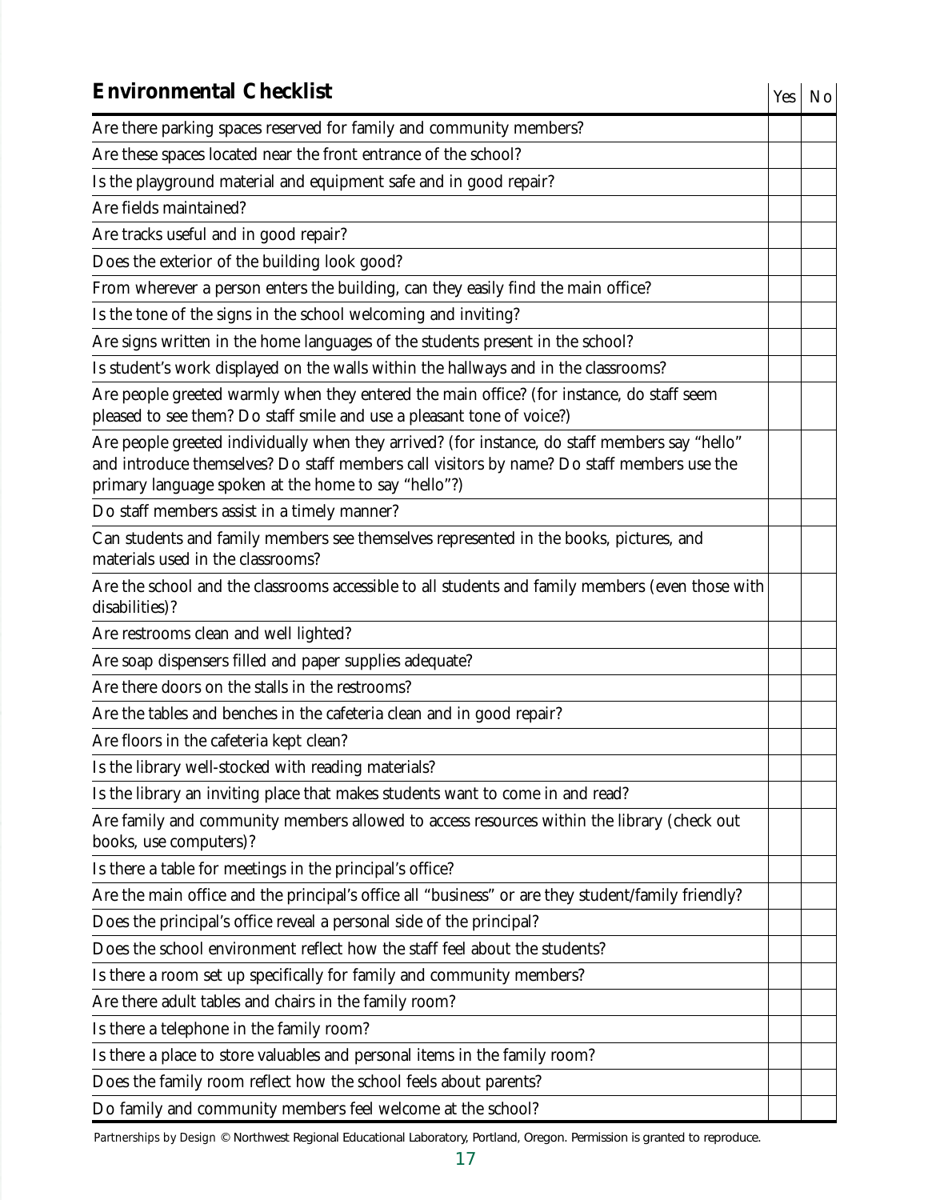| Environmental Checklist | Yes | No |
|---|---|---|
| Are there parking spaces reserved for family and community members? | | |
| Are these spaces located near the front entrance of the school? | | |
| Is the playground material and equipment safe and in good repair? | | |
| Are fields maintained? | | |
| Are tracks useful and in good repair? | | |
| Does the exterior of the building look good? | | |
| From wherever a person enters the building, can they easily find the main office? | | |
| Is the tone of the signs in the school welcoming and inviting? | | |
| Are signs written in the home languages of the students present in the school? | | |
| Is student's work displayed on the walls within the hallways and in the classrooms? | | |
| Are people greeted warmly when they entered the main office? (for instance, do staff seem pleased to see them? Do staff smile and use a pleasant tone of voice?) | | |
| Are people greeted individually when they arrived? (for instance, do staff members say "hello" and introduce themselves? Do staff members call visitors by name? Do staff members use the primary language spoken at the home to say "hello"?) | | |
| Do staff members assist in a timely manner? | | |
| Can students and family members see themselves represented in the books, pictures, and materials used in the classrooms? | | |
| Are the school and the classrooms accessible to all students and family members (even those with disabilities)? | | |
| Are restrooms clean and well lighted? | | |
| Are soap dispensers filled and paper supplies adequate? | | |
| Are there doors on the stalls in the restrooms? | | |
| Are the tables and benches in the cafeteria clean and in good repair? | | |
| Are floors in the cafeteria kept clean? | | |
| Is the library well-stocked with reading materials? | | |
| Is the library an inviting place that makes students want to come in and read? | | |
| Are family and community members allowed to access resources within the library (check out books, use computers)? | | |
| Is there a table for meetings in the principal's office? | | |
| Are the main office and the principal's office all "business" or are they student/family friendly? | | |
| Does the principal's office reveal a personal side of the principal? | | |
| Does the school environment reflect how the staff feel about the students? | | |
| Is there a room set up specifically for family and community members? | | |
| Are there adult tables and chairs in the family room? | | |
| Is there a telephone in the family room? | | |
| Is there a place to store valuables and personal items in the family room? | | |
| Does the family room reflect how the school feels about parents? | | |
| Do family and community members feel welcome at the school? | | |

*Partnerships by Design* © Northwest Regional Educational Laboratory, Portland, Oregon. Permission is granted to reproduce.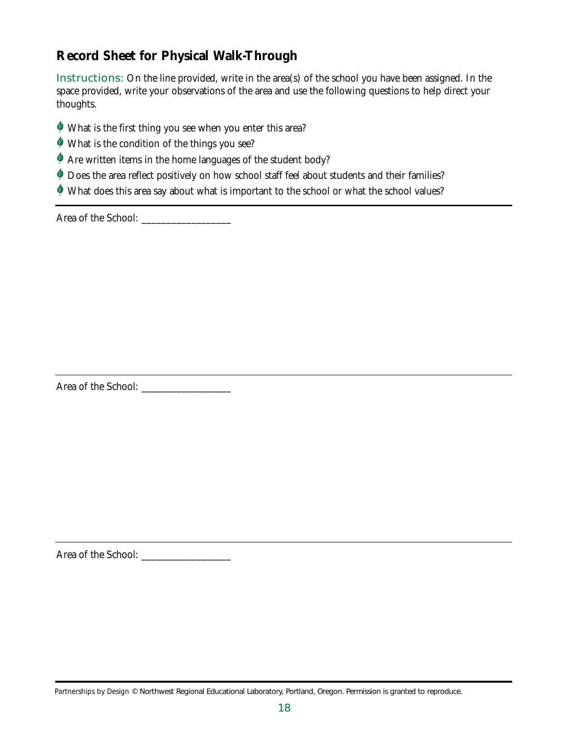## Record Sheet for Physical Walk-Through

Instructions: On the line provided, write in the area(s) of the school you have been assigned. In the space provided, write your observations of the area and use the following questions to help direct your thoughts.

- What is the first thing you see when you enter this area?
- What is the condition of the things you see?
- Are written items in the home languages of the student body?
- Does the area reflect positively on how school staff feel about students and their families?
- What does this area say about what is important to the school or what the school values?

---

Area of the School: ___________________

---

Area of the School: ___________________

---

Area of the School: ___________________

---

*Partnerships by Design* © Northwest Regional Educational Laboratory, Portland, Oregon. Permission is granted to reproduce.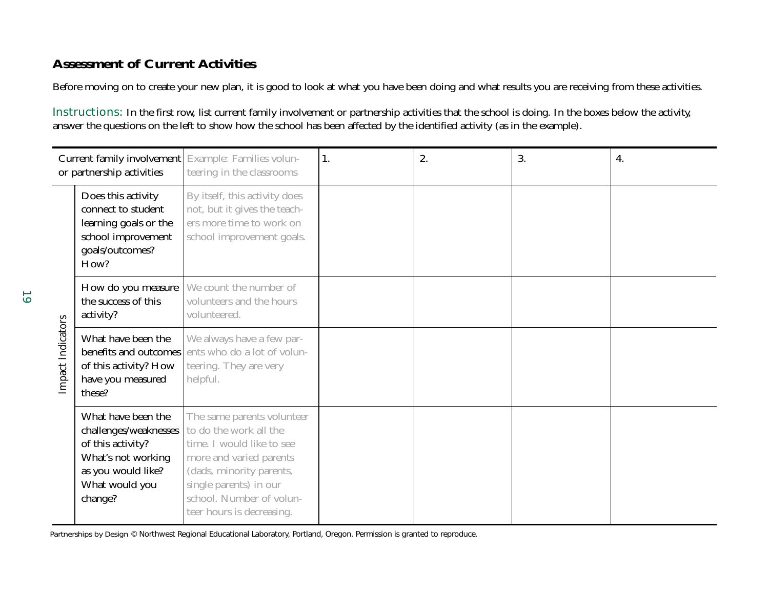## Assessment of Current Activities

Before moving on to create your new plan, it is good to look at what you have been doing and what results you are receiving from these activities.

Instructions: In the first row, list current family involvement or partnership activities that the school is doing. In the boxes below the activity, answer the questions on the left to show how the school has been affected by the identified activity (as in the example).

| | Current family involvement or partnership activities | Example: Families volunteering in the classrooms | 1. | 2. | 3. | 4. |
|---|---|---|---|---|---|---|
| Impact Indicators | Does this activity connect to student learning goals or the school improvement goals/outcomes? How? | By itself, this activity does not, but it gives the teachers more time to work on school improvement goals. | | | | |
| | How do you measure the success of this activity? | We count the number of volunteers and the hours volunteered. | | | | |
| | What have been the benefits and outcomes of this activity? How have you measured these? | We always have a few parents who do a lot of volunteering. They are very helpful. | | | | |
| | What have been the challenges/weaknesses of this activity? What's not working as you would like? What would you change? | The same parents volunteer to do the work all the time. I would like to see more and varied parents (dads, minority parents, single parents) in our school. Number of volunteer hours is decreasing. | | | | |

Partnerships by Design © Northwest Regional Educational Laboratory, Portland, Oregon. Permission is granted to reproduce.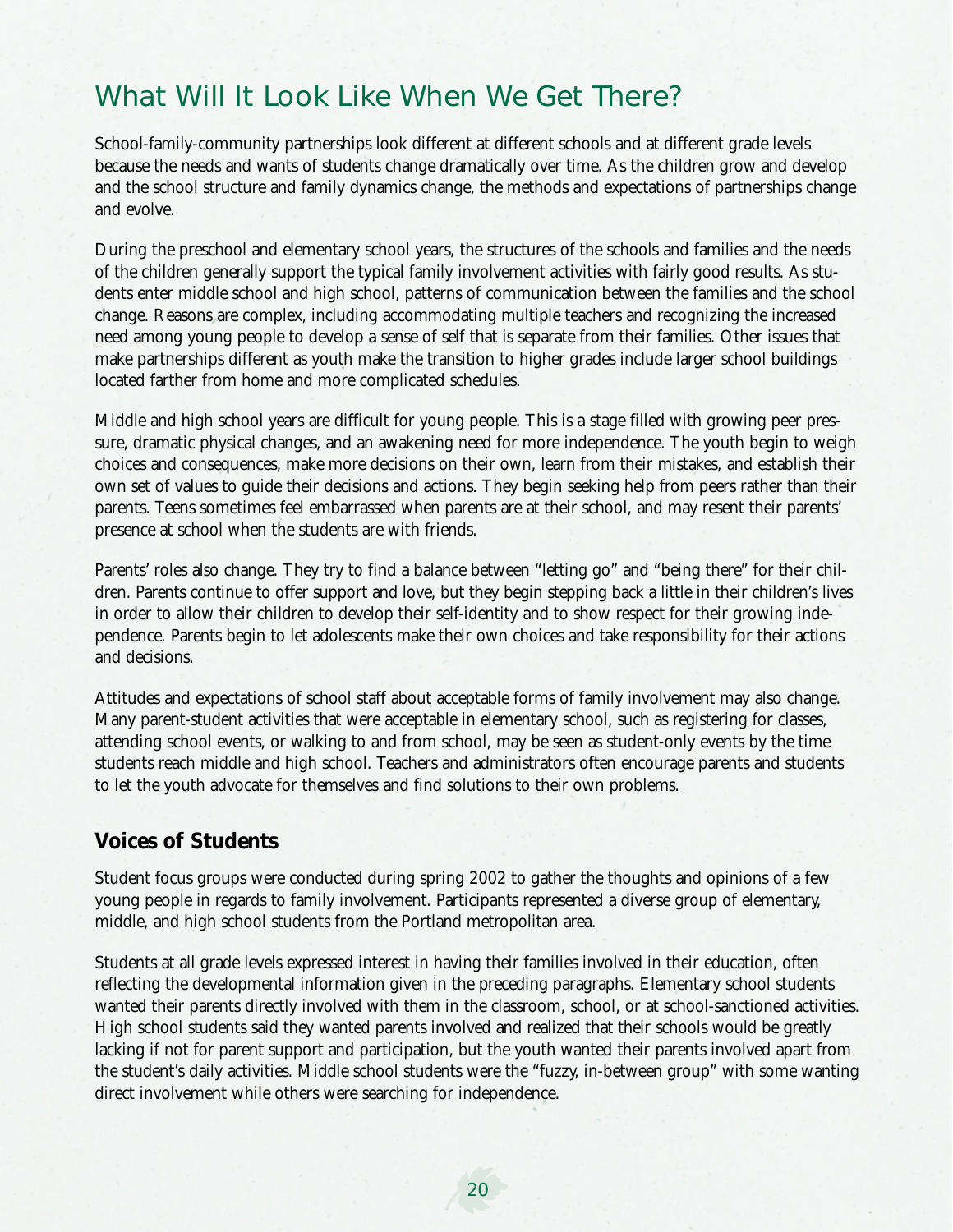# What Will It Look Like When We Get There?

School-family-community partnerships look different at different schools and at different grade levels because the needs and wants of students change dramatically over time. As the children grow and develop and the school structure and family dynamics change, the methods and expectations of partnerships change and evolve.

During the preschool and elementary school years, the structures of the schools and families and the needs of the children generally support the typical family involvement activities with fairly good results. As students enter middle school and high school, patterns of communication between the families and the school change. Reasons are complex, including accommodating multiple teachers and recognizing the increased need among young people to develop a sense of self that is separate from their families. Other issues that make partnerships different as youth make the transition to higher grades include larger school buildings located farther from home and more complicated schedules.

Middle and high school years are difficult for young people. This is a stage filled with growing peer pressure, dramatic physical changes, and an awakening need for more independence. The youth begin to weigh choices and consequences, make more decisions on their own, learn from their mistakes, and establish their own set of values to guide their decisions and actions. They begin seeking help from peers rather than their parents. Teens sometimes feel embarrassed when parents are at their school, and may resent their parents' presence at school when the students are with friends.

Parents' roles also change. They try to find a balance between "letting go" and "being there" for their children. Parents continue to offer support and love, but they begin stepping back a little in their children's lives in order to allow their children to develop their self-identity and to show respect for their growing independence. Parents begin to let adolescents make their own choices and take responsibility for their actions and decisions.

Attitudes and expectations of school staff about acceptable forms of family involvement may also change. Many parent-student activities that were acceptable in elementary school, such as registering for classes, attending school events, or walking to and from school, may be seen as student-only events by the time students reach middle and high school. Teachers and administrators often encourage parents and students to let the youth advocate for themselves and find solutions to their own problems.

## Voices of Students

Student focus groups were conducted during spring 2002 to gather the thoughts and opinions of a few young people in regards to family involvement. Participants represented a diverse group of elementary, middle, and high school students from the Portland metropolitan area.

Students at all grade levels expressed interest in having their families involved in their education, often reflecting the developmental information given in the preceding paragraphs. Elementary school students wanted their parents directly involved with them in the classroom, school, or at school-sanctioned activities. High school students said they wanted parents involved and realized that their schools would be greatly lacking if not for parent support and participation, but the youth wanted their parents involved apart from the student's daily activities. Middle school students were the "fuzzy, in-between group" with some wanting direct involvement while others were searching for independence.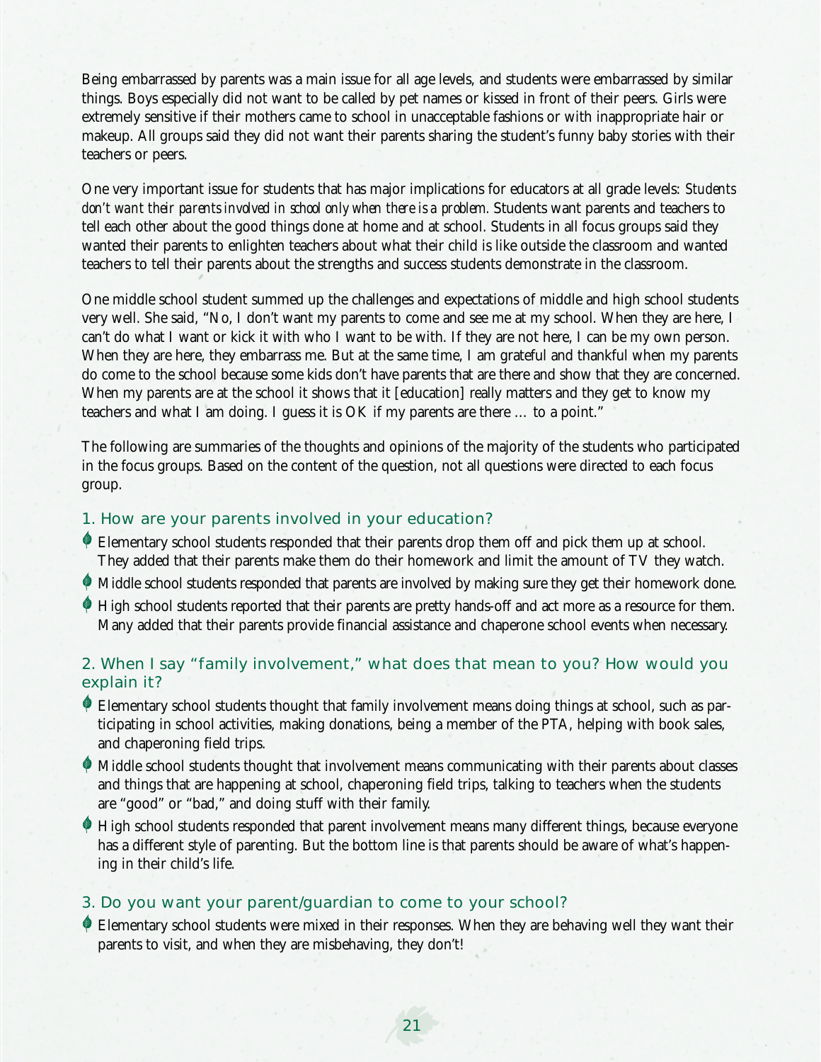Being embarrassed by parents was a main issue for all age levels, and students were embarrassed by similar things. Boys especially did not want to be called by pet names or kissed in front of their peers. Girls were extremely sensitive if their mothers came to school in unacceptable fashions or with inappropriate hair or makeup. All groups said they did not want their parents sharing the student's funny baby stories with their teachers or peers.

One very important issue for students that has major implications for educators at all grade levels: *Students don't want their parents involved in school only when there is a problem.* Students want parents and teachers to tell each other about the good things done at home and at school. Students in all focus groups said they wanted their parents to enlighten teachers about what their child is like outside the classroom and wanted teachers to tell their parents about the strengths and success students demonstrate in the classroom.

One middle school student summed up the challenges and expectations of middle and high school students very well. She said, "No, I don't want my parents to come and see me at my school. When they are here, I can't do what I want or kick it with who I want to be with. If they are not here, I can be my own person. When they are here, they embarrass me. But at the same time, I am grateful and thankful when my parents do come to the school because some kids don't have parents that are there and show that they are concerned. When my parents are at the school it shows that it [education] really matters and they get to know my teachers and what I am doing. I guess it is OK if my parents are there … to a point."

The following are summaries of the thoughts and opinions of the majority of the students who participated in the focus groups. Based on the content of the question, not all questions were directed to each focus group.

### 1. How are your parents involved in your education?

- Elementary school students responded that their parents drop them off and pick them up at school. They added that their parents make them do their homework and limit the amount of TV they watch.
- Middle school students responded that parents are involved by making sure they get their homework done.
- High school students reported that their parents are pretty hands-off and act more as a resource for them. Many added that their parents provide financial assistance and chaperone school events when necessary.

### 2. When I say "family involvement," what does that mean to you? How would you explain it?

- Elementary school students thought that family involvement means doing things at school, such as participating in school activities, making donations, being a member of the PTA, helping with book sales, and chaperoning field trips.
- Middle school students thought that involvement means communicating with their parents about classes and things that are happening at school, chaperoning field trips, talking to teachers when the students are "good" or "bad," and doing stuff with their family.
- High school students responded that parent involvement means many different things, because everyone has a different style of parenting. But the bottom line is that parents should be aware of what's happening in their child's life.

### 3. Do you want your parent/guardian to come to your school?

- Elementary school students were mixed in their responses. When they are behaving well they want their parents to visit, and when they are misbehaving, they don't!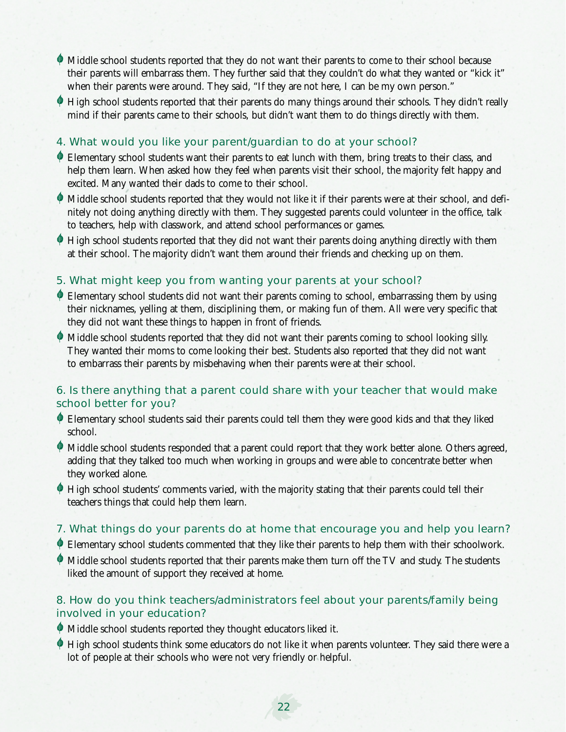- Middle school students reported that they do not want their parents to come to their school because their parents will embarrass them. They further said that they couldn't do what they wanted or "kick it" when their parents were around. They said, "If they are not here, I can be my own person."
- High school students reported that their parents do many things around their schools. They didn't really mind if their parents came to their schools, but didn't want them to do things directly with them.

### 4. What would you like your parent/guardian to do at your school?

- Elementary school students want their parents to eat lunch with them, bring treats to their class, and help them learn. When asked how they feel when parents visit their school, the majority felt happy and excited. Many wanted their dads to come to their school.
- Middle school students reported that they would not like it if their parents were at their school, and definitely not doing anything directly with them. They suggested parents could volunteer in the office, talk to teachers, help with classwork, and attend school performances or games.
- High school students reported that they did not want their parents doing anything directly with them at their school. The majority didn't want them around their friends and checking up on them.

### 5. What might keep you from wanting your parents at your school?

- Elementary school students did not want their parents coming to school, embarrassing them by using their nicknames, yelling at them, disciplining them, or making fun of them. All were very specific that they did not want these things to happen in front of friends.
- Middle school students reported that they did not want their parents coming to school looking silly. They wanted their moms to come looking their best. Students also reported that they did not want to embarrass their parents by misbehaving when their parents were at their school.

### 6. Is there anything that a parent could share with your teacher that would make school better for you?

- Elementary school students said their parents could tell them they were good kids and that they liked school.
- Middle school students responded that a parent could report that they work better alone. Others agreed, adding that they talked too much when working in groups and were able to concentrate better when they worked alone.
- High school students' comments varied, with the majority stating that their parents could tell their teachers things that could help them learn.

### 7. What things do your parents do at home that encourage you and help you learn?

- Elementary school students commented that they like their parents to help them with their schoolwork.
- Middle school students reported that their parents make them turn off the TV and study. The students liked the amount of support they received at home.

### 8. How do you think teachers/administrators feel about your parents/family being involved in your education?

- Middle school students reported they thought educators liked it.
- High school students think some educators do not like it when parents volunteer. They said there were a lot of people at their schools who were not very friendly or helpful.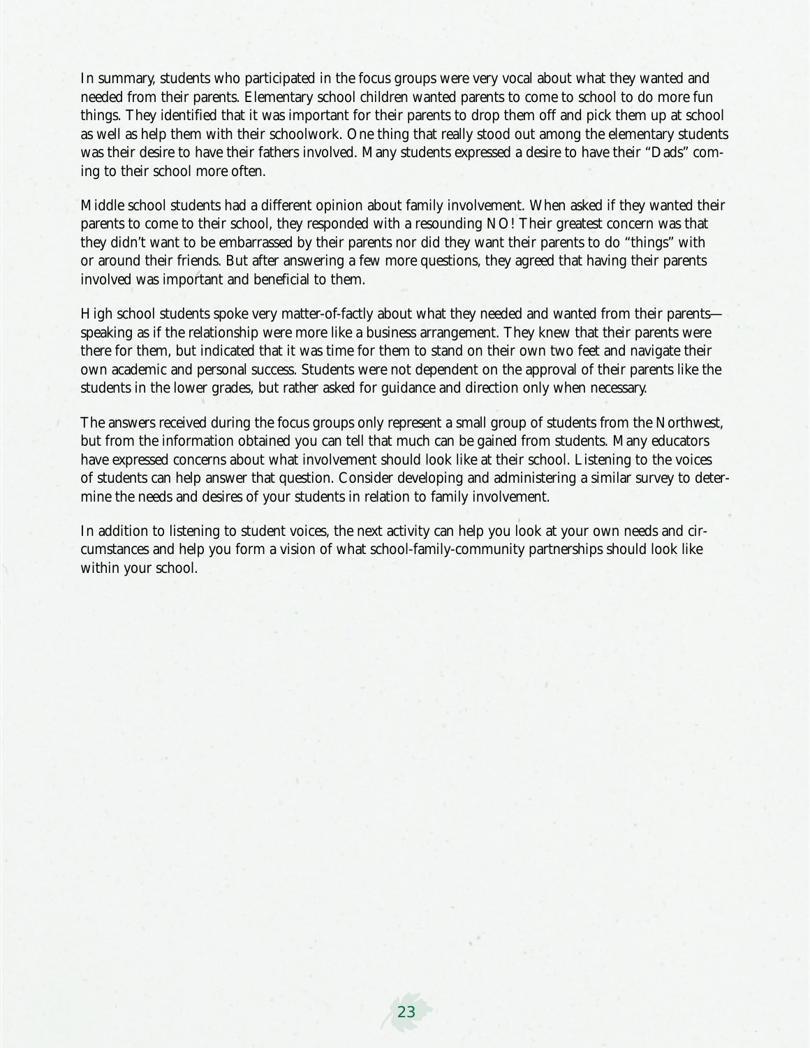In summary, students who participated in the focus groups were very vocal about what they wanted and needed from their parents. Elementary school children wanted parents to come to school to do more fun things. They identified that it was important for their parents to drop them off and pick them up at school as well as help them with their schoolwork. One thing that really stood out among the elementary students was their desire to have their fathers involved. Many students expressed a desire to have their "Dads" coming to their school more often.

Middle school students had a different opinion about family involvement. When asked if they wanted their parents to come to their school, they responded with a resounding NO! Their greatest concern was that they didn't want to be embarrassed by their parents nor did they want their parents to do "things" with or around their friends. But after answering a few more questions, they agreed that having their parents involved was important and beneficial to them.

High school students spoke very matter-of-factly about what they needed and wanted from their parents—speaking as if the relationship were more like a business arrangement. They knew that their parents were there for them, but indicated that it was time for them to stand on their own two feet and navigate their own academic and personal success. Students were not dependent on the approval of their parents like the students in the lower grades, but rather asked for guidance and direction only when necessary.

The answers received during the focus groups only represent a small group of students from the Northwest, but from the information obtained you can tell that much can be gained from students. Many educators have expressed concerns about what involvement should look like at their school. Listening to the voices of students can help answer that question. Consider developing and administering a similar survey to determine the needs and desires of your students in relation to family involvement.

In addition to listening to student voices, the next activity can help you look at your own needs and circumstances and help you form a vision of what school-family-community partnerships should look like within your school.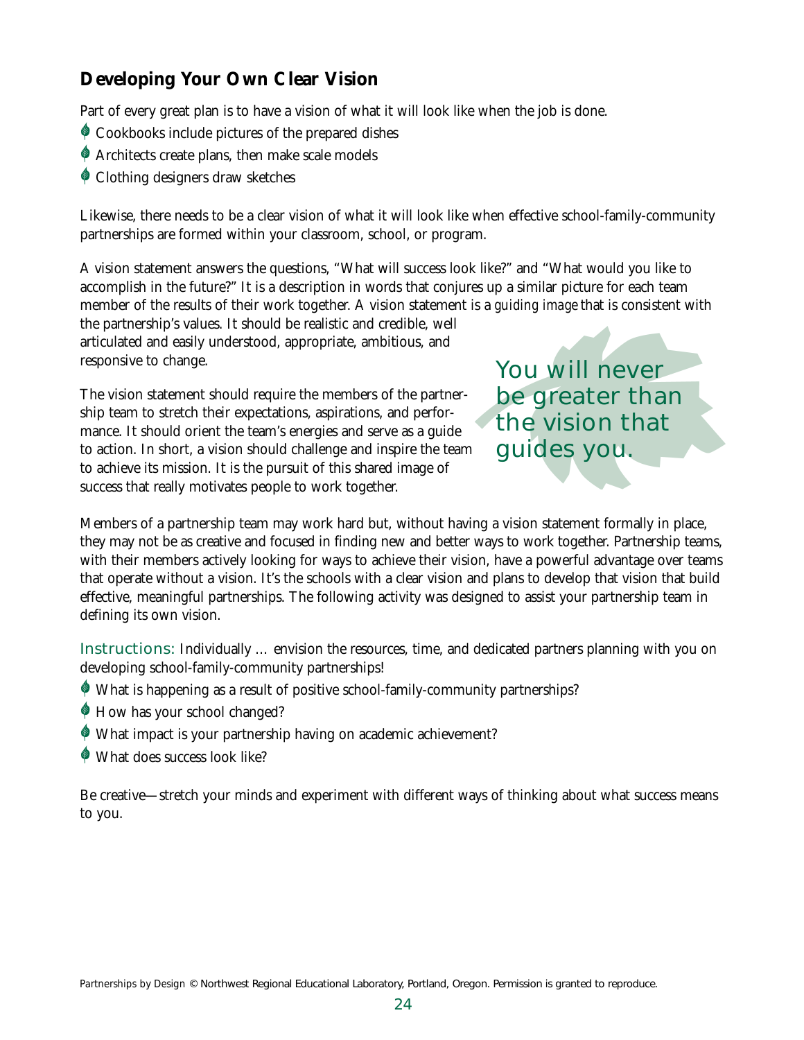## Developing Your Own Clear Vision

Part of every great plan is to have a vision of what it will look like when the job is done.

- Cookbooks include pictures of the prepared dishes
- Architects create plans, then make scale models
- Clothing designers draw sketches

Likewise, there needs to be a clear vision of what it will look like when effective school-family-community partnerships are formed within your classroom, school, or program.

A vision statement answers the questions, "What will success look like?" and "What would you like to accomplish in the future?" It is a description in words that conjures up a similar picture for each team member of the results of their work together. A vision statement is a *guiding image* that is consistent with the partnership's values. It should be realistic and credible, well articulated and easily understood, appropriate, ambitious, and responsive to change.

The vision statement should require the members of the partnership team to stretch their expectations, aspirations, and performance. It should orient the team's energies and serve as a guide to action. In short, a vision should challenge and inspire the team to achieve its mission. It is the pursuit of this shared image of success that really motivates people to work together.

> You will never be greater than the vision that guides you.

Members of a partnership team may work hard but, without having a vision statement formally in place, they may not be as creative and focused in finding new and better ways to work together. Partnership teams, with their members actively looking for ways to achieve their vision, have a powerful advantage over teams that operate without a vision. It's the schools with a clear vision and plans to develop that vision that build effective, meaningful partnerships. The following activity was designed to assist your partnership team in defining its own vision.

Instructions: Individually … envision the resources, time, and dedicated partners planning with you on developing school-family-community partnerships!

- What is happening as a result of positive school-family-community partnerships?
- How has your school changed?
- What impact is your partnership having on academic achievement?
- What does success look like?

Be creative—stretch your minds and experiment with different ways of thinking about what success means to you.

*Partnerships by Design* © Northwest Regional Educational Laboratory, Portland, Oregon. Permission is granted to reproduce.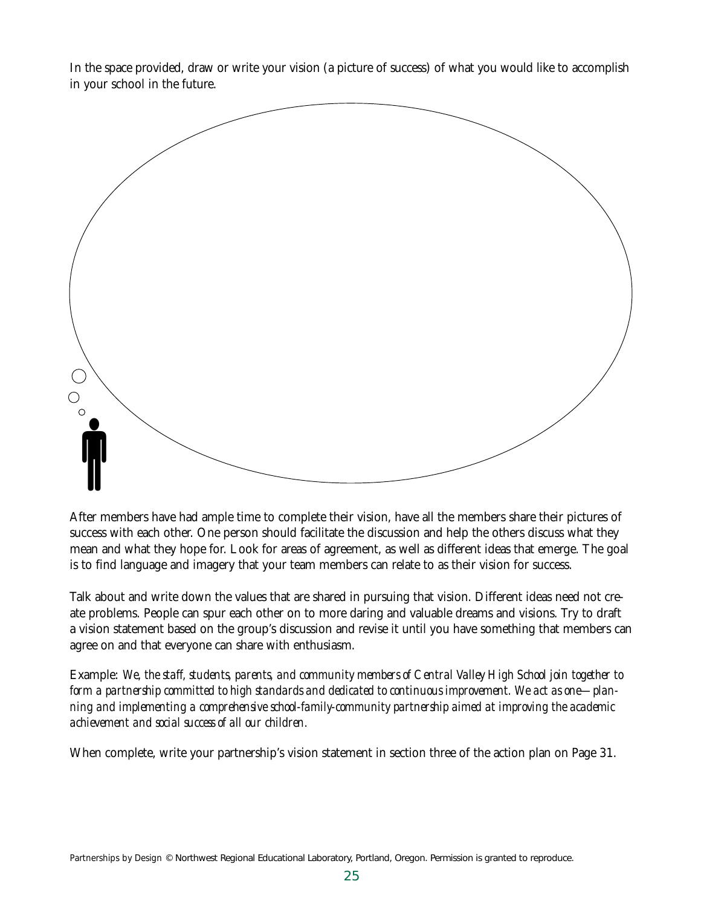In the space provided, draw or write your vision (a picture of success) of what you would like to accomplish in your school in the future.

After members have had ample time to complete their vision, have all the members share their pictures of success with each other. One person should facilitate the discussion and help the others discuss what they mean and what they hope for. Look for areas of agreement, as well as different ideas that emerge. The goal is to find language and imagery that your team members can relate to as their vision for success.

Talk about and write down the values that are shared in pursuing that vision. Different ideas need not create problems. People can spur each other on to more daring and valuable dreams and visions. Try to draft a vision statement based on the group's discussion and revise it until you have something that members can agree on and that everyone can share with enthusiasm.

Example: *We, the staff, students, parents, and community members of Central Valley High School join together to form a partnership committed to high standards and dedicated to continuous improvement. We act as one—planning and implementing a comprehensive school-family-community partnership aimed at improving the academic achievement and social success of all our children.*

When complete, write your partnership's vision statement in section three of the action plan on Page 31.

*Partnerships by Design* © Northwest Regional Educational Laboratory, Portland, Oregon. Permission is granted to reproduce.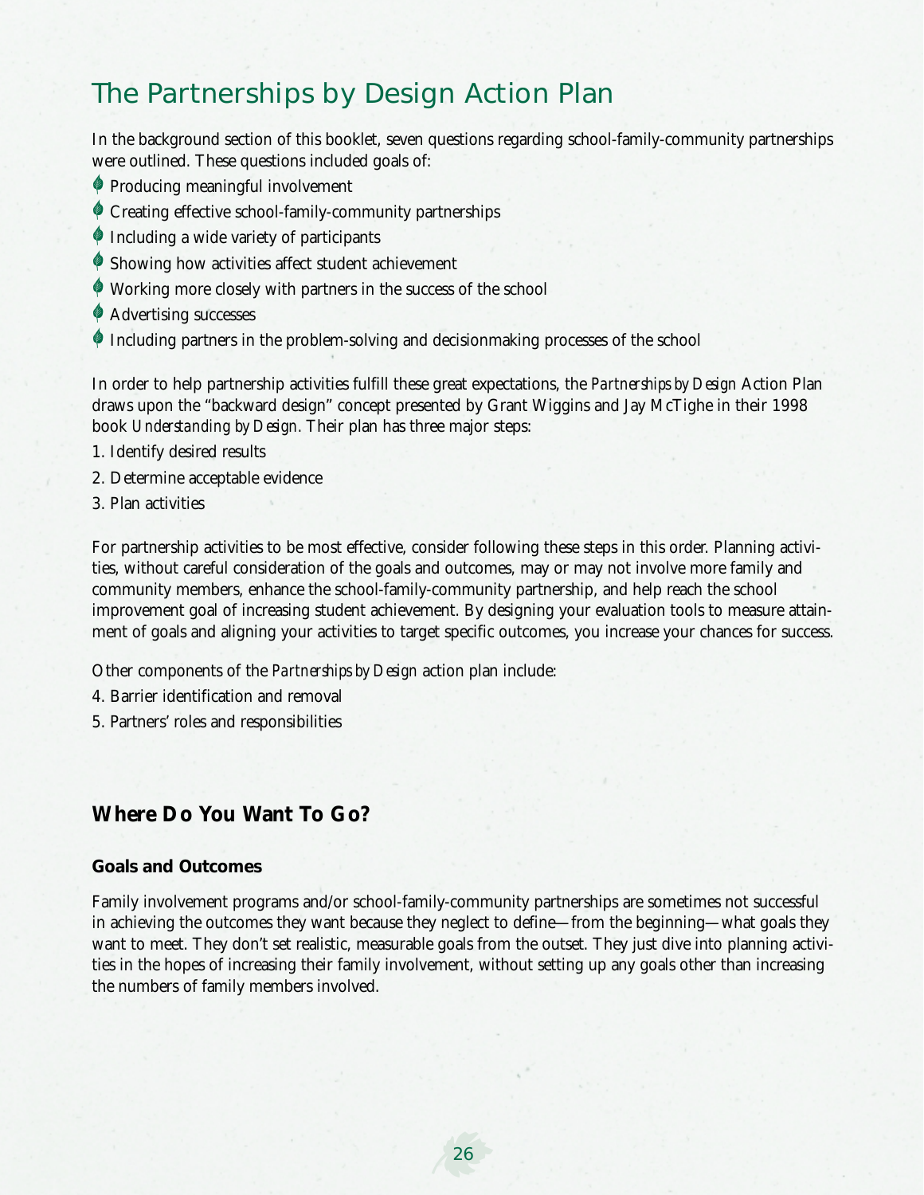# The Partnerships by Design Action Plan

In the background section of this booklet, seven questions regarding school-family-community partnerships were outlined. These questions included goals of:

- Producing meaningful involvement
- Creating effective school-family-community partnerships
- Including a wide variety of participants
- Showing how activities affect student achievement
- Working more closely with partners in the success of the school
- Advertising successes
- Including partners in the problem-solving and decisionmaking processes of the school

In order to help partnership activities fulfill these great expectations, the *Partnerships by Design* Action Plan draws upon the "backward design" concept presented by Grant Wiggins and Jay McTighe in their 1998 book *Understanding by Design*. Their plan has three major steps:

1. Identify desired results
2. Determine acceptable evidence
3. Plan activities

For partnership activities to be most effective, consider following these steps in this order. Planning activities, without careful consideration of the goals and outcomes, may or may not involve more family and community members, enhance the school-family-community partnership, and help reach the school improvement goal of increasing student achievement. By designing your evaluation tools to measure attainment of goals and aligning your activities to target specific outcomes, you increase your chances for success.

Other components of the *Partnerships by Design* action plan include:

4. Barrier identification and removal
5. Partners' roles and responsibilities

## Where Do You Want To Go?

### Goals and Outcomes

Family involvement programs and/or school-family-community partnerships are sometimes not successful in achieving the outcomes they want because they neglect to define—from the beginning—what goals they want to meet. They don't set realistic, measurable goals from the outset. They just dive into planning activities in the hopes of increasing their family involvement, without setting up any goals other than increasing the numbers of family members involved.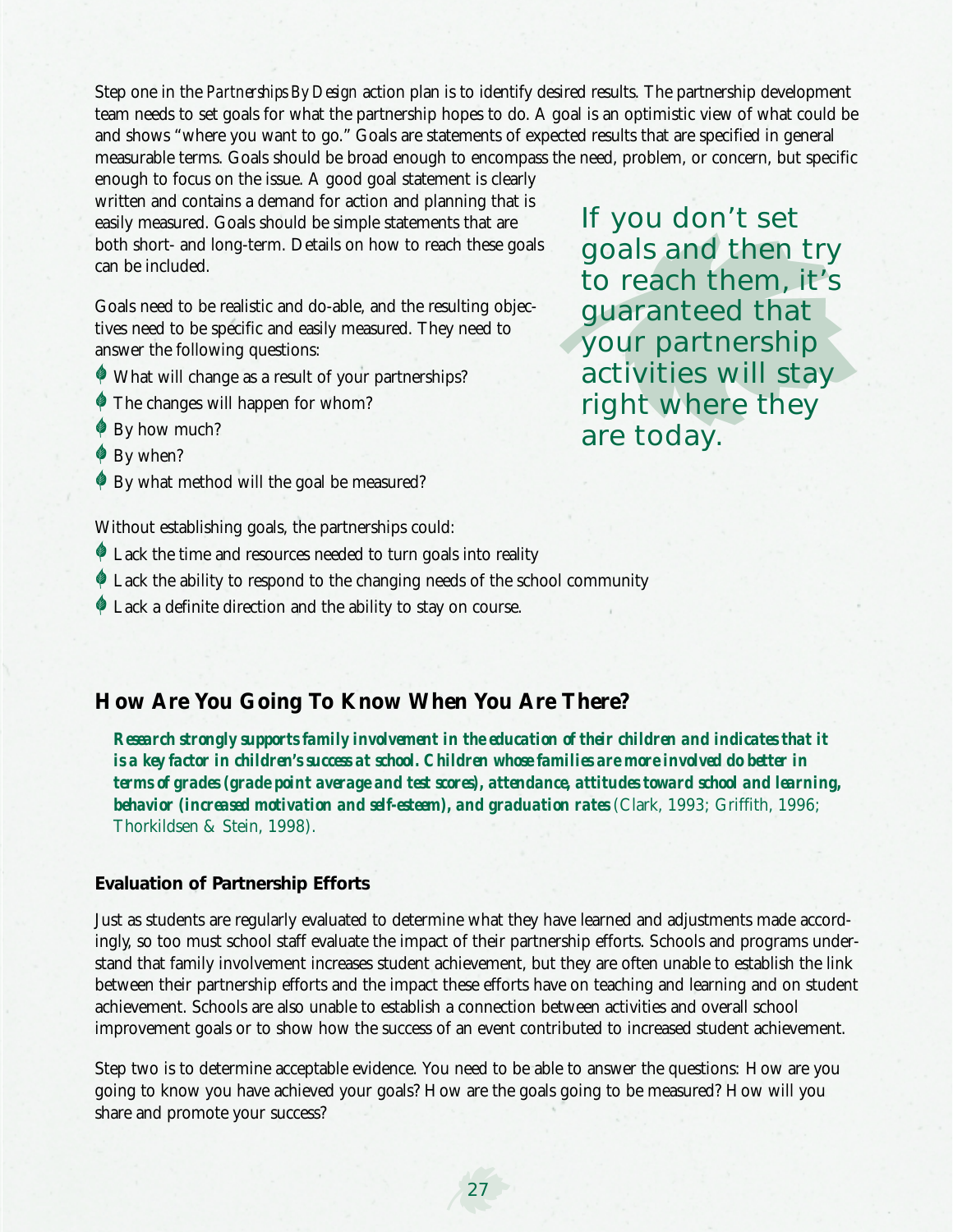Step one in the *Partnerships By Design* action plan is to identify desired results. The partnership development team needs to set goals for what the partnership hopes to do. A goal is an optimistic view of what could be and shows "where you want to go." Goals are statements of expected results that are specified in general measurable terms. Goals should be broad enough to encompass the need, problem, or concern, but specific enough to focus on the issue. A good goal statement is clearly written and contains a demand for action and planning that is easily measured. Goals should be simple statements that are both short- and long-term. Details on how to reach these goals can be included.

Goals need to be realistic and do-able, and the resulting objectives need to be specific and easily measured. They need to answer the following questions:

- What will change as a result of your partnerships?
- The changes will happen for whom?
- By how much?
- By when?
- By what method will the goal be measured?

> If you don't set goals and then try to reach them, it's guaranteed that your partnership activities will stay right where they are today.

Without establishing goals, the partnerships could:

- Lack the time and resources needed to turn goals into reality
- Lack the ability to respond to the changing needs of the school community
- Lack a definite direction and the ability to stay on course.

## How Are You Going To Know When You Are There?

***Research strongly supports family involvement in the education of their children and indicates that it is a key factor in children's success at school. Children whose families are more involved do better in terms of grades (grade point average and test scores), attendance, attitudes toward school and learning, behavior (increased motivation and self-esteem), and graduation rates*** (Clark, 1993; Griffith, 1996; Thorkildsen & Stein, 1998).

### Evaluation of Partnership Efforts

Just as students are regularly evaluated to determine what they have learned and adjustments made accordingly, so too must school staff evaluate the impact of their partnership efforts. Schools and programs understand that family involvement increases student achievement, but they are often unable to establish the link between their partnership efforts and the impact these efforts have on teaching and learning and on student achievement. Schools are also unable to establish a connection between activities and overall school improvement goals or to show how the success of an event contributed to increased student achievement.

Step two is to determine acceptable evidence. You need to be able to answer the questions: How are you going to know you have achieved your goals? How are the goals going to be measured? How will you share and promote your success?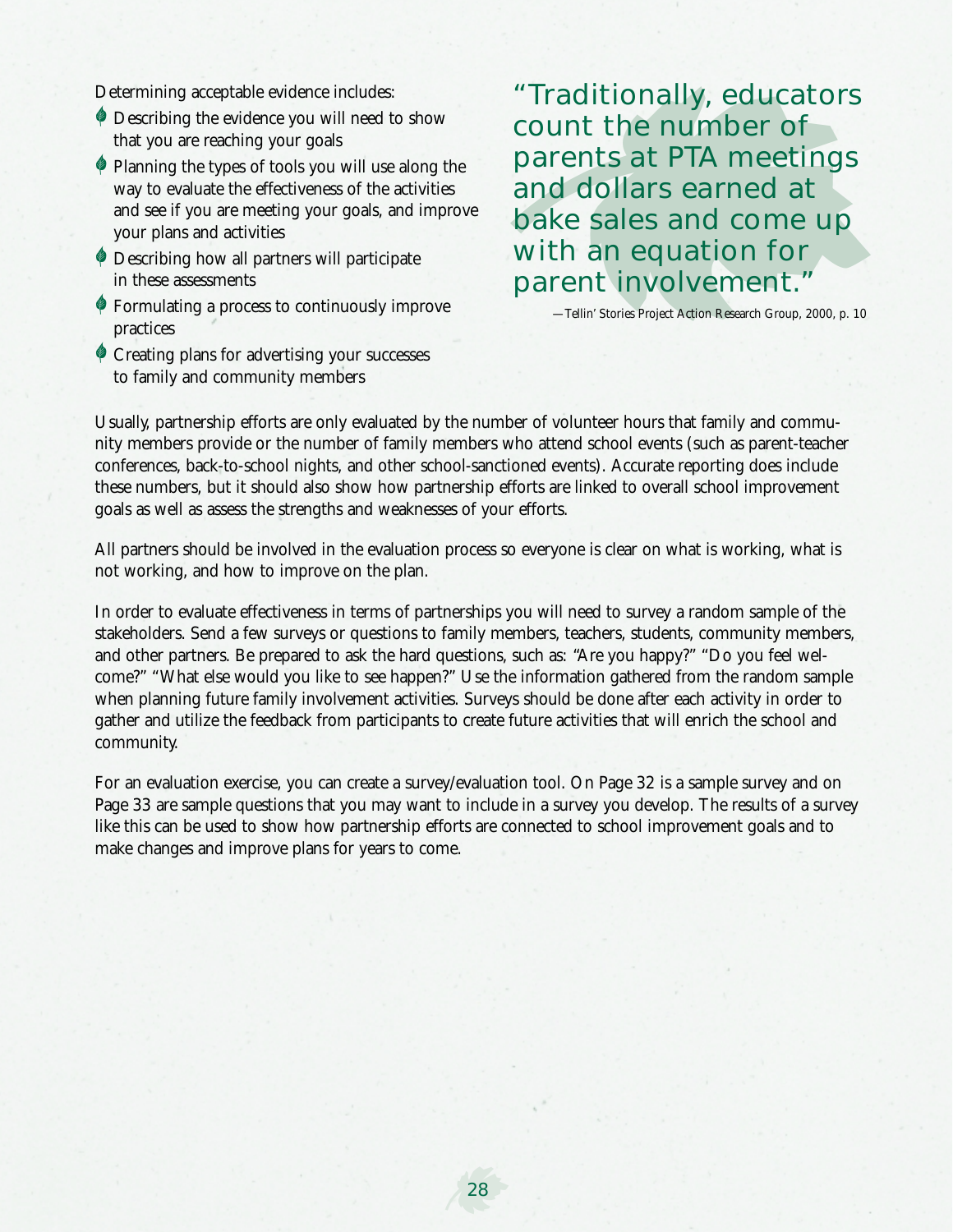Determining acceptable evidence includes:

- Describing the evidence you will need to show that you are reaching your goals
- Planning the types of tools you will use along the way to evaluate the effectiveness of the activities and see if you are meeting your goals, and improve your plans and activities
- Describing how all partners will participate in these assessments
- Formulating a process to continuously improve practices
- Creating plans for advertising your successes to family and community members

> "Traditionally, educators count the number of parents at PTA meetings and dollars earned at bake sales and come up with an equation for parent involvement."
>
> —*Tellin' Stories Project Action Research Group, 2000, p. 10*

Usually, partnership efforts are only evaluated by the number of volunteer hours that family and community members provide or the number of family members who attend school events (such as parent-teacher conferences, back-to-school nights, and other school-sanctioned events). Accurate reporting does include these numbers, but it should also show how partnership efforts are linked to overall school improvement goals as well as assess the strengths and weaknesses of your efforts.

All partners should be involved in the evaluation process so everyone is clear on what is working, what is not working, and how to improve on the plan.

In order to evaluate effectiveness in terms of partnerships you will need to survey a random sample of the stakeholders. Send a few surveys or questions to family members, teachers, students, community members, and other partners. Be prepared to ask the hard questions, such as: "Are you happy?" "Do you feel welcome?" "What else would you like to see happen?" Use the information gathered from the random sample when planning future family involvement activities. Surveys should be done after each activity in order to gather and utilize the feedback from participants to create future activities that will enrich the school and community.

For an evaluation exercise, you can create a survey/evaluation tool. On Page 32 is a sample survey and on Page 33 are sample questions that you may want to include in a survey you develop. The results of a survey like this can be used to show how partnership efforts are connected to school improvement goals and to make changes and improve plans for years to come.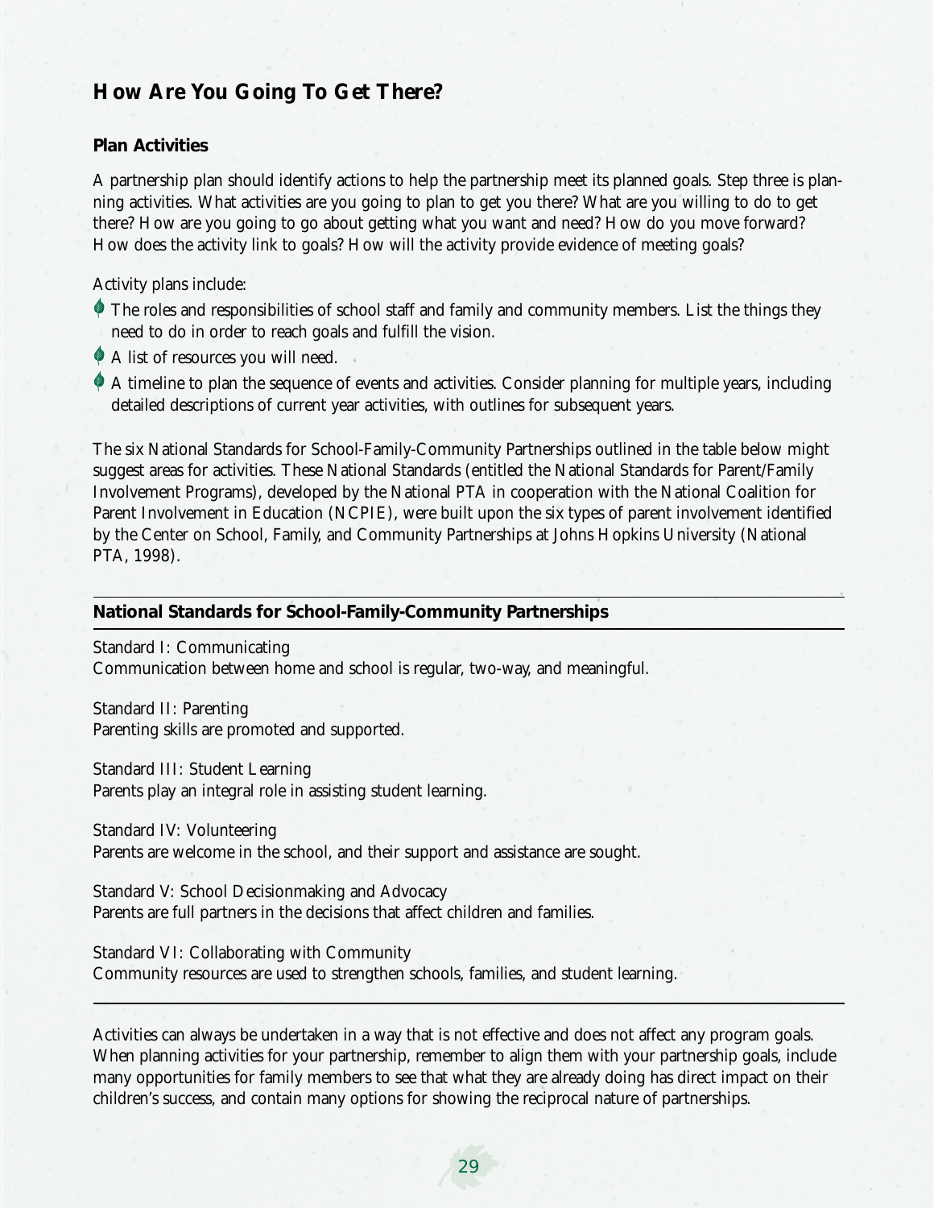## How Are You Going To Get There?

### Plan Activities

A partnership plan should identify actions to help the partnership meet its planned goals. Step three is planning activities. What activities are you going to plan to get you there? What are you willing to do to get there? How are you going to go about getting what you want and need? How do you move forward? How does the activity link to goals? How will the activity provide evidence of meeting goals?

Activity plans include:

- The roles and responsibilities of school staff and family and community members. List the things they need to do in order to reach goals and fulfill the vision.
- A list of resources you will need.
- A timeline to plan the sequence of events and activities. Consider planning for multiple years, including detailed descriptions of current year activities, with outlines for subsequent years.

The six National Standards for School-Family-Community Partnerships outlined in the table below might suggest areas for activities. These National Standards (entitled the National Standards for Parent/Family Involvement Programs), developed by the National PTA in cooperation with the National Coalition for Parent Involvement in Education (NCPIE), were built upon the six types of parent involvement identified by the Center on School, Family, and Community Partnerships at Johns Hopkins University (National PTA, 1998).

**National Standards for School-Family-Community Partnerships**

Standard I: Communicating
Communication between home and school is regular, two-way, and meaningful.

Standard II: Parenting
Parenting skills are promoted and supported.

Standard III: Student Learning
Parents play an integral role in assisting student learning.

Standard IV: Volunteering
Parents are welcome in the school, and their support and assistance are sought.

Standard V: School Decisionmaking and Advocacy
Parents are full partners in the decisions that affect children and families.

Standard VI: Collaborating with Community
Community resources are used to strengthen schools, families, and student learning.

Activities can always be undertaken in a way that is not effective and does not affect any program goals. When planning activities for your partnership, remember to align them with your partnership goals, include many opportunities for family members to see that what they are already doing has direct impact on their children's success, and contain many options for showing the reciprocal nature of partnerships.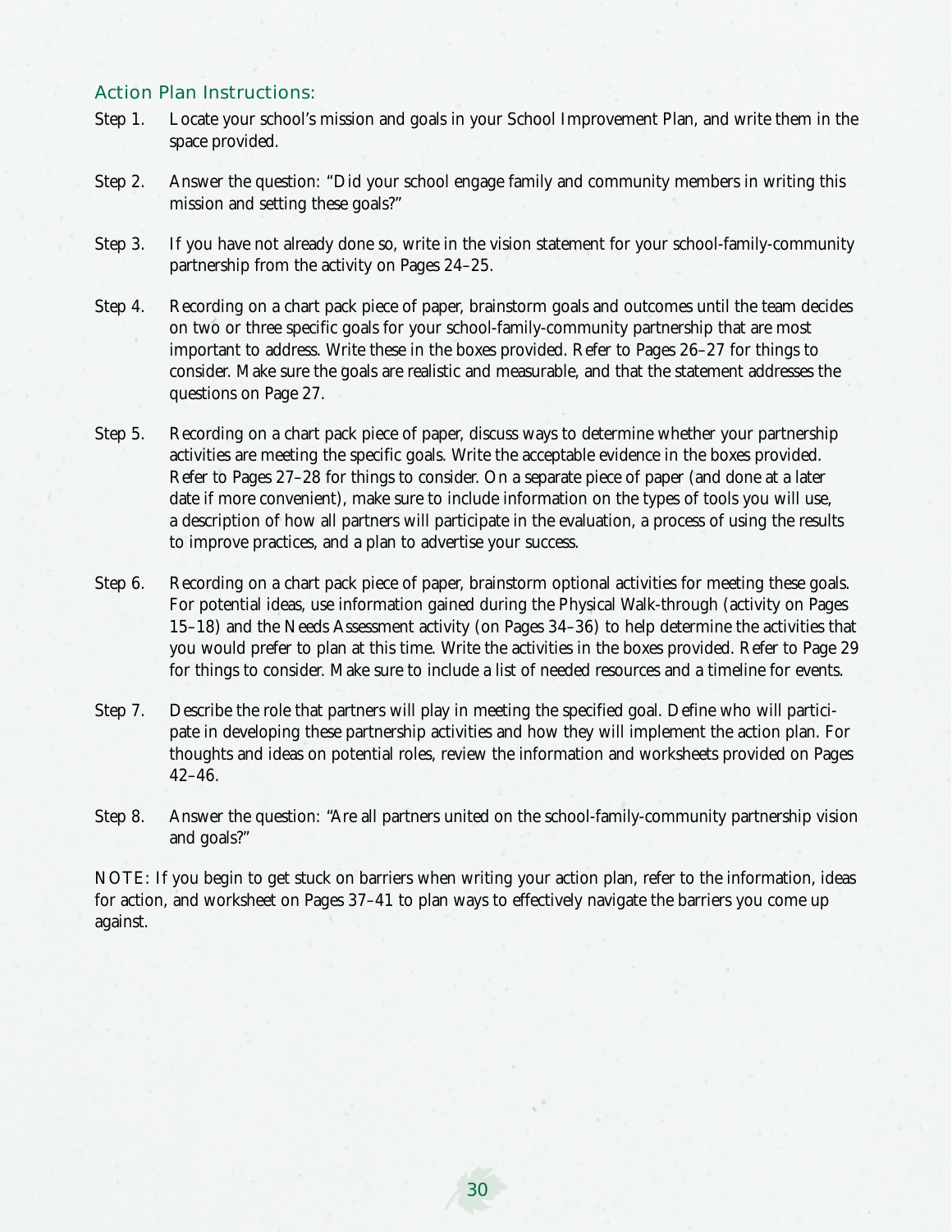## Action Plan Instructions:

Step 1. Locate your school's mission and goals in your School Improvement Plan, and write them in the space provided.

Step 2. Answer the question: "Did your school engage family and community members in writing this mission and setting these goals?"

Step 3. If you have not already done so, write in the vision statement for your school-family-community partnership from the activity on Pages 24–25.

Step 4. Recording on a chart pack piece of paper, brainstorm goals and outcomes until the team decides on two or three specific goals for your school-family-community partnership that are most important to address. Write these in the boxes provided. Refer to Pages 26–27 for things to consider. Make sure the goals are realistic and measurable, and that the statement addresses the questions on Page 27.

Step 5. Recording on a chart pack piece of paper, discuss ways to determine whether your partnership activities are meeting the specific goals. Write the acceptable evidence in the boxes provided. Refer to Pages 27–28 for things to consider. On a separate piece of paper (and done at a later date if more convenient), make sure to include information on the types of tools you will use, a description of how all partners will participate in the evaluation, a process of using the results to improve practices, and a plan to advertise your success.

Step 6. Recording on a chart pack piece of paper, brainstorm optional activities for meeting these goals. For potential ideas, use information gained during the Physical Walk-through (activity on Pages 15–18) and the Needs Assessment activity (on Pages 34–36) to help determine the activities that you would prefer to plan at this time. Write the activities in the boxes provided. Refer to Page 29 for things to consider. Make sure to include a list of needed resources and a timeline for events.

Step 7. Describe the role that partners will play in meeting the specified goal. Define who will participate in developing these partnership activities and how they will implement the action plan. For thoughts and ideas on potential roles, review the information and worksheets provided on Pages 42–46.

Step 8. Answer the question: "Are all partners united on the school-family-community partnership vision and goals?"

NOTE: If you begin to get stuck on barriers when writing your action plan, refer to the information, ideas for action, and worksheet on Pages 37–41 to plan ways to effectively navigate the barriers you come up against.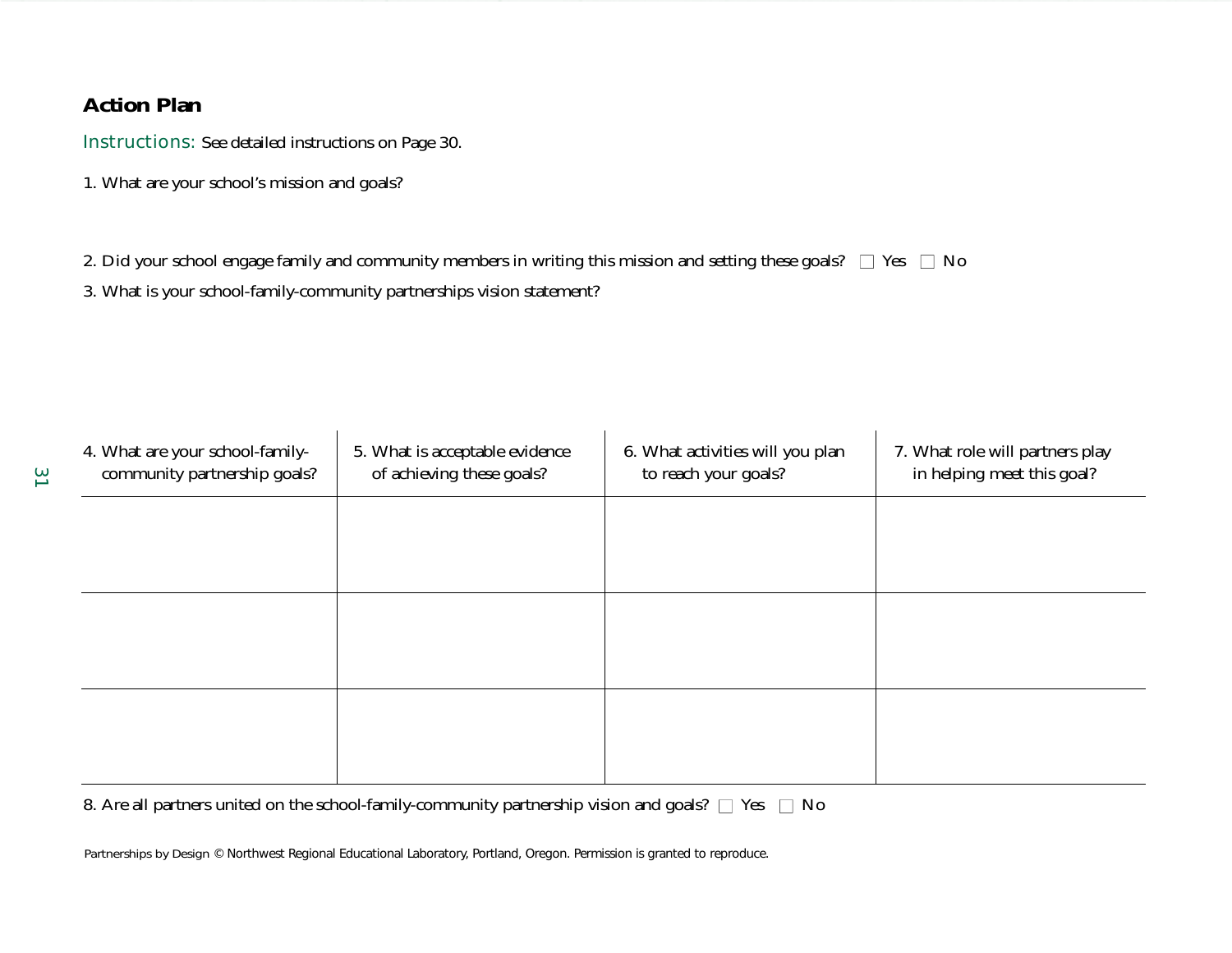## Action Plan

Instructions: See detailed instructions on Page 30.

1. What are your school's mission and goals?

2. Did your school engage family and community members in writing this mission and setting these goals? ☐ Yes ☐ No

3. What is your school-family-community partnerships vision statement?

| 4. What are your school-family-community partnership goals? | 5. What is acceptable evidence of achieving these goals? | 6. What activities will you plan to reach your goals? | 7. What role will partners play in helping meet this goal? |
|---|---|---|---|
| | | | |
| | | | |
| | | | |

8. Are all partners united on the school-family-community partnership vision and goals? ☐ Yes ☐ No

Partnerships by Design © Northwest Regional Educational Laboratory, Portland, Oregon. Permission is granted to reproduce.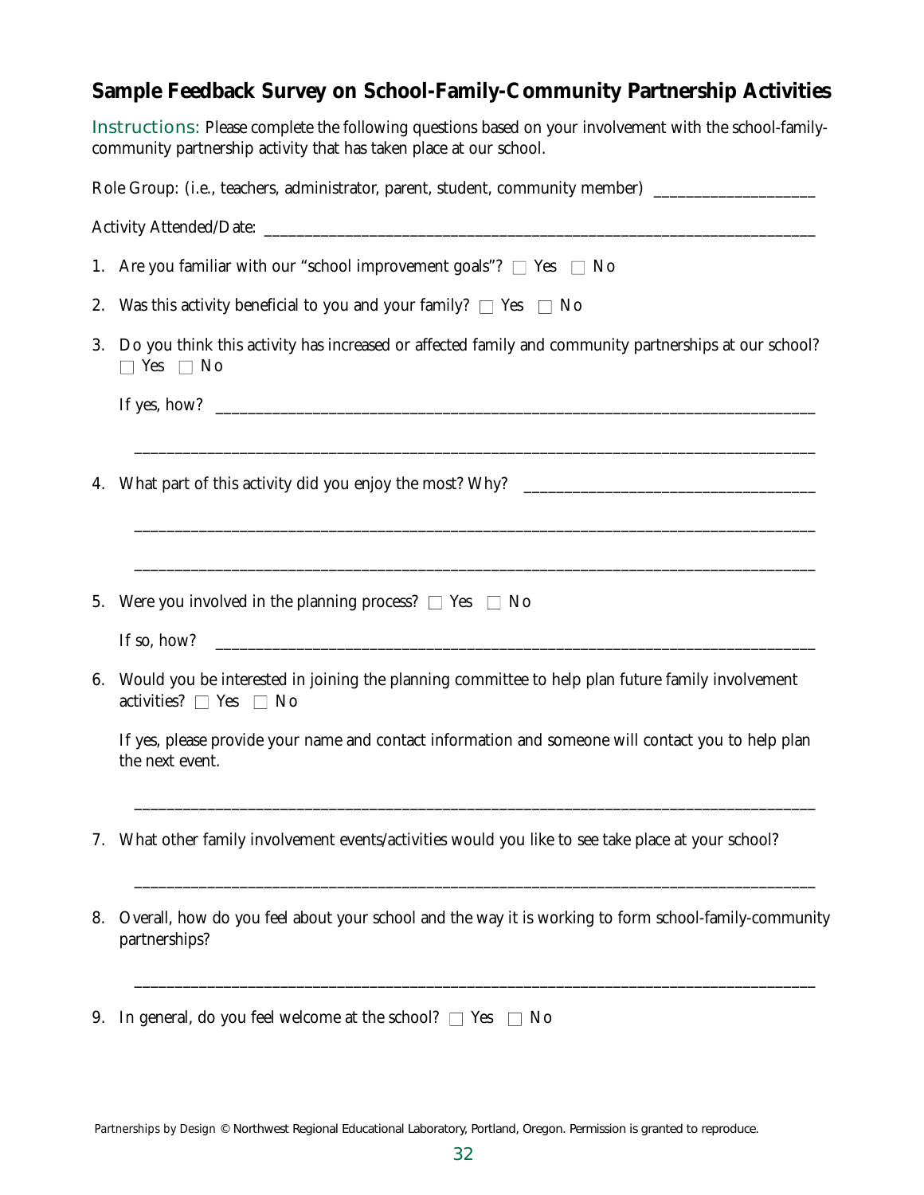## Sample Feedback Survey on School-Family-Community Partnership Activities

Instructions: Please complete the following questions based on your involvement with the school-family-community partnership activity that has taken place at our school.

Role Group: (i.e., teachers, administrator, parent, student, community member) ____________________

Activity Attended/Date: ______________________________________________________________________

1. Are you familiar with our "school improvement goals"? ☐ Yes ☐ No

2. Was this activity beneficial to you and your family? ☐ Yes ☐ No

3. Do you think this activity has increased or affected family and community partnerships at our school? ☐ Yes ☐ No

   If yes, how? ____________________________________________________________________________

   ________________________________________________________________________________________

4. What part of this activity did you enjoy the most? Why? ____________________________________

   ________________________________________________________________________________________

   ________________________________________________________________________________________

5. Were you involved in the planning process? ☐ Yes ☐ No

   If so, how? _____________________________________________________________________________

6. Would you be interested in joining the planning committee to help plan future family involvement activities? ☐ Yes ☐ No

   If yes, please provide your name and contact information and someone will contact you to help plan the next event.

   ________________________________________________________________________________________

7. What other family involvement events/activities would you like to see take place at your school?

   ________________________________________________________________________________________

8. Overall, how do you feel about your school and the way it is working to form school-family-community partnerships?

   ________________________________________________________________________________________

9. In general, do you feel welcome at the school? ☐ Yes ☐ No

*Partnerships by Design* © Northwest Regional Educational Laboratory, Portland, Oregon. Permission is granted to reproduce.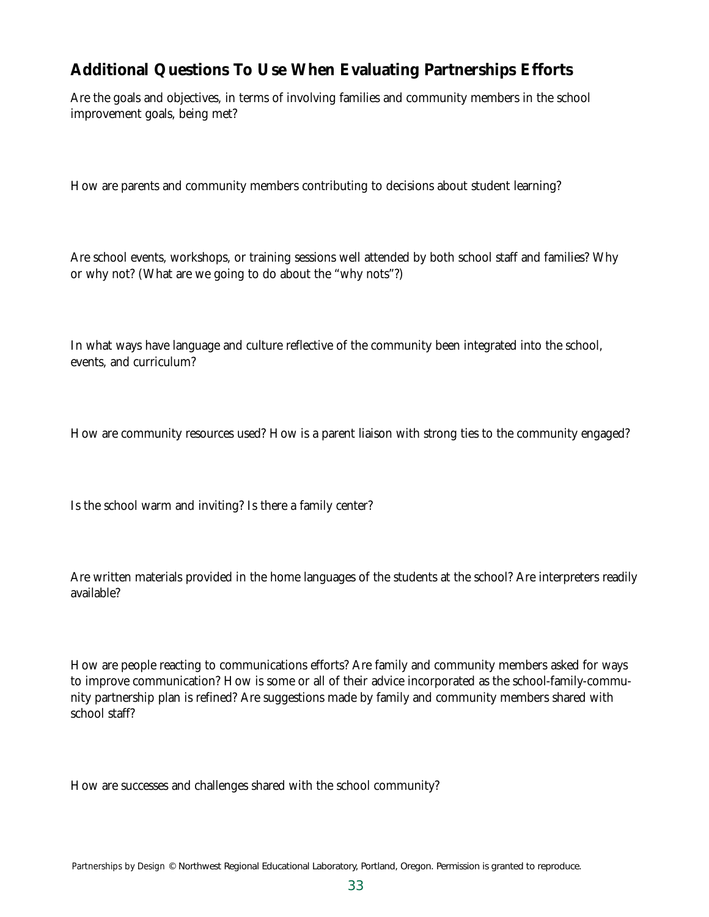## Additional Questions To Use When Evaluating Partnerships Efforts

Are the goals and objectives, in terms of involving families and community members in the school improvement goals, being met?

How are parents and community members contributing to decisions about student learning?

Are school events, workshops, or training sessions well attended by both school staff and families? Why or why not? (What are we going to do about the "why nots"?)

In what ways have language and culture reflective of the community been integrated into the school, events, and curriculum?

How are community resources used? How is a parent liaison with strong ties to the community engaged?

Is the school warm and inviting? Is there a family center?

Are written materials provided in the home languages of the students at the school? Are interpreters readily available?

How are people reacting to communications efforts? Are family and community members asked for ways to improve communication? How is some or all of their advice incorporated as the school-family-community partnership plan is refined? Are suggestions made by family and community members shared with school staff?

How are successes and challenges shared with the school community?

*Partnerships by Design* © Northwest Regional Educational Laboratory, Portland, Oregon. Permission is granted to reproduce.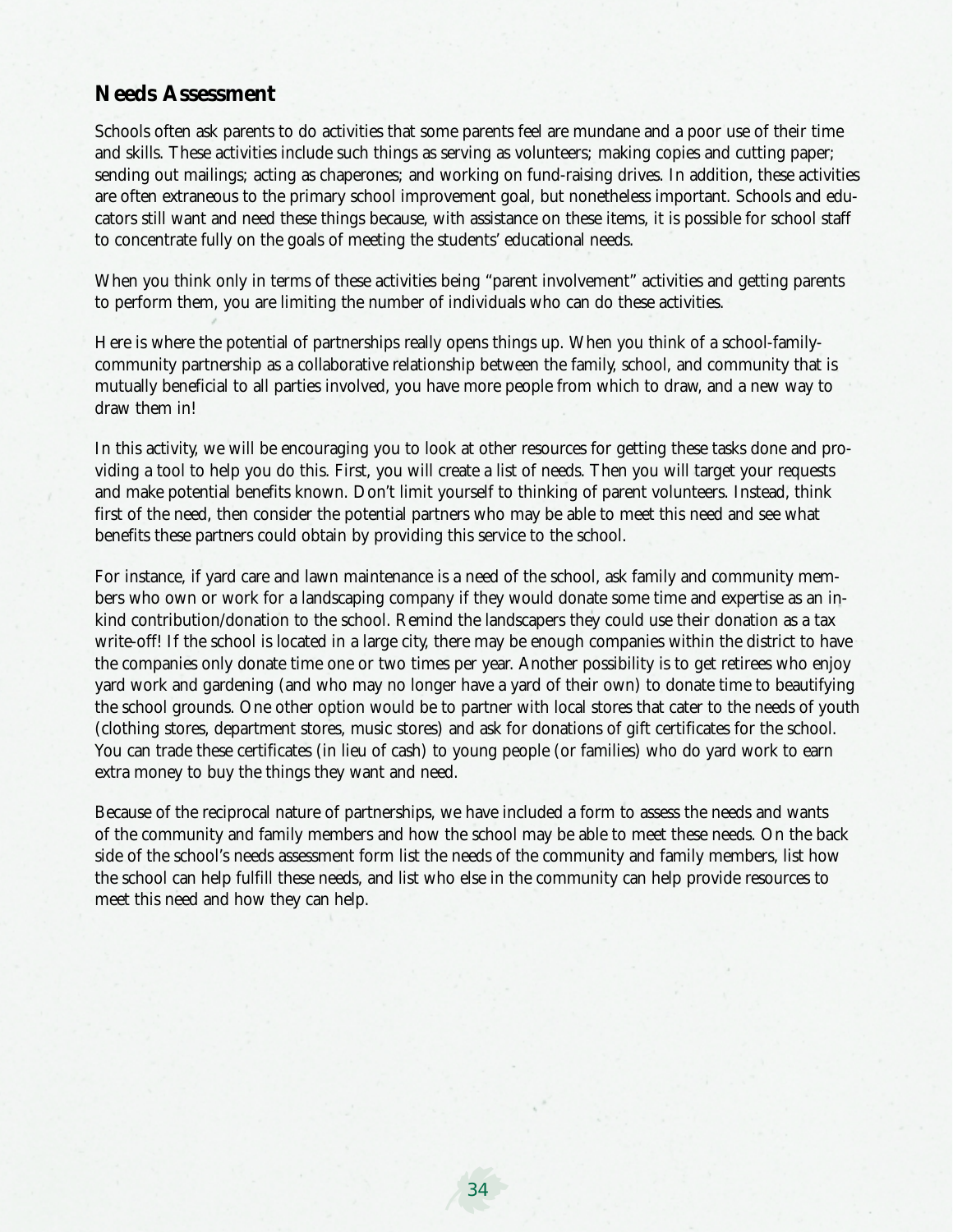## Needs Assessment

Schools often ask parents to do activities that some parents feel are mundane and a poor use of their time and skills. These activities include such things as serving as volunteers; making copies and cutting paper; sending out mailings; acting as chaperones; and working on fund-raising drives. In addition, these activities are often extraneous to the primary school improvement goal, but nonetheless important. Schools and educators still want and need these things because, with assistance on these items, it is possible for school staff to concentrate fully on the goals of meeting the students' educational needs.

When you think only in terms of these activities being "parent involvement" activities and getting parents to perform them, you are limiting the number of individuals who can do these activities.

Here is where the potential of partnerships really opens things up. When you think of a school-family-community partnership as a collaborative relationship between the family, school, and community that is mutually beneficial to all parties involved, you have more people from which to draw, and a new way to draw them in!

In this activity, we will be encouraging you to look at other resources for getting these tasks done and providing a tool to help you do this. First, you will create a list of needs. Then you will target your requests and make potential benefits known. Don't limit yourself to thinking of parent volunteers. Instead, think first of the need, then consider the potential partners who may be able to meet this need and see what benefits these partners could obtain by providing this service to the school.

For instance, if yard care and lawn maintenance is a need of the school, ask family and community members who own or work for a landscaping company if they would donate some time and expertise as an in-kind contribution/donation to the school. Remind the landscapers they could use their donation as a tax write-off! If the school is located in a large city, there may be enough companies within the district to have the companies only donate time one or two times per year. Another possibility is to get retirees who enjoy yard work and gardening (and who may no longer have a yard of their own) to donate time to beautifying the school grounds. One other option would be to partner with local stores that cater to the needs of youth (clothing stores, department stores, music stores) and ask for donations of gift certificates for the school. You can trade these certificates (in lieu of cash) to young people (or families) who do yard work to earn extra money to buy the things they want and need.

Because of the reciprocal nature of partnerships, we have included a form to assess the needs and wants of the community and family members and how the school may be able to meet these needs. On the back side of the school's needs assessment form list the needs of the community and family members, list how the school can help fulfill these needs, and list who else in the community can help provide resources to meet this need and how they can help.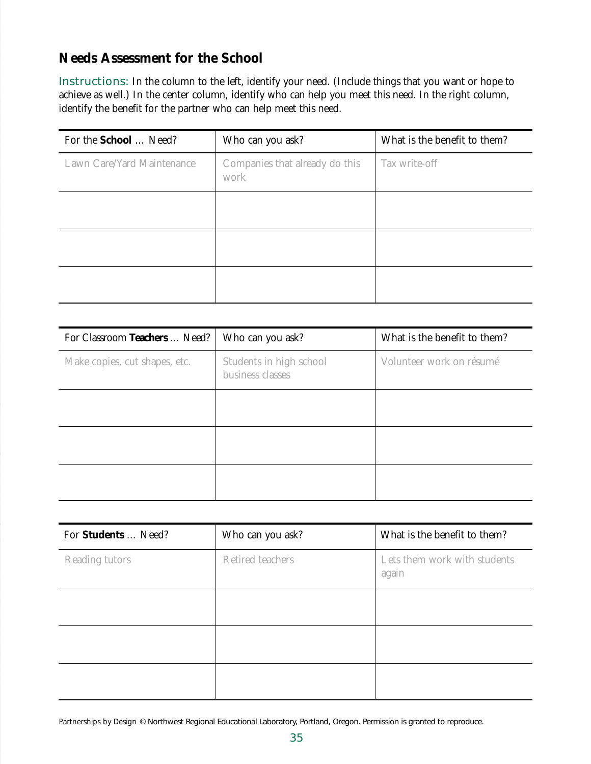## Needs Assessment for the School

Instructions: In the column to the left, identify your need. (Include things that you want or hope to achieve as well.) In the center column, identify who can help you meet this need. In the right column, identify the benefit for the partner who can help meet this need.

| For the **School** … Need? | Who can you ask? | What is the benefit to them? |
|---|---|---|
| Lawn Care/Yard Maintenance | Companies that already do this work | Tax write-off |
| | | |
| | | |
| | | |

| For Classroom **Teachers** … Need? | Who can you ask? | What is the benefit to them? |
|---|---|---|
| Make copies, cut shapes, etc. | Students in high school business classes | Volunteer work on résumé |
| | | |
| | | |
| | | |

| For **Students** … Need? | Who can you ask? | What is the benefit to them? |
|---|---|---|
| Reading tutors | Retired teachers | Lets them work with students again |
| | | |
| | | |
| | | |

Partnerships by Design © Northwest Regional Educational Laboratory, Portland, Oregon. Permission is granted to reproduce.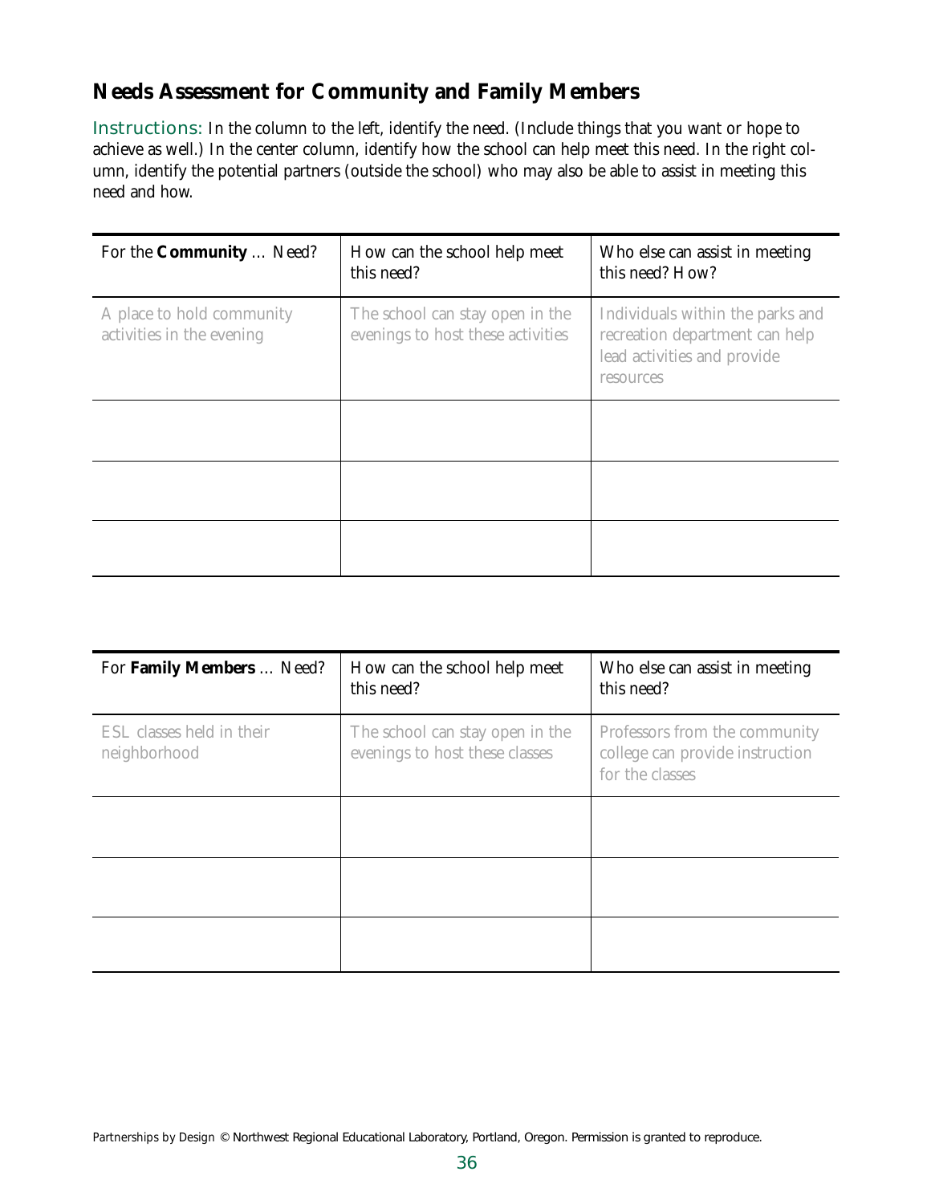## Needs Assessment for Community and Family Members

Instructions: In the column to the left, identify the need. (Include things that you want or hope to achieve as well.) In the center column, identify how the school can help meet this need. In the right column, identify the potential partners (outside the school) who may also be able to assist in meeting this need and how.

| For the **Community** ... Need? | How can the school help meet this need? | Who else can assist in meeting this need? How? |
|---|---|---|
| A place to hold community activities in the evening | The school can stay open in the evenings to host these activities | Individuals within the parks and recreation department can help lead activities and provide resources |
| | | |
| | | |
| | | |

| For **Family Members** ... Need? | How can the school help meet this need? | Who else can assist in meeting this need? |
|---|---|---|
| ESL classes held in their neighborhood | The school can stay open in the evenings to host these classes | Professors from the community college can provide instruction for the classes |
| | | |
| | | |
| | | |

*Partnerships by Design* © Northwest Regional Educational Laboratory, Portland, Oregon. Permission is granted to reproduce.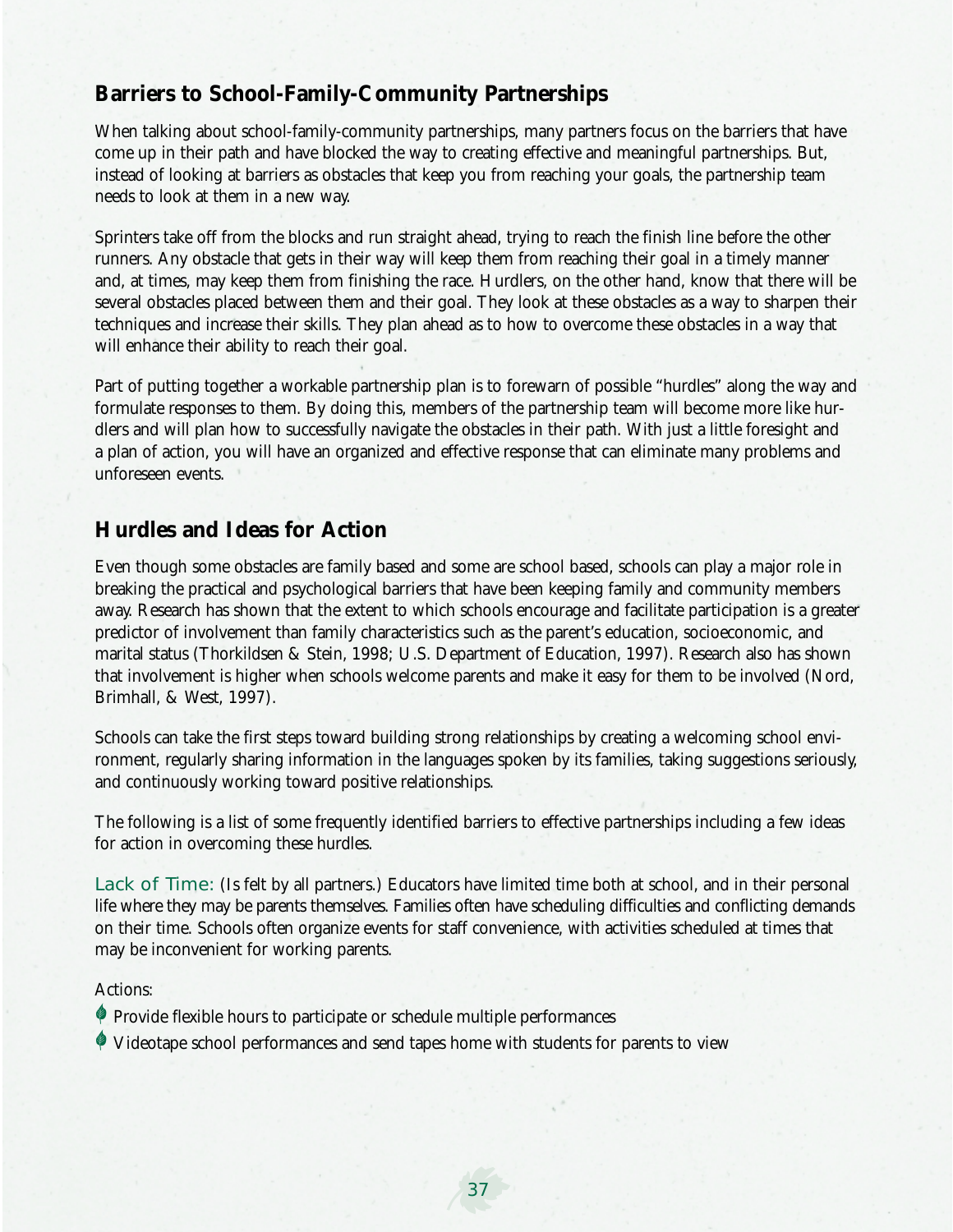## Barriers to School-Family-Community Partnerships

When talking about school-family-community partnerships, many partners focus on the barriers that have come up in their path and have blocked the way to creating effective and meaningful partnerships. But, instead of looking at barriers as obstacles that keep you from reaching your goals, the partnership team needs to look at them in a new way.

Sprinters take off from the blocks and run straight ahead, trying to reach the finish line before the other runners. Any obstacle that gets in their way will keep them from reaching their goal in a timely manner and, at times, may keep them from finishing the race. Hurdlers, on the other hand, know that there will be several obstacles placed between them and their goal. They look at these obstacles as a way to sharpen their techniques and increase their skills. They plan ahead as to how to overcome these obstacles in a way that will enhance their ability to reach their goal.

Part of putting together a workable partnership plan is to forewarn of possible "hurdles" along the way and formulate responses to them. By doing this, members of the partnership team will become more like hurdlers and will plan how to successfully navigate the obstacles in their path. With just a little foresight and a plan of action, you will have an organized and effective response that can eliminate many problems and unforeseen events.

## Hurdles and Ideas for Action

Even though some obstacles are family based and some are school based, schools can play a major role in breaking the practical and psychological barriers that have been keeping family and community members away. Research has shown that the extent to which schools encourage and facilitate participation is a greater predictor of involvement than family characteristics such as the parent's education, socioeconomic, and marital status (Thorkildsen & Stein, 1998; U.S. Department of Education, 1997). Research also has shown that involvement is higher when schools welcome parents and make it easy for them to be involved (Nord, Brimhall, & West, 1997).

Schools can take the first steps toward building strong relationships by creating a welcoming school environment, regularly sharing information in the languages spoken by its families, taking suggestions seriously, and continuously working toward positive relationships.

The following is a list of some frequently identified barriers to effective partnerships including a few ideas for action in overcoming these hurdles.

Lack of Time: (Is felt by all partners.) Educators have limited time both at school, and in their personal life where they may be parents themselves. Families often have scheduling difficulties and conflicting demands on their time. Schools often organize events for staff convenience, with activities scheduled at times that may be inconvenient for working parents.

Actions:

- Provide flexible hours to participate or schedule multiple performances
- Videotape school performances and send tapes home with students for parents to view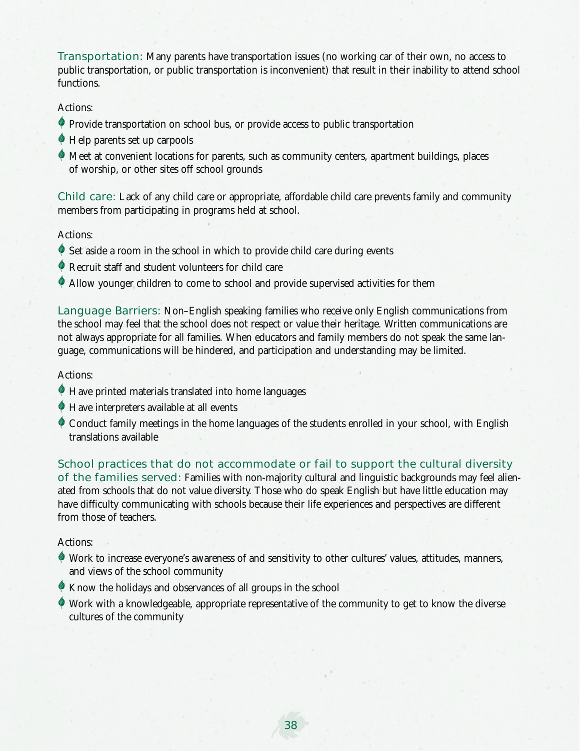**Transportation:** Many parents have transportation issues (no working car of their own, no access to public transportation, or public transportation is inconvenient) that result in their inability to attend school functions.

Actions:

- Provide transportation on school bus, or provide access to public transportation
- Help parents set up carpools
- Meet at convenient locations for parents, such as community centers, apartment buildings, places of worship, or other sites off school grounds

**Child care:** Lack of any child care or appropriate, affordable child care prevents family and community members from participating in programs held at school.

Actions:

- Set aside a room in the school in which to provide child care during events
- Recruit staff and student volunteers for child care
- Allow younger children to come to school and provide supervised activities for them

**Language Barriers:** Non–English speaking families who receive only English communications from the school may feel that the school does not respect or value their heritage. Written communications are not always appropriate for all families. When educators and family members do not speak the same language, communications will be hindered, and participation and understanding may be limited.

Actions:

- Have printed materials translated into home languages
- Have interpreters available at all events
- Conduct family meetings in the home languages of the students enrolled in your school, with English translations available

**School practices that do not accommodate or fail to support the cultural diversity of the families served:** Families with non-majority cultural and linguistic backgrounds may feel alienated from schools that do not value diversity. Those who do speak English but have little education may have difficulty communicating with schools because their life experiences and perspectives are different from those of teachers.

Actions:

- Work to increase everyone's awareness of and sensitivity to other cultures' values, attitudes, manners, and views of the school community
- Know the holidays and observances of all groups in the school
- Work with a knowledgeable, appropriate representative of the community to get to know the diverse cultures of the community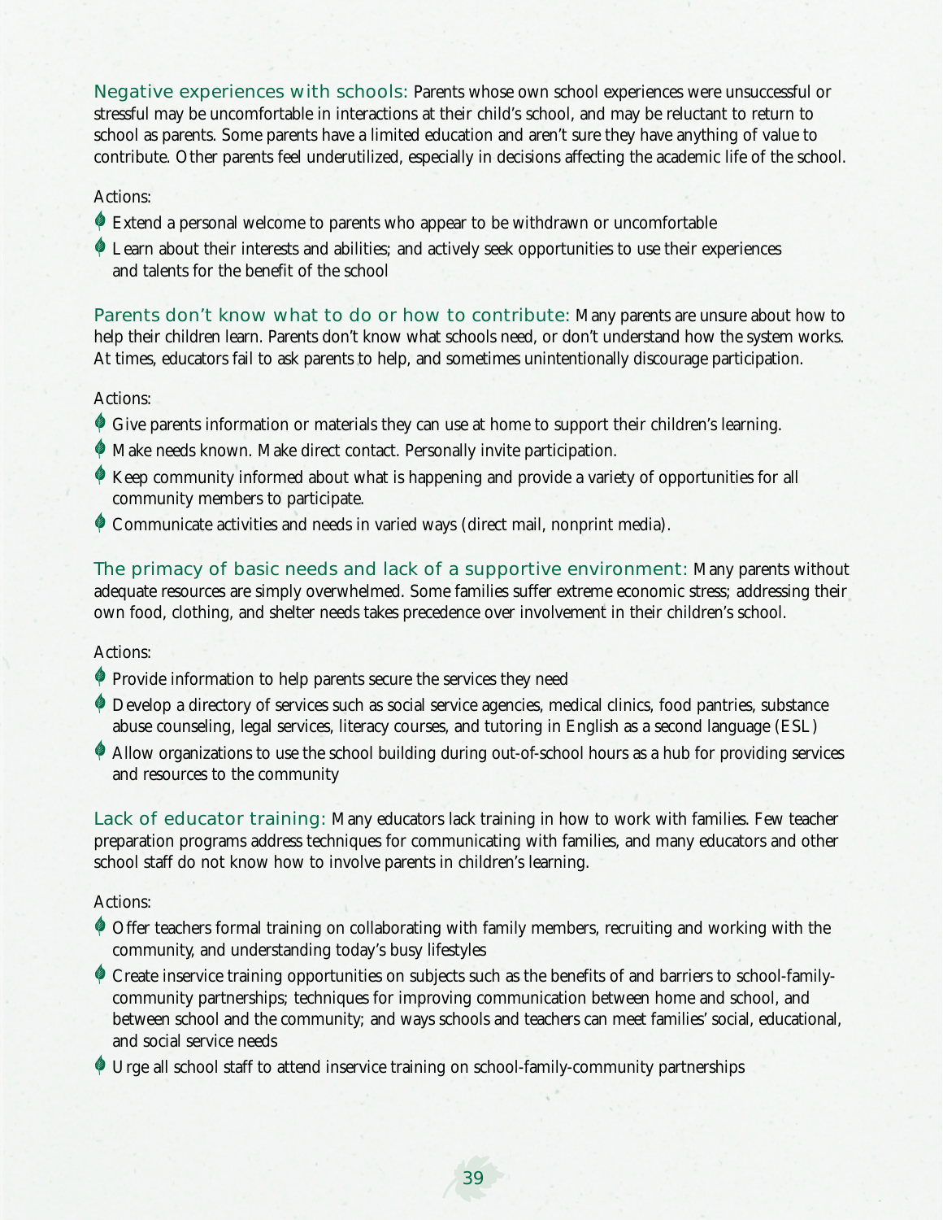**Negative experiences with schools:** Parents whose own school experiences were unsuccessful or stressful may be uncomfortable in interactions at their child's school, and may be reluctant to return to school as parents. Some parents have a limited education and aren't sure they have anything of value to contribute. Other parents feel underutilized, especially in decisions affecting the academic life of the school.

Actions:

- Extend a personal welcome to parents who appear to be withdrawn or uncomfortable
- Learn about their interests and abilities; and actively seek opportunities to use their experiences and talents for the benefit of the school

**Parents don't know what to do or how to contribute:** Many parents are unsure about how to help their children learn. Parents don't know what schools need, or don't understand how the system works. At times, educators fail to ask parents to help, and sometimes unintentionally discourage participation.

Actions:

- Give parents information or materials they can use at home to support their children's learning.
- Make needs known. Make direct contact. Personally invite participation.
- Keep community informed about what is happening and provide a variety of opportunities for all community members to participate.
- Communicate activities and needs in varied ways (direct mail, nonprint media).

**The primacy of basic needs and lack of a supportive environment:** Many parents without adequate resources are simply overwhelmed. Some families suffer extreme economic stress; addressing their own food, clothing, and shelter needs takes precedence over involvement in their children's school.

Actions:

- Provide information to help parents secure the services they need
- Develop a directory of services such as social service agencies, medical clinics, food pantries, substance abuse counseling, legal services, literacy courses, and tutoring in English as a second language (ESL)
- Allow organizations to use the school building during out-of-school hours as a hub for providing services and resources to the community

**Lack of educator training:** Many educators lack training in how to work with families. Few teacher preparation programs address techniques for communicating with families, and many educators and other school staff do not know how to involve parents in children's learning.

Actions:

- Offer teachers formal training on collaborating with family members, recruiting and working with the community, and understanding today's busy lifestyles
- Create inservice training opportunities on subjects such as the benefits of and barriers to school-family-community partnerships; techniques for improving communication between home and school, and between school and the community; and ways schools and teachers can meet families' social, educational, and social service needs
- Urge all school staff to attend inservice training on school-family-community partnerships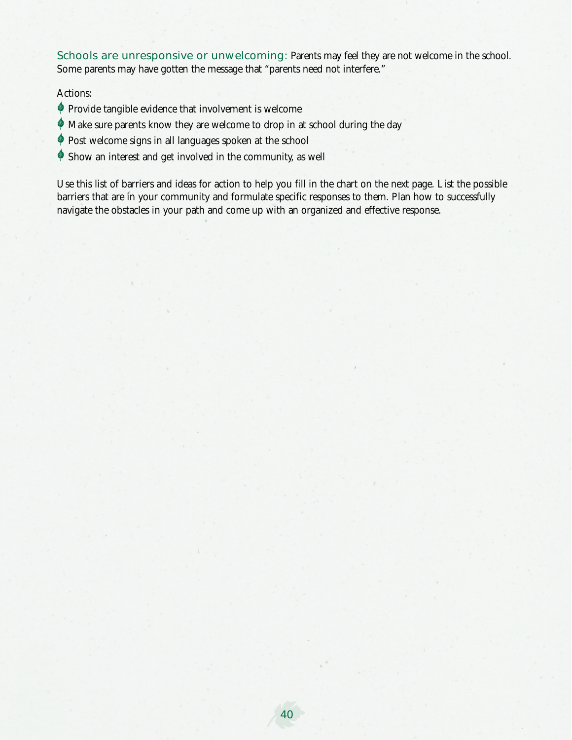**Schools are unresponsive or unwelcoming:** Parents may feel they are not welcome in the school. Some parents may have gotten the message that "parents need not interfere."

Actions:

- Provide tangible evidence that involvement is welcome
- Make sure parents know they are welcome to drop in at school during the day
- Post welcome signs in all languages spoken at the school
- Show an interest and get involved in the community, as well

Use this list of barriers and ideas for action to help you fill in the chart on the next page. List the possible barriers that are in your community and formulate specific responses to them. Plan how to successfully navigate the obstacles in your path and come up with an organized and effective response.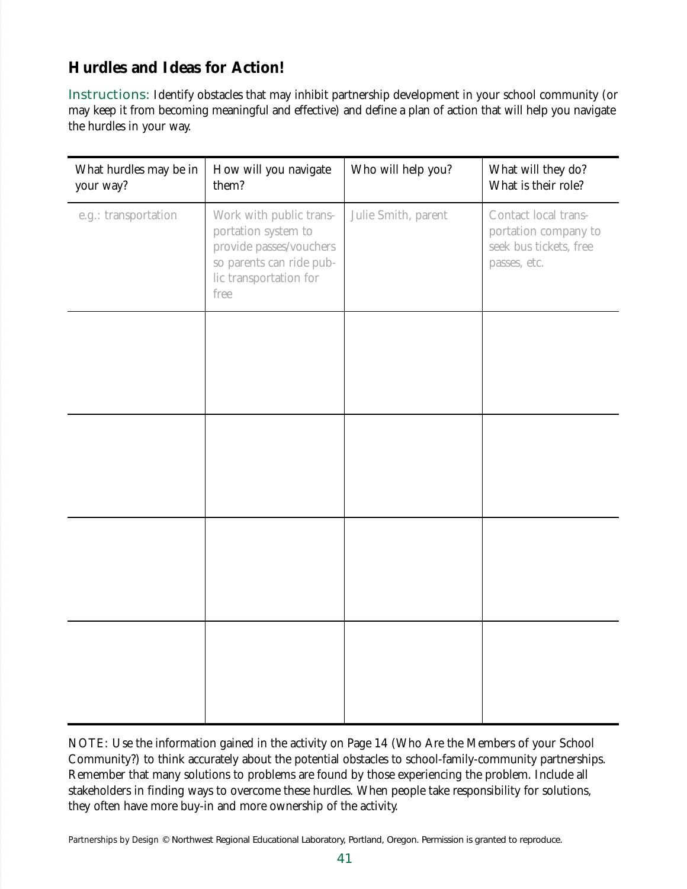## Hurdles and Ideas for Action!

Instructions: Identify obstacles that may inhibit partnership development in your school community (or may keep it from becoming meaningful and effective) and define a plan of action that will help you navigate the hurdles in your way.

| What hurdles may be in your way? | How will you navigate them? | Who will help you? | What will they do? What is their role? |
|---|---|---|---|
| e.g.: transportation | Work with public transportation system to provide passes/vouchers so parents can ride public transportation for free | Julie Smith, parent | Contact local transportation company to seek bus tickets, free passes, etc. |
| | | | |
| | | | |
| | | | |
| | | | |

NOTE: Use the information gained in the activity on Page 14 (Who Are the Members of your School Community?) to think accurately about the potential obstacles to school-family-community partnerships. Remember that many solutions to problems are found by those experiencing the problem. Include all stakeholders in finding ways to overcome these hurdles. When people take responsibility for solutions, they often have more buy-in and more ownership of the activity.

Partnerships by Design © Northwest Regional Educational Laboratory, Portland, Oregon. Permission is granted to reproduce.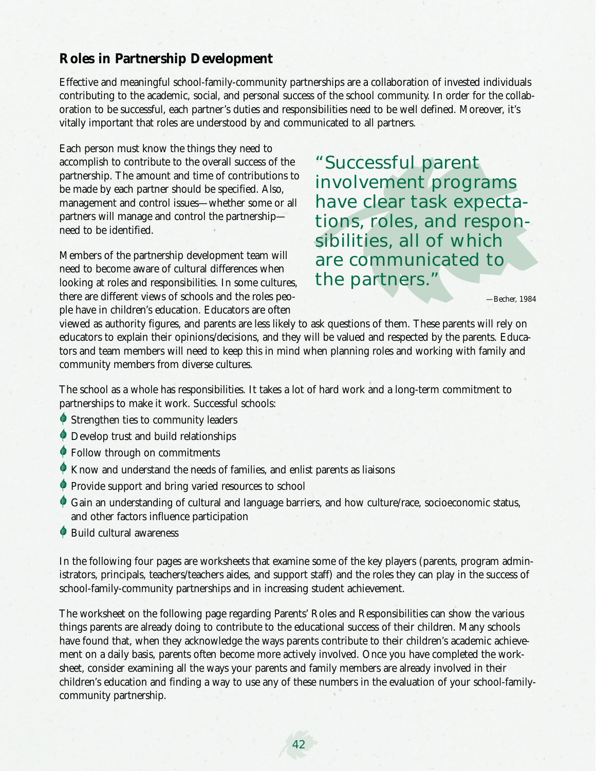## Roles in Partnership Development

Effective and meaningful school-family-community partnerships are a collaboration of invested individuals contributing to the academic, social, and personal success of the school community. In order for the collaboration to be successful, each partner's duties and responsibilities need to be well defined. Moreover, it's vitally important that roles are understood by and communicated to all partners.

Each person must know the things they need to accomplish to contribute to the overall success of the partnership. The amount and time of contributions to be made by each partner should be specified. Also, management and control issues—whether some or all partners will manage and control the partnership—need to be identified.

> "Successful parent involvement programs have clear task expectations, roles, and responsibilities, all of which are communicated to the partners."
>
> —Becher, 1984

Members of the partnership development team will need to become aware of cultural differences when looking at roles and responsibilities. In some cultures, there are different views of schools and the roles people have in children's education. Educators are often viewed as authority figures, and parents are less likely to ask questions of them. These parents will rely on educators to explain their opinions/decisions, and they will be valued and respected by the parents. Educators and team members will need to keep this in mind when planning roles and working with family and community members from diverse cultures.

The school as a whole has responsibilities. It takes a lot of hard work and a long-term commitment to partnerships to make it work. Successful schools:

- Strengthen ties to community leaders
- Develop trust and build relationships
- Follow through on commitments
- Know and understand the needs of families, and enlist parents as liaisons
- Provide support and bring varied resources to school
- Gain an understanding of cultural and language barriers, and how culture/race, socioeconomic status, and other factors influence participation
- Build cultural awareness

In the following four pages are worksheets that examine some of the key players (parents, program administrators, principals, teachers/teachers aides, and support staff) and the roles they can play in the success of school-family-community partnerships and in increasing student achievement.

The worksheet on the following page regarding Parents' Roles and Responsibilities can show the various things parents are already doing to contribute to the educational success of their children. Many schools have found that, when they acknowledge the ways parents contribute to their children's academic achievement on a daily basis, parents often become more actively involved. Once you have completed the worksheet, consider examining all the ways your parents and family members are already involved in their children's education and finding a way to use any of these numbers in the evaluation of your school-family-community partnership.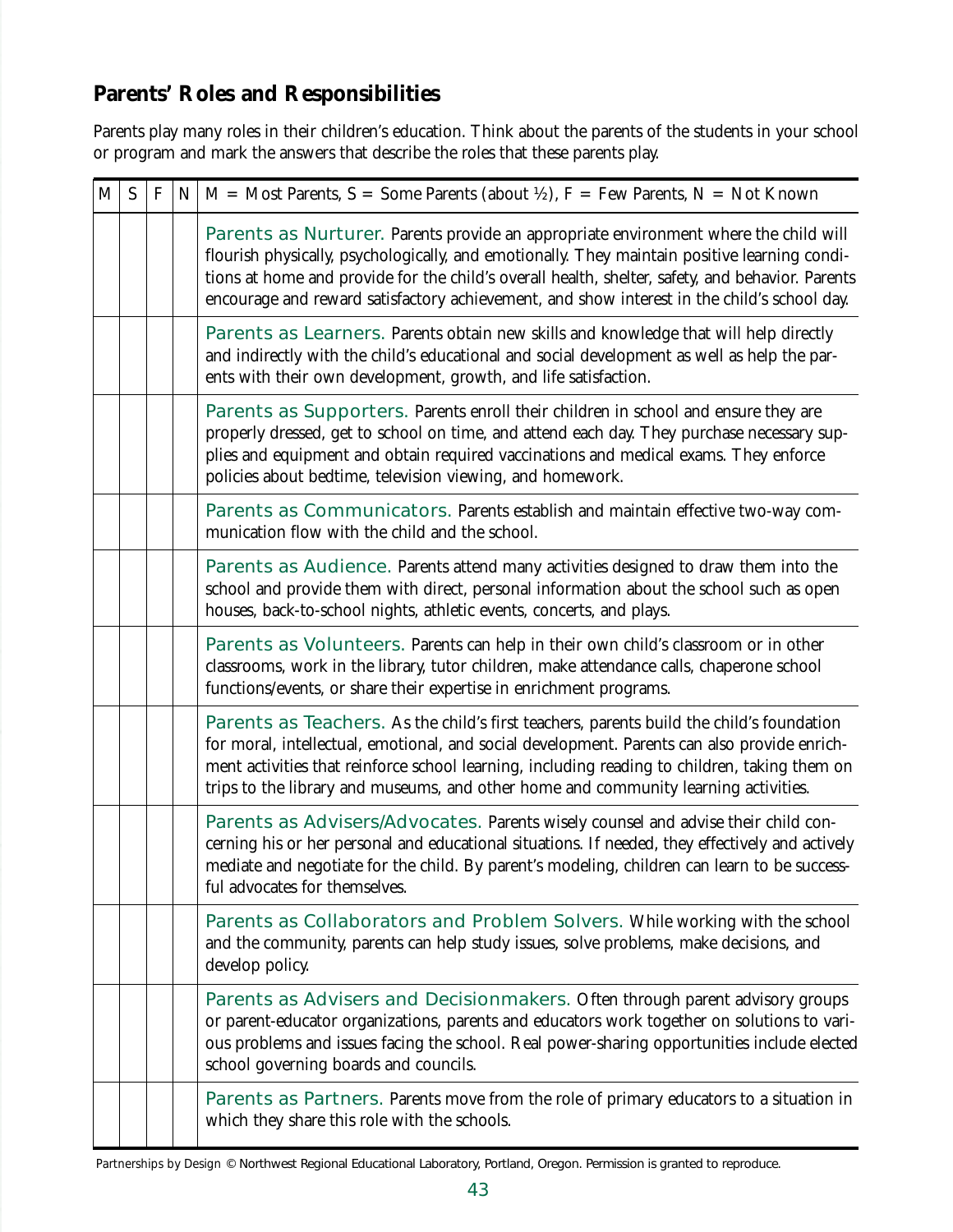## Parents' Roles and Responsibilities

Parents play many roles in their children's education. Think about the parents of the students in your school or program and mark the answers that describe the roles that these parents play.

| M | S | F | N | M = Most Parents, S = Some Parents (about ½), F = Few Parents, N = Not Known |
|---|---|---|---|---|
| | | | | Parents as Nurturer. Parents provide an appropriate environment where the child will flourish physically, psychologically, and emotionally. They maintain positive learning conditions at home and provide for the child's overall health, shelter, safety, and behavior. Parents encourage and reward satisfactory achievement, and show interest in the child's school day. |
| | | | | Parents as Learners. Parents obtain new skills and knowledge that will help directly and indirectly with the child's educational and social development as well as help the parents with their own development, growth, and life satisfaction. |
| | | | | Parents as Supporters. Parents enroll their children in school and ensure they are properly dressed, get to school on time, and attend each day. They purchase necessary supplies and equipment and obtain required vaccinations and medical exams. They enforce policies about bedtime, television viewing, and homework. |
| | | | | Parents as Communicators. Parents establish and maintain effective two-way communication flow with the child and the school. |
| | | | | Parents as Audience. Parents attend many activities designed to draw them into the school and provide them with direct, personal information about the school such as open houses, back-to-school nights, athletic events, concerts, and plays. |
| | | | | Parents as Volunteers. Parents can help in their own child's classroom or in other classrooms, work in the library, tutor children, make attendance calls, chaperone school functions/events, or share their expertise in enrichment programs. |
| | | | | Parents as Teachers. As the child's first teachers, parents build the child's foundation for moral, intellectual, emotional, and social development. Parents can also provide enrichment activities that reinforce school learning, including reading to children, taking them on trips to the library and museums, and other home and community learning activities. |
| | | | | Parents as Advisers/Advocates. Parents wisely counsel and advise their child concerning his or her personal and educational situations. If needed, they effectively and actively mediate and negotiate for the child. By parent's modeling, children can learn to be successful advocates for themselves. |
| | | | | Parents as Collaborators and Problem Solvers. While working with the school and the community, parents can help study issues, solve problems, make decisions, and develop policy. |
| | | | | Parents as Advisers and Decisionmakers. Often through parent advisory groups or parent-educator organizations, parents and educators work together on solutions to various problems and issues facing the school. Real power-sharing opportunities include elected school governing boards and councils. |
| | | | | Parents as Partners. Parents move from the role of primary educators to a situation in which they share this role with the schools. |

*Partnerships by Design* © Northwest Regional Educational Laboratory, Portland, Oregon. Permission is granted to reproduce.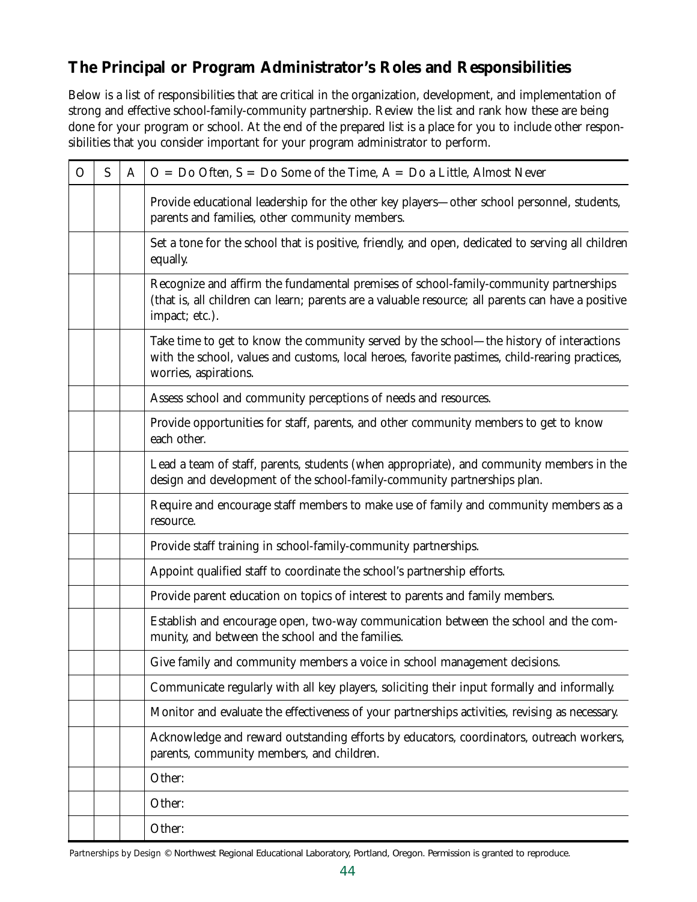## The Principal or Program Administrator's Roles and Responsibilities

Below is a list of responsibilities that are critical in the organization, development, and implementation of strong and effective school-family-community partnership. Review the list and rank how these are being done for your program or school. At the end of the prepared list is a place for you to include other responsibilities that you consider important for your program administrator to perform.

| O | S | A | O = Do Often, S = Do Some of the Time, A = Do a Little, Almost Never |
|---|---|---|---|
| | | | Provide educational leadership for the other key players—other school personnel, students, parents and families, other community members. |
| | | | Set a tone for the school that is positive, friendly, and open, dedicated to serving all children equally. |
| | | | Recognize and affirm the fundamental premises of school-family-community partnerships (that is, all children can learn; parents are a valuable resource; all parents can have a positive impact; etc.). |
| | | | Take time to get to know the community served by the school—the history of interactions with the school, values and customs, local heroes, favorite pastimes, child-rearing practices, worries, aspirations. |
| | | | Assess school and community perceptions of needs and resources. |
| | | | Provide opportunities for staff, parents, and other community members to get to know each other. |
| | | | Lead a team of staff, parents, students (when appropriate), and community members in the design and development of the school-family-community partnerships plan. |
| | | | Require and encourage staff members to make use of family and community members as a resource. |
| | | | Provide staff training in school-family-community partnerships. |
| | | | Appoint qualified staff to coordinate the school's partnership efforts. |
| | | | Provide parent education on topics of interest to parents and family members. |
| | | | Establish and encourage open, two-way communication between the school and the community, and between the school and the families. |
| | | | Give family and community members a voice in school management decisions. |
| | | | Communicate regularly with all key players, soliciting their input formally and informally. |
| | | | Monitor and evaluate the effectiveness of your partnerships activities, revising as necessary. |
| | | | Acknowledge and reward outstanding efforts by educators, coordinators, outreach workers, parents, community members, and children. |
| | | | Other: |
| | | | Other: |
| | | | Other: |

*Partnerships by Design* © Northwest Regional Educational Laboratory, Portland, Oregon. Permission is granted to reproduce.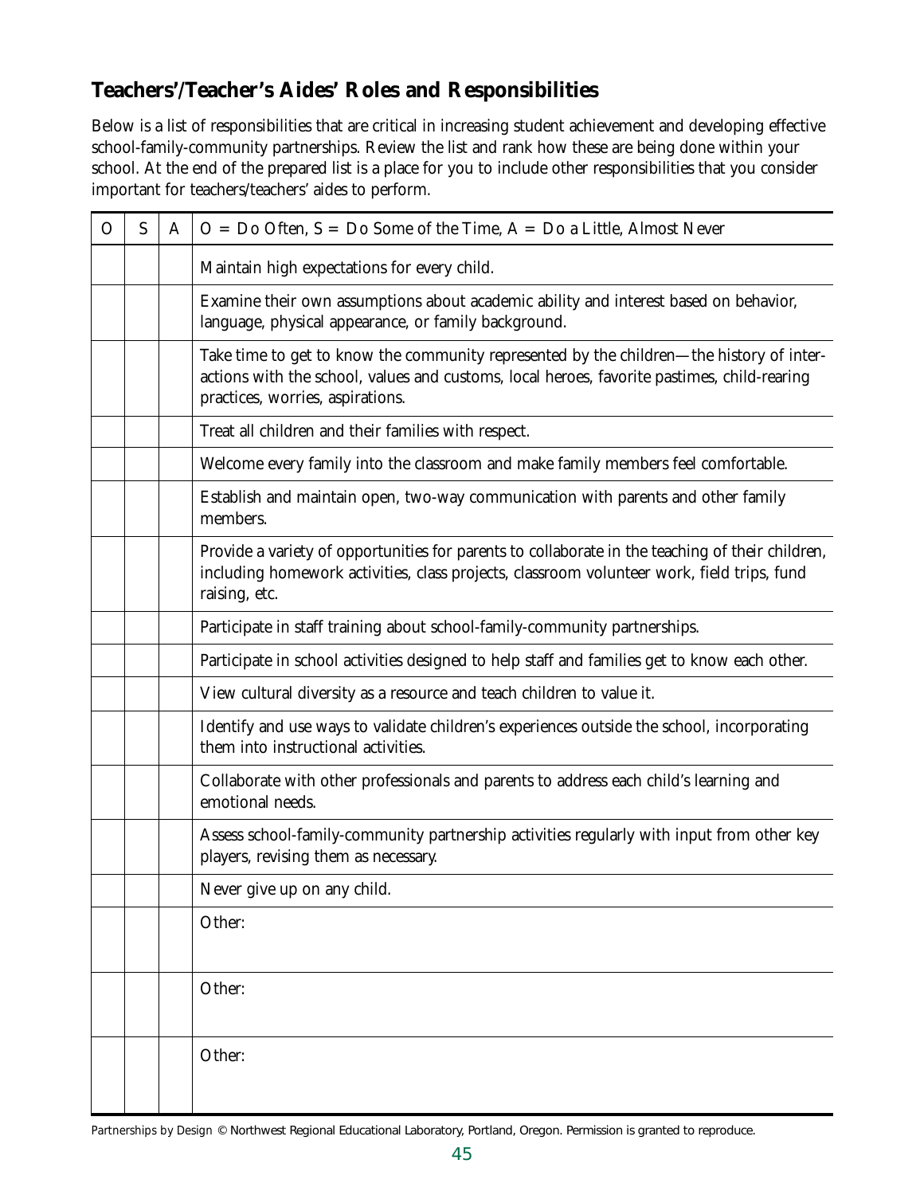## Teachers'/Teacher's Aides' Roles and Responsibilities

Below is a list of responsibilities that are critical in increasing student achievement and developing effective school-family-community partnerships. Review the list and rank how these are being done within your school. At the end of the prepared list is a place for you to include other responsibilities that you consider important for teachers/teachers' aides to perform.

| O | S | A | O = Do Often, S = Do Some of the Time, A = Do a Little, Almost Never |
|---|---|---|---|
| | | | Maintain high expectations for every child. |
| | | | Examine their own assumptions about academic ability and interest based on behavior, language, physical appearance, or family background. |
| | | | Take time to get to know the community represented by the children—the history of interactions with the school, values and customs, local heroes, favorite pastimes, child-rearing practices, worries, aspirations. |
| | | | Treat all children and their families with respect. |
| | | | Welcome every family into the classroom and make family members feel comfortable. |
| | | | Establish and maintain open, two-way communication with parents and other family members. |
| | | | Provide a variety of opportunities for parents to collaborate in the teaching of their children, including homework activities, class projects, classroom volunteer work, field trips, fund raising, etc. |
| | | | Participate in staff training about school-family-community partnerships. |
| | | | Participate in school activities designed to help staff and families get to know each other. |
| | | | View cultural diversity as a resource and teach children to value it. |
| | | | Identify and use ways to validate children's experiences outside the school, incorporating them into instructional activities. |
| | | | Collaborate with other professionals and parents to address each child's learning and emotional needs. |
| | | | Assess school-family-community partnership activities regularly with input from other key players, revising them as necessary. |
| | | | Never give up on any child. |
| | | | Other: |
| | | | Other: |
| | | | Other: |

*Partnerships by Design* © Northwest Regional Educational Laboratory, Portland, Oregon. Permission is granted to reproduce.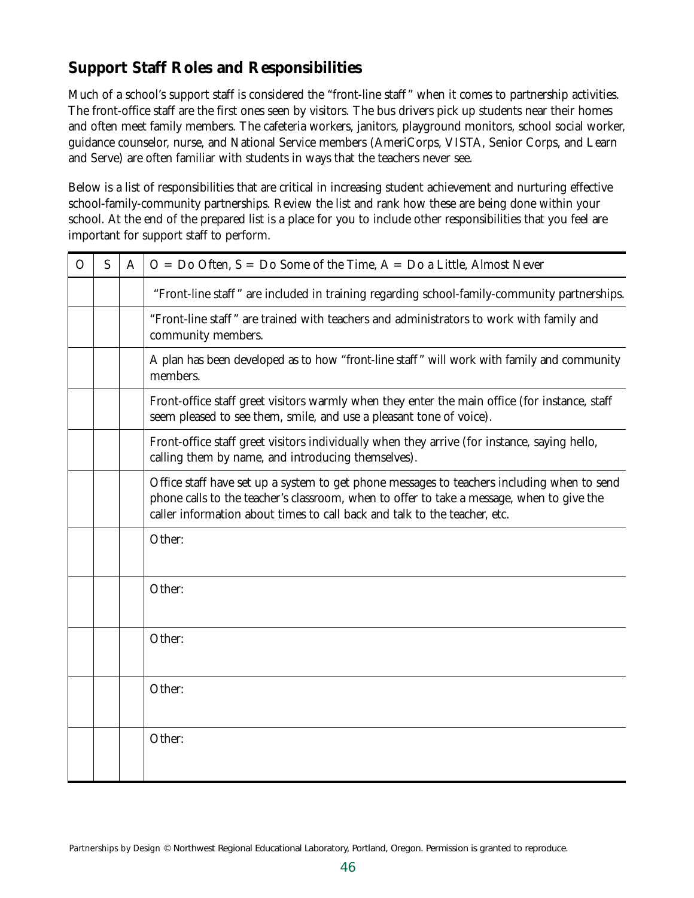## Support Staff Roles and Responsibilities

Much of a school's support staff is considered the "front-line staff" when it comes to partnership activities. The front-office staff are the first ones seen by visitors. The bus drivers pick up students near their homes and often meet family members. The cafeteria workers, janitors, playground monitors, school social worker, guidance counselor, nurse, and National Service members (AmeriCorps, VISTA, Senior Corps, and Learn and Serve) are often familiar with students in ways that the teachers never see.

Below is a list of responsibilities that are critical in increasing student achievement and nurturing effective school-family-community partnerships. Review the list and rank how these are being done within your school. At the end of the prepared list is a place for you to include other responsibilities that you feel are important for support staff to perform.

| O | S | A | O = Do Often, S = Do Some of the Time, A = Do a Little, Almost Never |
|---|---|---|---|
| | | | "Front-line staff" are included in training regarding school-family-community partnerships. |
| | | | "Front-line staff" are trained with teachers and administrators to work with family and community members. |
| | | | A plan has been developed as to how "front-line staff" will work with family and community members. |
| | | | Front-office staff greet visitors warmly when they enter the main office (for instance, staff seem pleased to see them, smile, and use a pleasant tone of voice). |
| | | | Front-office staff greet visitors individually when they arrive (for instance, saying hello, calling them by name, and introducing themselves). |
| | | | Office staff have set up a system to get phone messages to teachers including when to send phone calls to the teacher's classroom, when to offer to take a message, when to give the caller information about times to call back and talk to the teacher, etc. |
| | | | Other: |
| | | | Other: |
| | | | Other: |
| | | | Other: |
| | | | Other: |

*Partnerships by Design* © Northwest Regional Educational Laboratory, Portland, Oregon. Permission is granted to reproduce.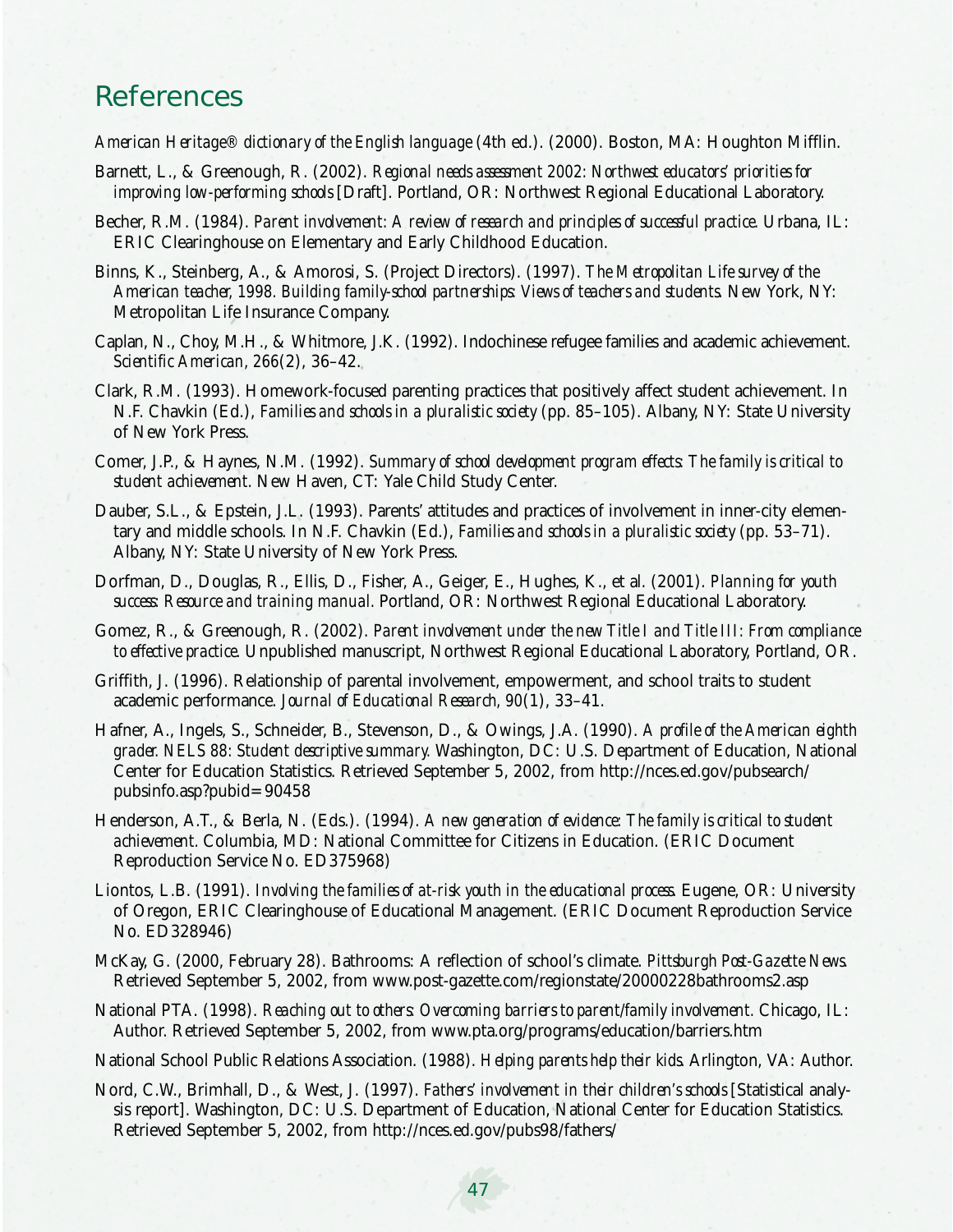# References

*American Heritage® dictionary of the English language* (4th ed.). (2000). Boston, MA: Houghton Mifflin.

Barnett, L., & Greenough, R. (2002). *Regional needs assessment 2002: Northwest educators' priorities for improving low-performing schools* [Draft]. Portland, OR: Northwest Regional Educational Laboratory.

Becher, R.M. (1984). *Parent involvement: A review of research and principles of successful practice*. Urbana, IL: ERIC Clearinghouse on Elementary and Early Childhood Education.

Binns, K., Steinberg, A., & Amorosi, S. (Project Directors). (1997). *The Metropolitan Life survey of the American teacher, 1998. Building family-school partnerships: Views of teachers and students*. New York, NY: Metropolitan Life Insurance Company.

Caplan, N., Choy, M.H., & Whitmore, J.K. (1992). Indochinese refugee families and academic achievement. *Scientific American, 266*(2), 36–42.

Clark, R.M. (1993). Homework-focused parenting practices that positively affect student achievement. In N.F. Chavkin (Ed.), *Families and schools in a pluralistic society* (pp. 85–105). Albany, NY: State University of New York Press.

Comer, J.P., & Haynes, N.M. (1992). *Summary of school development program effects: The family is critical to student achievement*. New Haven, CT: Yale Child Study Center.

Dauber, S.L., & Epstein, J.L. (1993). Parents' attitudes and practices of involvement in inner-city elementary and middle schools. In N.F. Chavkin (Ed.), *Families and schools in a pluralistic society* (pp. 53–71). Albany, NY: State University of New York Press.

Dorfman, D., Douglas, R., Ellis, D., Fisher, A., Geiger, E., Hughes, K., et al. (2001). *Planning for youth success: Resource and training manual*. Portland, OR: Northwest Regional Educational Laboratory.

Gomez, R., & Greenough, R. (2002). *Parent involvement under the new Title I and Title III: From compliance to effective practice*. Unpublished manuscript, Northwest Regional Educational Laboratory, Portland, OR.

Griffith, J. (1996). Relationship of parental involvement, empowerment, and school traits to student academic performance. *Journal of Educational Research, 90*(1), 33–41.

Hafner, A., Ingels, S., Schneider, B., Stevenson, D., & Owings, J.A. (1990). *A profile of the American eighth grader. NELS 88: Student descriptive summary*. Washington, DC: U.S. Department of Education, National Center for Education Statistics. Retrieved September 5, 2002, from http://nces.ed.gov/pubsearch/pubsinfo.asp?pubid=90458

Henderson, A.T., & Berla, N. (Eds.). (1994). *A new generation of evidence: The family is critical to student achievement*. Columbia, MD: National Committee for Citizens in Education. (ERIC Document Reproduction Service No. ED375968)

Liontos, L.B. (1991). *Involving the families of at-risk youth in the educational process*. Eugene, OR: University of Oregon, ERIC Clearinghouse of Educational Management. (ERIC Document Reproduction Service No. ED328946)

McKay, G. (2000, February 28). Bathrooms: A reflection of school's climate. *Pittsburgh Post-Gazette News*. Retrieved September 5, 2002, from www.post-gazette.com/regionstate/20000228bathrooms2.asp

National PTA. (1998). *Reaching out to others: Overcoming barriers to parent/family involvement*. Chicago, IL: Author. Retrieved September 5, 2002, from www.pta.org/programs/education/barriers.htm

National School Public Relations Association. (1988). *Helping parents help their kids*. Arlington, VA: Author.

Nord, C.W., Brimhall, D., & West, J. (1997). *Fathers' involvement in their children's schools* [Statistical analysis report]. Washington, DC: U.S. Department of Education, National Center for Education Statistics. Retrieved September 5, 2002, from http://nces.ed.gov/pubs98/fathers/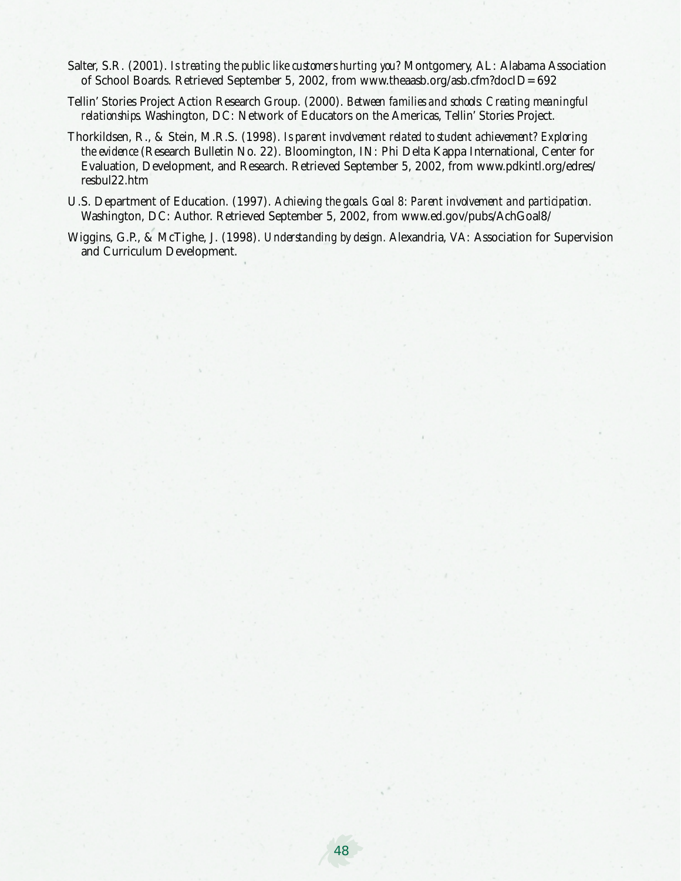Salter, S.R. (2001). *Is treating the public like customers hurting you?* Montgomery, AL: Alabama Association of School Boards. Retrieved September 5, 2002, from www.theaasb.org/asb.cfm?docID=692

Tellin' Stories Project Action Research Group. (2000). *Between families and schools: Creating meaningful relationships.* Washington, DC: Network of Educators on the Americas, Tellin' Stories Project.

Thorkildsen, R., & Stein, M.R.S. (1998). *Is parent involvement related to student achievement? Exploring the evidence* (Research Bulletin No. 22). Bloomington, IN: Phi Delta Kappa International, Center for Evaluation, Development, and Research. Retrieved September 5, 2002, from www.pdkintl.org/edres/resbul22.htm

U.S. Department of Education. (1997). *Achieving the goals. Goal 8: Parent involvement and participation.* Washington, DC: Author. Retrieved September 5, 2002, from www.ed.gov/pubs/AchGoal8/

Wiggins, G.P., & McTighe, J. (1998). *Understanding by design.* Alexandria, VA: Association for Supervision and Curriculum Development.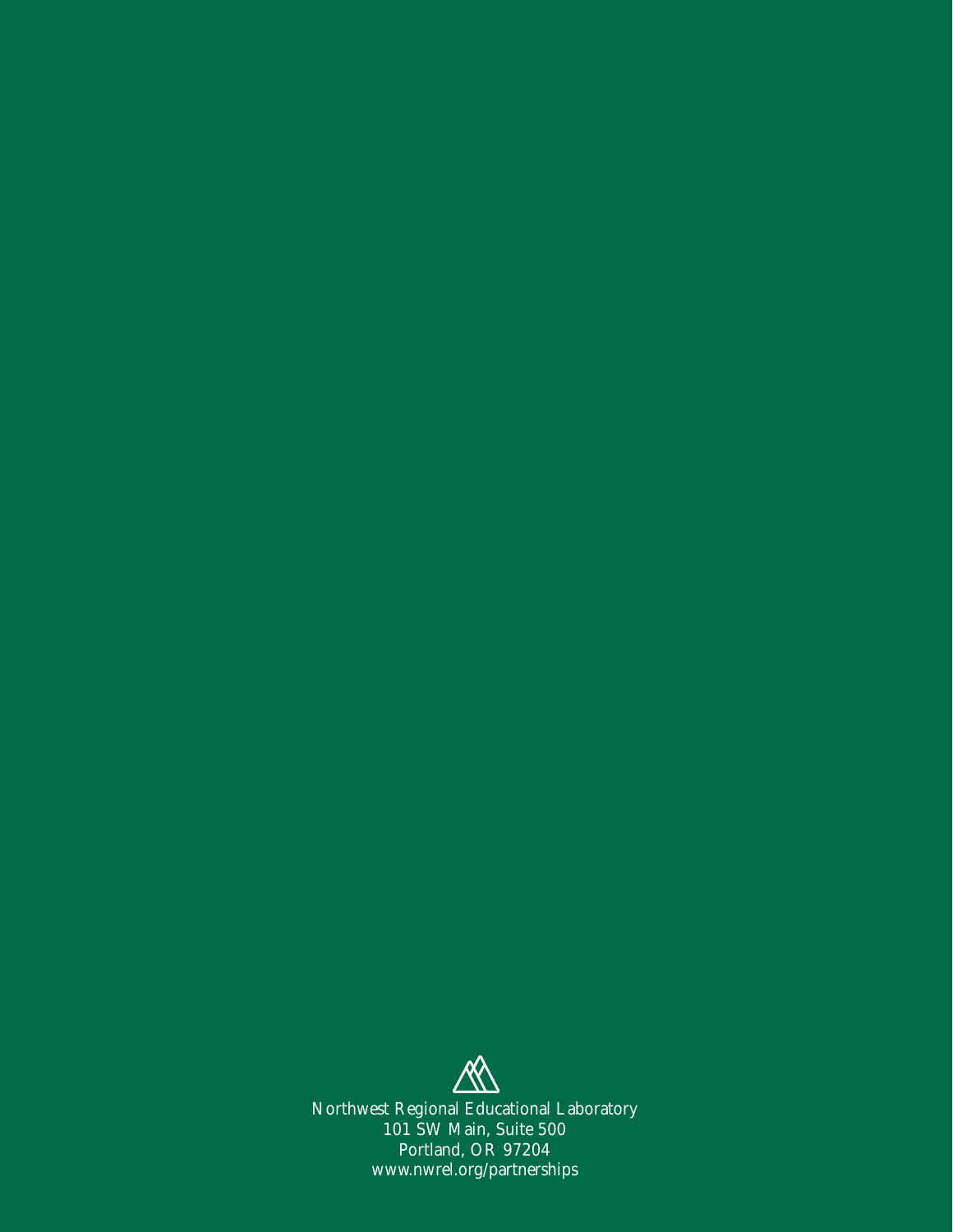Northwest Regional Educational Laboratory
101 SW Main, Suite 500
Portland, OR 97204
www.nwrel.org/partnerships